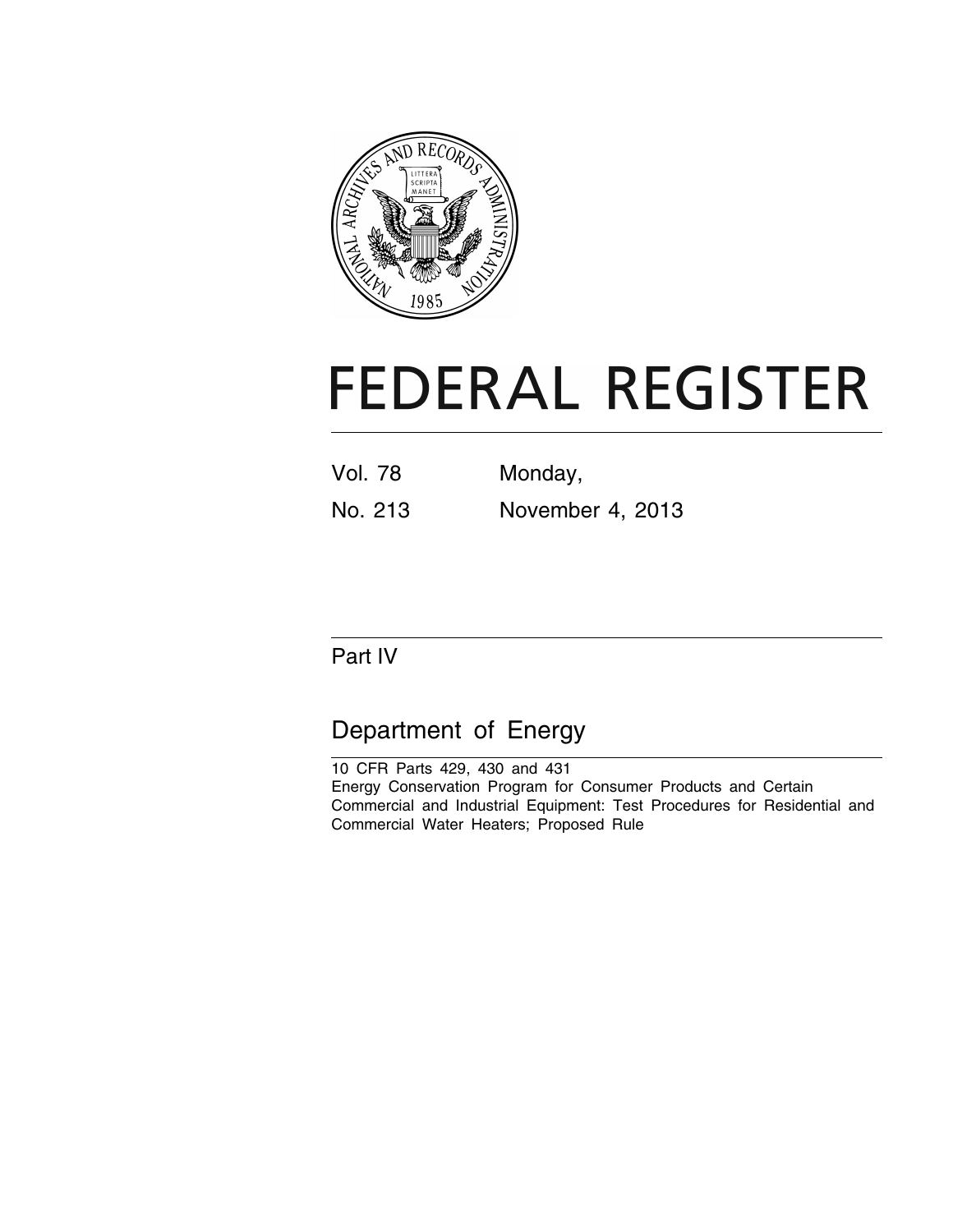# FEDERAL REGISTER

Vol. 78 Monday,

No. 213 November 4, 2013

Part IV

## Department of Energy

10 CFR Parts 429, 430 and 431

Energy Conservation Program for Consumer Products and Certain Commercial and Industrial Equipment: Test Procedures for Residential and Commercial Water Heaters; Proposed Rule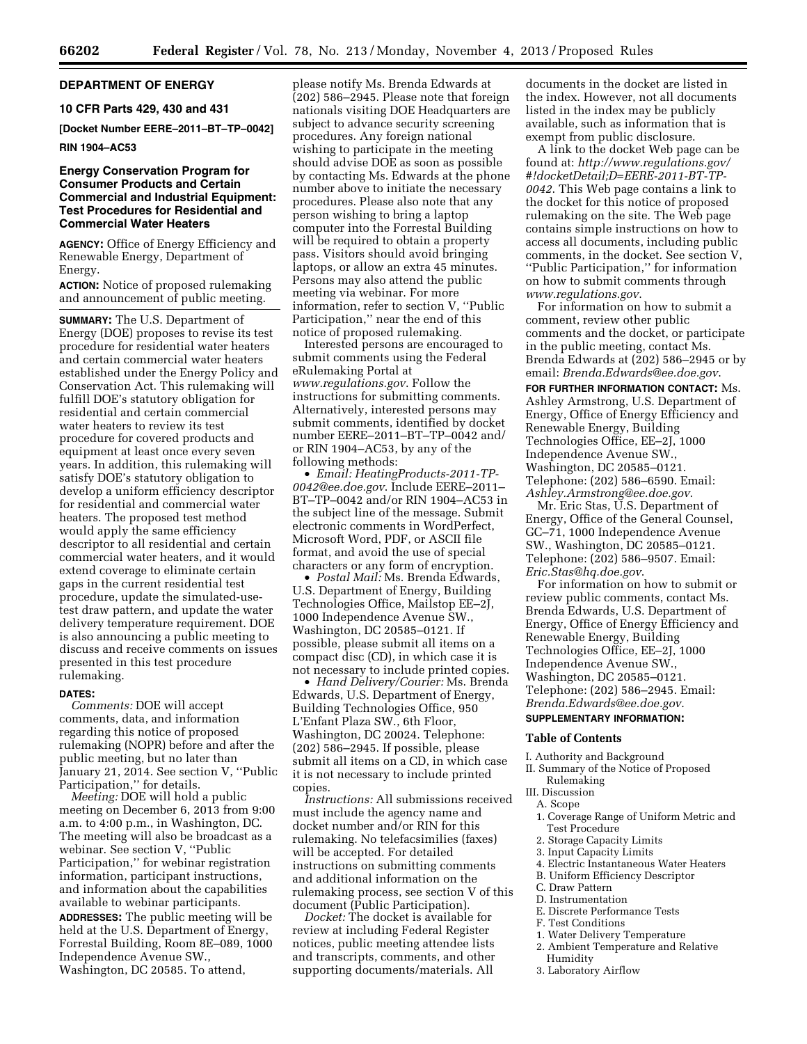## DEPARTMENT OF ENERGY

### 10 CFR Parts 429, 430 and 431

**[Docket Number EERE–2011–BT–TP–0042]**

**RIN 1904–AC53**

### Energy Conservation Program for Consumer Products and Certain Commercial and Industrial Equipment: Test Procedures for Residential and Commercial Water Heaters

**AGENCY:** Office of Energy Efficiency and Renewable Energy, Department of Energy.

**ACTION:** Notice of proposed rulemaking and announcement of public meeting.

**SUMMARY:** The U.S. Department of Energy (DOE) proposes to revise its test procedure for residential water heaters and certain commercial water heaters established under the Energy Policy and Conservation Act. This rulemaking will fulfill DOE's statutory obligation for residential and certain commercial water heaters to review its test procedure for covered products and equipment at least once every seven years. In addition, this rulemaking will satisfy DOE's statutory obligation to develop a uniform efficiency descriptor for residential and commercial water heaters. The proposed test method would apply the same efficiency descriptor to all residential and certain commercial water heaters, and it would extend coverage to eliminate certain gaps in the current residential test procedure, update the simulated-use-test draw pattern, and update the water delivery temperature requirement. DOE is also announcing a public meeting to discuss and receive comments on issues presented in this test procedure rulemaking.

**DATES:**

*Comments:* DOE will accept comments, data, and information regarding this notice of proposed rulemaking (NOPR) before and after the public meeting, but no later than January 21, 2014. See section V, ''Public Participation,'' for details.

*Meeting:* DOE will hold a public meeting on December 6, 2013 from 9:00 a.m. to 4:00 p.m., in Washington, DC. The meeting will also be broadcast as a webinar. See section V, ''Public Participation,'' for webinar registration information, participant instructions, and information about the capabilities available to webinar participants.

**ADDRESSES:** The public meeting will be held at the U.S. Department of Energy, Forrestal Building, Room 8E–089, 1000 Independence Avenue SW., Washington, DC 20585. To attend, please notify Ms. Brenda Edwards at (202) 586–2945. Please note that foreign nationals visiting DOE Headquarters are subject to advance security screening procedures. Any foreign national wishing to participate in the meeting should advise DOE as soon as possible by contacting Ms. Edwards at the phone number above to initiate the necessary procedures. Please also note that any person wishing to bring a laptop computer into the Forrestal Building will be required to obtain a property pass. Visitors should avoid bringing laptops, or allow an extra 45 minutes. Persons may also attend the public meeting via webinar. For more information, refer to section V, ''Public Participation,'' near the end of this notice of proposed rulemaking.

Interested persons are encouraged to submit comments using the Federal eRulemaking Portal at *www.regulations.gov*. Follow the instructions for submitting comments. Alternatively, interested persons may submit comments, identified by docket number EERE–2011–BT–TP–0042 and/or RIN 1904–AC53, by any of the following methods:

- *Email: HeatingProducts-2011-TP-0042@ee.doe.gov*. Include EERE–2011–BT–TP–0042 and/or RIN 1904–AC53 in the subject line of the message. Submit electronic comments in WordPerfect, Microsoft Word, PDF, or ASCII file format, and avoid the use of special characters or any form of encryption.
- *Postal Mail:* Ms. Brenda Edwards, U.S. Department of Energy, Building Technologies Office, Mailstop EE–2J, 1000 Independence Avenue SW., Washington, DC 20585–0121. If possible, please submit all items on a compact disc (CD), in which case it is not necessary to include printed copies.
- *Hand Delivery/Courier:* Ms. Brenda Edwards, U.S. Department of Energy, Building Technologies Office, 950 L'Enfant Plaza SW., 6th Floor, Washington, DC 20024. Telephone: (202) 586–2945. If possible, please submit all items on a CD, in which case it is not necessary to include printed copies.

*Instructions:* All submissions received must include the agency name and docket number and/or RIN for this rulemaking. No telefacsimilies (faxes) will be accepted. For detailed instructions on submitting comments and additional information on the rulemaking process, see section V of this document (Public Participation).

*Docket:* The docket is available for review at including Federal Register notices, public meeting attendee lists and transcripts, comments, and other supporting documents/materials. All documents in the docket are listed in the index. However, not all documents listed in the index may be publicly available, such as information that is exempt from public disclosure.

A link to the docket Web page can be found at: *http://www.regulations.gov/#!docketDetail;D=EERE-2011-BT-TP-0042*. This Web page contains a link to the docket for this notice of proposed rulemaking on the site. The Web page contains simple instructions on how to access all documents, including public comments, in the docket. See section V, ''Public Participation,'' for information on how to submit comments through *www.regulations.gov*.

For information on how to submit a comment, review other public comments and the docket, or participate in the public meeting, contact Ms. Brenda Edwards at (202) 586–2945 or by email: *Brenda.Edwards@ee.doe.gov*.

**FOR FURTHER INFORMATION CONTACT:** Ms. Ashley Armstrong, U.S. Department of Energy, Office of Energy Efficiency and Renewable Energy, Building Technologies Office, EE–2J, 1000 Independence Avenue SW., Washington, DC 20585–0121. Telephone: (202) 586–6590. Email: *Ashley.Armstrong@ee.doe.gov*.

Mr. Eric Stas, U.S. Department of Energy, Office of the General Counsel, GC–71, 1000 Independence Avenue SW., Washington, DC 20585–0121. Telephone: (202) 586–9507. Email: *Eric.Stas@hq.doe.gov*.

For information on how to submit or review public comments, contact Ms. Brenda Edwards, U.S. Department of Energy, Office of Energy Efficiency and Renewable Energy, Building Technologies Office, EE–2J, 1000 Independence Avenue SW., Washington, DC 20585–0121. Telephone: (202) 586–2945. Email: *Brenda.Edwards@ee.doe.gov*.

**SUPPLEMENTARY INFORMATION:**

**Table of Contents**

I. Authority and Background
II. Summary of the Notice of Proposed Rulemaking
III. Discussion
  A. Scope
  1. Coverage Range of Uniform Metric and Test Procedure
  2. Storage Capacity Limits
  3. Input Capacity Limits
  4. Electric Instantaneous Water Heaters
  B. Uniform Efficiency Descriptor
  C. Draw Pattern
  D. Instrumentation
  E. Discrete Performance Tests
  F. Test Conditions
  1. Water Delivery Temperature
  2. Ambient Temperature and Relative Humidity
  3. Laboratory Airflow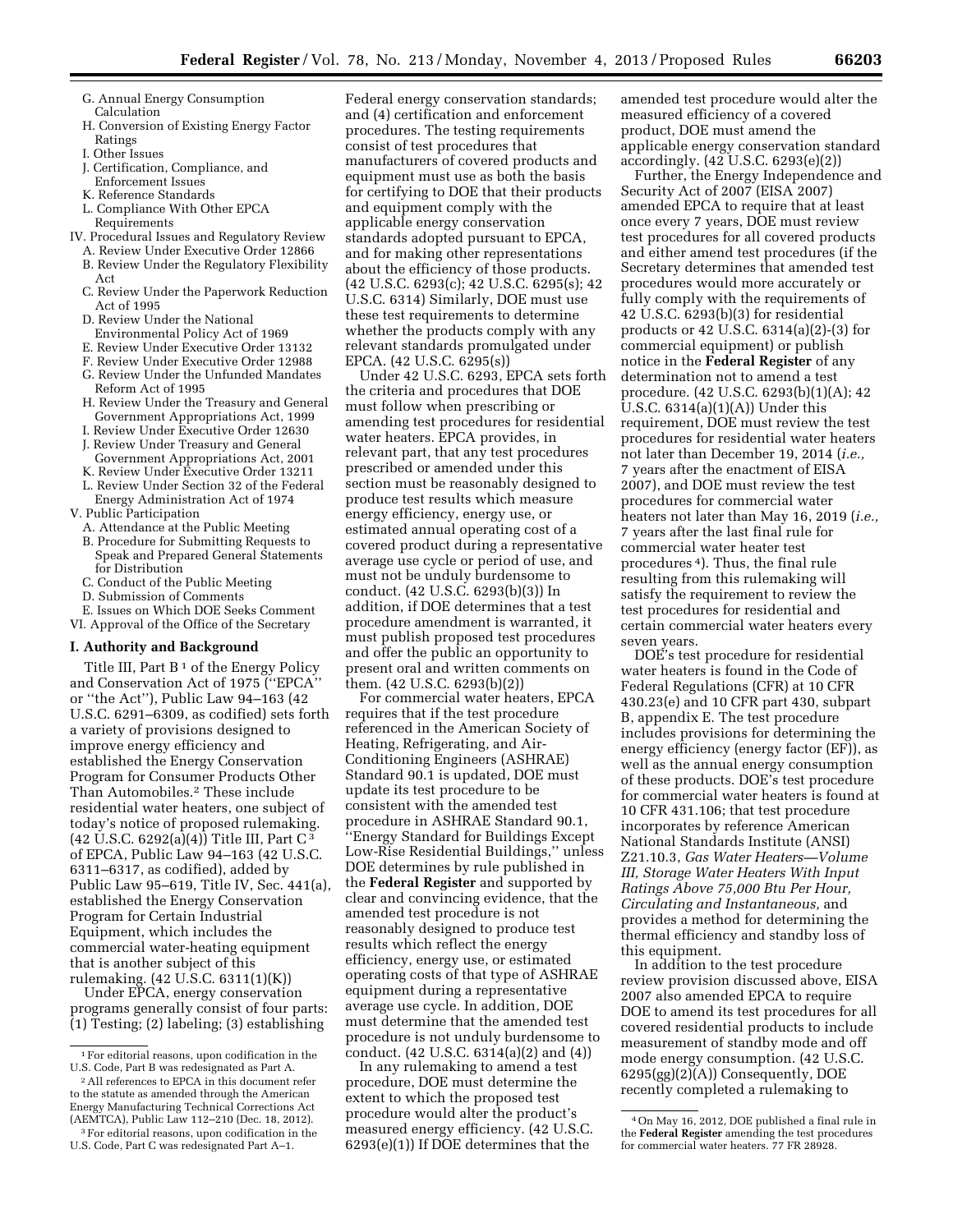- G. Annual Energy Consumption Calculation
- H. Conversion of Existing Energy Factor Ratings
- I. Other Issues
- J. Certification, Compliance, and Enforcement Issues
- K. Reference Standards
- L. Compliance With Other EPCA Requirements

IV. Procedural Issues and Regulatory Review
- A. Review Under Executive Order 12866
- B. Review Under the Regulatory Flexibility Act
- C. Review Under the Paperwork Reduction Act of 1995
- D. Review Under the National Environmental Policy Act of 1969
- E. Review Under Executive Order 13132
- F. Review Under Executive Order 12988
- G. Review Under the Unfunded Mandates Reform Act of 1995
- H. Review Under the Treasury and General Government Appropriations Act, 1999
- I. Review Under Executive Order 12630
- J. Review Under Treasury and General Government Appropriations Act, 2001
- K. Review Under Executive Order 13211
- L. Review Under Section 32 of the Federal Energy Administration Act of 1974

V. Public Participation
- A. Attendance at the Public Meeting
- B. Procedure for Submitting Requests to Speak and Prepared General Statements for Distribution
- C. Conduct of the Public Meeting
- D. Submission of Comments
- E. Issues on Which DOE Seeks Comment

VI. Approval of the Office of the Secretary

## I. Authority and Background

Title III, Part B [1] of the Energy Policy and Conservation Act of 1975 (''EPCA'' or ''the Act''), Public Law 94–163 (42 U.S.C. 6291–6309, as codified) sets forth a variety of provisions designed to improve energy efficiency and established the Energy Conservation Program for Consumer Products Other Than Automobiles.[2] These include residential water heaters, one subject of today's notice of proposed rulemaking. (42 U.S.C. 6292(a)(4)) Title III, Part C [3] of EPCA, Public Law 94–163 (42 U.S.C. 6311–6317, as codified), added by Public Law 95–619, Title IV, Sec. 441(a), established the Energy Conservation Program for Certain Industrial Equipment, which includes the commercial water-heating equipment that is another subject of this rulemaking. (42 U.S.C. 6311(1)(K))

Under EPCA, energy conservation programs generally consist of four parts: (1) Testing; (2) labeling; (3) establishing Federal energy conservation standards; and (4) certification and enforcement procedures. The testing requirements consist of test procedures that manufacturers of covered products and equipment must use as both the basis for certifying to DOE that their products and equipment comply with the applicable energy conservation standards adopted pursuant to EPCA, and for making other representations about the efficiency of those products. (42 U.S.C. 6293(c); 42 U.S.C. 6295(s); 42 U.S.C. 6314) Similarly, DOE must use these test requirements to determine whether the products comply with any relevant standards promulgated under EPCA. (42 U.S.C. 6295(s))

Under 42 U.S.C. 6293, EPCA sets forth the criteria and procedures that DOE must follow when prescribing or amending test procedures for residential water heaters. EPCA provides, in relevant part, that any test procedures prescribed or amended under this section must be reasonably designed to produce test results which measure energy efficiency, energy use, or estimated annual operating cost of a covered product during a representative average use cycle or period of use, and must not be unduly burdensome to conduct. (42 U.S.C. 6293(b)(3)) In addition, if DOE determines that a test procedure amendment is warranted, it must publish proposed test procedures and offer the public an opportunity to present oral and written comments on them. (42 U.S.C. 6293(b)(2))

For commercial water heaters, EPCA requires that if the test procedure referenced in the American Society of Heating, Refrigerating, and Air-Conditioning Engineers (ASHRAE) Standard 90.1 is updated, DOE must update its test procedure to be consistent with the amended test procedure in ASHRAE Standard 90.1, ''Energy Standard for Buildings Except Low-Rise Residential Buildings,'' unless DOE determines by rule published in the **Federal Register** and supported by clear and convincing evidence, that the amended test procedure is not reasonably designed to produce test results which reflect the energy efficiency, energy use, or estimated operating costs of that type of ASHRAE equipment during a representative average use cycle. In addition, DOE must determine that the amended test procedure is not unduly burdensome to conduct. (42 U.S.C. 6314(a)(2) and (4))

In any rulemaking to amend a test procedure, DOE must determine the extent to which the proposed test procedure would alter the product's measured energy efficiency. (42 U.S.C. 6293(e)(1)) If DOE determines that the amended test procedure would alter the measured efficiency of a covered product, DOE must amend the applicable energy conservation standard accordingly. (42 U.S.C. 6293(e)(2))

Further, the Energy Independence and Security Act of 2007 (EISA 2007) amended EPCA to require that at least once every 7 years, DOE must review test procedures for all covered products and either amend test procedures (if the Secretary determines that amended test procedures would more accurately or fully comply with the requirements of 42 U.S.C. 6293(b)(3) for residential products or 42 U.S.C. 6314(a)(2)-(3) for commercial equipment) or publish notice in the **Federal Register** of any determination not to amend a test procedure. (42 U.S.C. 6293(b)(1)(A); 42 U.S.C. 6314(a)(1)(A)) Under this requirement, DOE must review the test procedures for residential water heaters not later than December 19, 2014 (*i.e.,* 7 years after the enactment of EISA 2007), and DOE must review the test procedures for commercial water heaters not later than May 16, 2019 (*i.e.,* 7 years after the last final rule for commercial water heater test procedures [4]). Thus, the final rule resulting from this rulemaking will satisfy the requirement to review the test procedures for residential and certain commercial water heaters every seven years.

DOE's test procedure for residential water heaters is found in the Code of Federal Regulations (CFR) at 10 CFR 430.23(e) and 10 CFR part 430, subpart B, appendix E. The test procedure includes provisions for determining the energy efficiency (energy factor (EF)), as well as the annual energy consumption of these products. DOE's test procedure for commercial water heaters is found at 10 CFR 431.106; that test procedure incorporates by reference American National Standards Institute (ANSI) Z21.10.3, *Gas Water Heaters—Volume III, Storage Water Heaters With Input Ratings Above 75,000 Btu Per Hour, Circulating and Instantaneous,* and provides a method for determining the thermal efficiency and standby loss of this equipment.

In addition to the test procedure review provision discussed above, EISA 2007 also amended EPCA to require DOE to amend its test procedures for all covered residential products to include measurement of standby mode and off mode energy consumption. (42 U.S.C. 6295(gg)(2)(A)) Consequently, DOE recently completed a rulemaking to

---

[1] For editorial reasons, upon codification in the U.S. Code, Part B was redesignated as Part A.

[2] All references to EPCA in this document refer to the statute as amended through the American Energy Manufacturing Technical Corrections Act (AEMTCA), Public Law 112–210 (Dec. 18, 2012).

[3] For editorial reasons, upon codification in the U.S. Code, Part C was redesignated Part A–1.

[4] On May 16, 2012, DOE published a final rule in the **Federal Register** amending the test procedures for commercial water heaters. 77 FR 28928.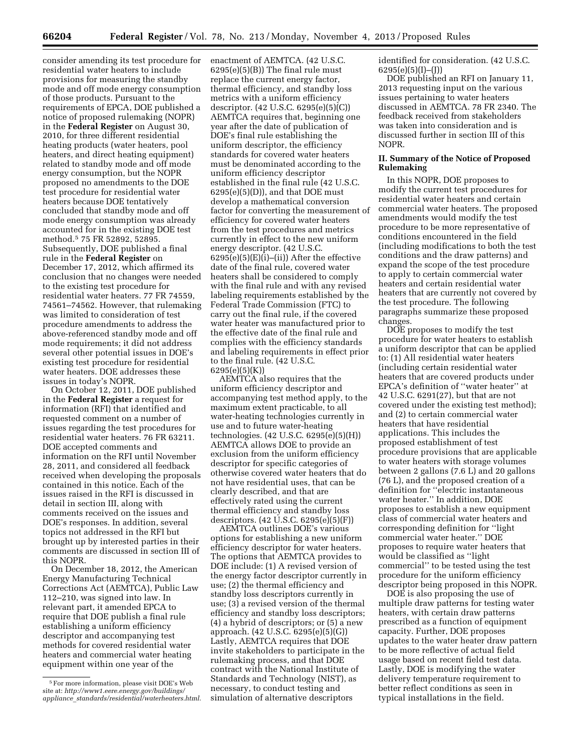consider amending its test procedure for residential water heaters to include provisions for measuring the standby mode and off mode energy consumption of those products. Pursuant to the requirements of EPCA, DOE published a notice of proposed rulemaking (NOPR) in the **Federal Register** on August 30, 2010, for three different residential heating products (water heaters, pool heaters, and direct heating equipment) related to standby mode and off mode energy consumption, but the NOPR proposed no amendments to the DOE test procedure for residential water heaters because DOE tentatively concluded that standby mode and off mode energy consumption was already accounted for in the existing DOE test method.[5] 75 FR 52892, 52895. Subsequently, DOE published a final rule in the **Federal Register** on December 17, 2012, which affirmed its conclusion that no changes were needed to the existing test procedure for residential water heaters. 77 FR 74559, 74561–74562. However, that rulemaking was limited to consideration of test procedure amendments to address the above-referenced standby mode and off mode requirements; it did not address several other potential issues in DOE's existing test procedure for residential water heaters. DOE addresses these issues in today's NOPR.

On October 12, 2011, DOE published in the **Federal Register** a request for information (RFI) that identified and requested comment on a number of issues regarding the test procedures for residential water heaters. 76 FR 63211. DOE accepted comments and information on the RFI until November 28, 2011, and considered all feedback received when developing the proposals contained in this notice. Each of the issues raised in the RFI is discussed in detail in section III, along with comments received on the issues and DOE's responses. In addition, several topics not addressed in the RFI but brought up by interested parties in their comments are discussed in section III of this NOPR.

On December 18, 2012, the American Energy Manufacturing Technical Corrections Act (AEMTCA), Public Law 112–210, was signed into law. In relevant part, it amended EPCA to require that DOE publish a final rule establishing a uniform efficiency descriptor and accompanying test methods for covered residential water heaters and commercial water heating equipment within one year of the enactment of AEMTCA. (42 U.S.C. 6295(e)(5)(B)) The final rule must replace the current energy factor, thermal efficiency, and standby loss metrics with a uniform efficiency descriptor. (42 U.S.C. 6295(e)(5)(C)) AEMTCA requires that, beginning one year after the date of publication of DOE's final rule establishing the uniform descriptor, the efficiency standards for covered water heaters must be denominated according to the uniform efficiency descriptor established in the final rule (42 U.S.C. 6295(e)(5)(D)), and that DOE must develop a mathematical conversion factor for converting the measurement of efficiency for covered water heaters from the test procedures and metrics currently in effect to the new uniform energy descriptor. (42 U.S.C. 6295(e)(5)(E)(i)–(ii)) After the effective date of the final rule, covered water heaters shall be considered to comply with the final rule and with any revised labeling requirements established by the Federal Trade Commission (FTC) to carry out the final rule, if the covered water heater was manufactured prior to the effective date of the final rule and complies with the efficiency standards and labeling requirements in effect prior to the final rule. (42 U.S.C. 6295(e)(5)(K))

AEMTCA also requires that the uniform efficiency descriptor and accompanying test method apply, to the maximum extent practicable, to all water-heating technologies currently in use and to future water-heating technologies. (42 U.S.C. 6295(e)(5)(H)) AEMTCA allows DOE to provide an exclusion from the uniform efficiency descriptor for specific categories of otherwise covered water heaters that do not have residential uses, that can be clearly described, and that are effectively rated using the current thermal efficiency and standby loss descriptors. (42 U.S.C. 6295(e)(5)(F))

AEMTCA outlines DOE's various options for establishing a new uniform efficiency descriptor for water heaters. The options that AEMTCA provides to DOE include: (1) A revised version of the energy factor descriptor currently in use; (2) the thermal efficiency and standby loss descriptors currently in use; (3) a revised version of the thermal efficiency and standby loss descriptors; (4) a hybrid of descriptors; or (5) a new approach. (42 U.S.C. 6295(e)(5)(G)) Lastly, AEMTCA requires that DOE invite stakeholders to participate in the rulemaking process, and that DOE contract with the National Institute of Standards and Technology (NIST), as necessary, to conduct testing and simulation of alternative descriptors identified for consideration. (42 U.S.C. 6295(e)(5)(I)–(J))

DOE published an RFI on January 11, 2013 requesting input on the various issues pertaining to water heaters discussed in AEMTCA. 78 FR 2340. The feedback received from stakeholders was taken into consideration and is discussed further in section III of this NOPR.

## II. Summary of the Notice of Proposed Rulemaking

In this NOPR, DOE proposes to modify the current test procedures for residential water heaters and certain commercial water heaters. The proposed amendments would modify the test procedure to be more representative of conditions encountered in the field (including modifications to both the test conditions and the draw patterns) and expand the scope of the test procedure to apply to certain commercial water heaters and certain residential water heaters that are currently not covered by the test procedure. The following paragraphs summarize these proposed changes.

DOE proposes to modify the test procedure for water heaters to establish a uniform descriptor that can be applied to: (1) All residential water heaters (including certain residential water heaters that are covered products under EPCA's definition of ''water heater'' at 42 U.S.C. 6291(27), but that are not covered under the existing test method); and (2) to certain commercial water heaters that have residential applications. This includes the proposed establishment of test procedure provisions that are applicable to water heaters with storage volumes between 2 gallons (7.6 L) and 20 gallons (76 L), and the proposed creation of a definition for ''electric instantaneous water heater.'' In addition, DOE proposes to establish a new equipment class of commercial water heaters and corresponding definition for ''light commercial water heater.'' DOE proposes to require water heaters that would be classified as ''light commercial'' to be tested using the test procedure for the uniform efficiency descriptor being proposed in this NOPR.

DOE is also proposing the use of multiple draw patterns for testing water heaters, with certain draw patterns prescribed as a function of equipment capacity. Further, DOE proposes updates to the water heater draw pattern to be more reflective of actual field usage based on recent field test data. Lastly, DOE is modifying the water delivery temperature requirement to better reflect conditions as seen in typical installations in the field.

[5] For more information, please visit DOE's Web site at: *http://www1.eere.energy.gov/buildings/appliance_standards/residential/waterheaters.html.*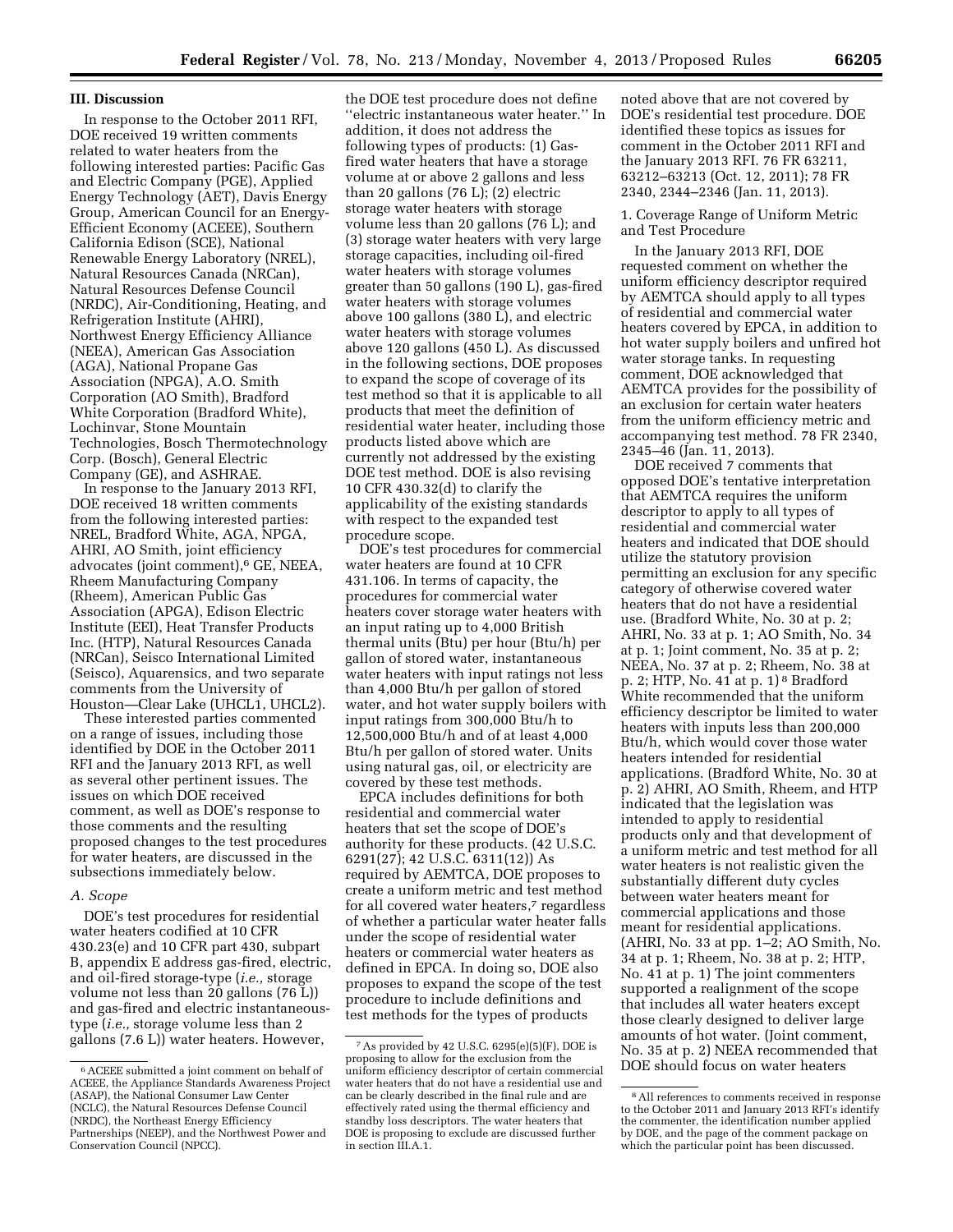## III. Discussion

In response to the October 2011 RFI, DOE received 19 written comments related to water heaters from the following interested parties: Pacific Gas and Electric Company (PGE), Applied Energy Technology (AET), Davis Energy Group, American Council for an Energy-Efficient Economy (ACEEE), Southern California Edison (SCE), National Renewable Energy Laboratory (NREL), Natural Resources Canada (NRCan), Natural Resources Defense Council (NRDC), Air-Conditioning, Heating, and Refrigeration Institute (AHRI), Northwest Energy Efficiency Alliance (NEEA), American Gas Association (AGA), National Propane Gas Association (NPGA), A.O. Smith Corporation (AO Smith), Bradford White Corporation (Bradford White), Lochinvar, Stone Mountain Technologies, Bosch Thermotechnology Corp. (Bosch), General Electric Company (GE), and ASHRAE.

In response to the January 2013 RFI, DOE received 18 written comments from the following interested parties: NREL, Bradford White, AGA, NPGA, AHRI, AO Smith, joint efficiency advocates (joint comment),[6] GE, NEEA, Rheem Manufacturing Company (Rheem), American Public Gas Association (APGA), Edison Electric Institute (EEI), Heat Transfer Products Inc. (HTP), Natural Resources Canada (NRCan), Seisco International Limited (Seisco), Aquarensics, and two separate comments from the University of Houston—Clear Lake (UHCL1, UHCL2).

These interested parties commented on a range of issues, including those identified by DOE in the October 2011 RFI and the January 2013 RFI, as well as several other pertinent issues. The issues on which DOE received comment, as well as DOE's response to those comments and the resulting proposed changes to the test procedures for water heaters, are discussed in the subsections immediately below.

### *A. Scope*

DOE's test procedures for residential water heaters codified at 10 CFR 430.23(e) and 10 CFR part 430, subpart B, appendix E address gas-fired, electric, and oil-fired storage-type (*i.e.,* storage volume not less than 20 gallons (76 L)) and gas-fired and electric instantaneous-type (*i.e.,* storage volume less than 2 gallons (7.6 L)) water heaters. However, the DOE test procedure does not define ''electric instantaneous water heater.'' In addition, it does not address the following types of products: (1) Gas-fired water heaters that have a storage volume at or above 2 gallons and less than 20 gallons (76 L); (2) electric storage water heaters with storage volume less than 20 gallons (76 L); and (3) storage water heaters with very large storage capacities, including oil-fired water heaters with storage volumes greater than 50 gallons (190 L), gas-fired water heaters with storage volumes above 100 gallons (380 L), and electric water heaters with storage volumes above 120 gallons (450 L). As discussed in the following sections, DOE proposes to expand the scope of coverage of its test method so that it is applicable to all products that meet the definition of residential water heater, including those products listed above which are currently not addressed by the existing DOE test method. DOE is also revising 10 CFR 430.32(d) to clarify the applicability of the existing standards with respect to the expanded test procedure scope.

DOE's test procedures for commercial water heaters are found at 10 CFR 431.106. In terms of capacity, the procedures for commercial water heaters cover storage water heaters with an input rating up to 4,000 British thermal units (Btu) per hour (Btu/h) per gallon of stored water, instantaneous water heaters with input ratings not less than 4,000 Btu/h per gallon of stored water, and hot water supply boilers with input ratings from 300,000 Btu/h to 12,500,000 Btu/h and of at least 4,000 Btu/h per gallon of stored water. Units using natural gas, oil, or electricity are covered by these test methods.

EPCA includes definitions for both residential and commercial water heaters that set the scope of DOE's authority for these products. (42 U.S.C. 6291(27); 42 U.S.C. 6311(12)) As required by AEMTCA, DOE proposes to create a uniform metric and test method for all covered water heaters,[7] regardless of whether a particular water heater falls under the scope of residential water heaters or commercial water heaters as defined in EPCA. In doing so, DOE also proposes to expand the scope of the test procedure to include definitions and test methods for the types of products noted above that are not covered by DOE's residential test procedure. DOE identified these topics as issues for comment in the October 2011 RFI and the January 2013 RFI. 76 FR 63211, 63212–63213 (Oct. 12, 2011); 78 FR 2340, 2344–2346 (Jan. 11, 2013).

#### 1. Coverage Range of Uniform Metric and Test Procedure

In the January 2013 RFI, DOE requested comment on whether the uniform efficiency descriptor required by AEMTCA should apply to all types of residential and commercial water heaters covered by EPCA, in addition to hot water supply boilers and unfired hot water storage tanks. In requesting comment, DOE acknowledged that AEMTCA provides for the possibility of an exclusion for certain water heaters from the uniform efficiency metric and accompanying test method. 78 FR 2340, 2345–46 (Jan. 11, 2013).

DOE received 7 comments that opposed DOE's tentative interpretation that AEMTCA requires the uniform descriptor to apply to all types of residential and commercial water heaters and indicated that DOE should utilize the statutory provision permitting an exclusion for any specific category of otherwise covered water heaters that do not have a residential use. (Bradford White, No. 30 at p. 2; AHRI, No. 33 at p. 1; AO Smith, No. 34 at p. 1; Joint comment, No. 35 at p. 2; NEEA, No. 37 at p. 2; Rheem, No. 38 at p. 2; HTP, No. 41 at p. 1)[8] Bradford White recommended that the uniform efficiency descriptor be limited to water heaters with inputs less than 200,000 Btu/h, which would cover those water heaters intended for residential applications. (Bradford White, No. 30 at p. 2) AHRI, AO Smith, Rheem, and HTP indicated that the legislation was intended to apply to residential products only and that development of a uniform metric and test method for all water heaters is not realistic given the substantially different duty cycles between water heaters meant for commercial applications and those meant for residential applications. (AHRI, No. 33 at pp. 1–2; AO Smith, No. 34 at p. 1; Rheem, No. 38 at p. 2; HTP, No. 41 at p. 1) The joint commenters supported a realignment of the scope that includes all water heaters except those clearly designed to deliver large amounts of hot water. (Joint comment, No. 35 at p. 2) NEEA recommended that DOE should focus on water heaters

---

[6] ACEEE submitted a joint comment on behalf of ACEEE, the Appliance Standards Awareness Project (ASAP), the National Consumer Law Center (NCLC), the Natural Resources Defense Council (NRDC), the Northeast Energy Efficiency Partnerships (NEEP), and the Northwest Power and Conservation Council (NPCC).

[7] As provided by 42 U.S.C. 6295(e)(5)(F), DOE is proposing to allow for the exclusion from the uniform efficiency descriptor of certain commercial water heaters that do not have a residential use and can be clearly described in the final rule and are effectively rated using the thermal efficiency and standby loss descriptors. The water heaters that DOE is proposing to exclude are discussed further in section III.A.1.

[8] All references to comments received in response to the October 2011 and January 2013 RFI's identify the commenter, the identification number applied by DOE, and the page of the comment package on which the particular point has been discussed.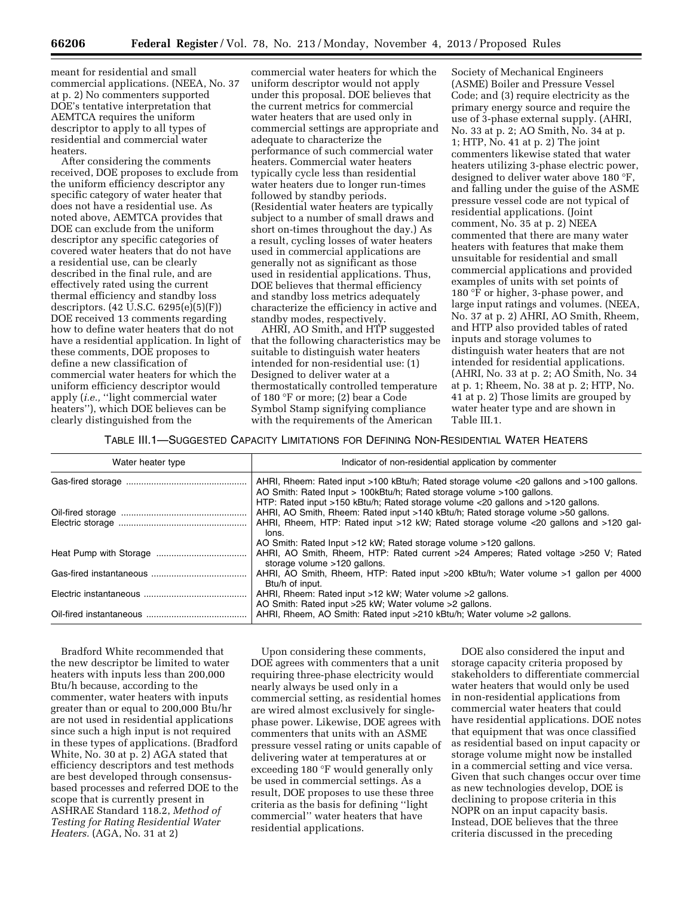meant for residential and small commercial applications. (NEEA, No. 37 at p. 2) No commenters supported DOE's tentative interpretation that AEMTCA requires the uniform descriptor to apply to all types of residential and commercial water heaters.

After considering the comments received, DOE proposes to exclude from the uniform efficiency descriptor any specific category of water heater that does not have a residential use. As noted above, AEMTCA provides that DOE can exclude from the uniform descriptor any specific categories of covered water heaters that do not have a residential use, can be clearly described in the final rule, and are effectively rated using the current thermal efficiency and standby loss descriptors. (42 U.S.C. 6295(e)(5)(F)) DOE received 13 comments regarding how to define water heaters that do not have a residential application. In light of these comments, DOE proposes to define a new classification of commercial water heaters for which the uniform efficiency descriptor would apply (*i.e.,* ''light commercial water heaters''), which DOE believes can be clearly distinguished from the commercial water heaters for which the uniform descriptor would not apply under this proposal. DOE believes that the current metrics for commercial water heaters that are used only in commercial settings are appropriate and adequate to characterize the performance of such commercial water heaters. Commercial water heaters typically cycle less than residential water heaters due to longer run-times followed by standby periods. (Residential water heaters are typically subject to a number of small draws and short on-times throughout the day.) As a result, cycling losses of water heaters used in commercial applications are generally not as significant as those used in residential applications. Thus, DOE believes that thermal efficiency and standby loss metrics adequately characterize the efficiency in active and standby modes, respectively.

AHRI, AO Smith, and HTP suggested that the following characteristics may be suitable to distinguish water heaters intended for non-residential use: (1) Designed to deliver water at a thermostatically controlled temperature of 180 °F or more; (2) bear a Code Symbol Stamp signifying compliance with the requirements of the American Society of Mechanical Engineers (ASME) Boiler and Pressure Vessel Code; and (3) require electricity as the primary energy source and require the use of 3-phase external supply. (AHRI, No. 33 at p. 2; AO Smith, No. 34 at p. 1; HTP, No. 41 at p. 2) The joint commenters likewise stated that water heaters utilizing 3-phase electric power, designed to deliver water above 180 °F, and falling under the guise of the ASME pressure vessel code are not typical of residential applications. (Joint comment, No. 35 at p. 2) NEEA commented that there are many water heaters with features that make them unsuitable for residential and small commercial applications and provided examples of units with set points of 180 °F or higher, 3-phase power, and large input ratings and volumes. (NEEA, No. 37 at p. 2) AHRI, AO Smith, Rheem, and HTP also provided tables of rated inputs and storage volumes to distinguish water heaters that are not intended for residential applications. (AHRI, No. 33 at p. 2; AO Smith, No. 34 at p. 1; Rheem, No. 38 at p. 2; HTP, No. 41 at p. 2) Those limits are grouped by water heater type and are shown in Table III.1.

TABLE III.1—SUGGESTED CAPACITY LIMITATIONS FOR DEFINING NON-RESIDENTIAL WATER HEATERS

| Water heater type | Indicator of non-residential application by commenter |
|---|---|
| Gas-fired storage | AHRI, Rheem: Rated input >100 kBtu/h; Rated storage volume <20 gallons and >100 gallons.<br>AO Smith: Rated Input > 100kBtu/h; Rated storage volume >100 gallons.<br>HTP: Rated input >150 kBtu/h; Rated storage volume <20 gallons and >120 gallons. |
| Oil-fired storage | AHRI, AO Smith, Rheem: Rated input >140 kBtu/h; Rated storage volume >50 gallons. |
| Electric storage | AHRI, Rheem, HTP: Rated input >12 kW; Rated storage volume <20 gallons and >120 gallons.<br>AO Smith: Rated Input >12 kW; Rated storage volume >120 gallons. |
| Heat Pump with Storage | AHRI, AO Smith, Rheem, HTP: Rated current >24 Amperes; Rated voltage >250 V; Rated storage volume >120 gallons. |
| Gas-fired instantaneous | AHRI, AO Smith, Rheem, HTP: Rated input >200 kBtu/h; Water volume >1 gallon per 4000 Btu/h of input. |
| Electric instantaneous | AHRI, Rheem: Rated input >12 kW; Water volume >2 gallons.<br>AO Smith: Rated input >25 kW; Water volume >2 gallons. |
| Oil-fired instantaneous | AHRI, Rheem, AO Smith: Rated input >210 kBtu/h; Water volume >2 gallons. |

Bradford White recommended that the new descriptor be limited to water heaters with inputs less than 200,000 Btu/h because, according to the commenter, water heaters with inputs greater than or equal to 200,000 Btu/hr are not used in residential applications since such a high input is not required in these types of applications. (Bradford White, No. 30 at p. 2) AGA stated that efficiency descriptors and test methods are best developed through consensus-based processes and referred DOE to the scope that is currently present in ASHRAE Standard 118.2, *Method of Testing for Rating Residential Water Heaters.* (AGA, No. 31 at 2)

Upon considering these comments, DOE agrees with commenters that a unit requiring three-phase electricity would nearly always be used only in a commercial setting, as residential homes are wired almost exclusively for single-phase power. Likewise, DOE agrees with commenters that units with an ASME pressure vessel rating or units capable of delivering water at temperatures at or exceeding 180 °F would generally only be used in commercial settings. As a result, DOE proposes to use these three criteria as the basis for defining ''light commercial'' water heaters that have residential applications.

DOE also considered the input and storage capacity criteria proposed by stakeholders to differentiate commercial water heaters that would only be used in non-residential applications from commercial water heaters that could have residential applications. DOE notes that equipment that was once classified as residential based on input capacity or storage volume might now be installed in a commercial setting and vice versa. Given that such changes occur over time as new technologies develop, DOE is declining to propose criteria in this NOPR on an input capacity basis. Instead, DOE believes that the three criteria discussed in the preceding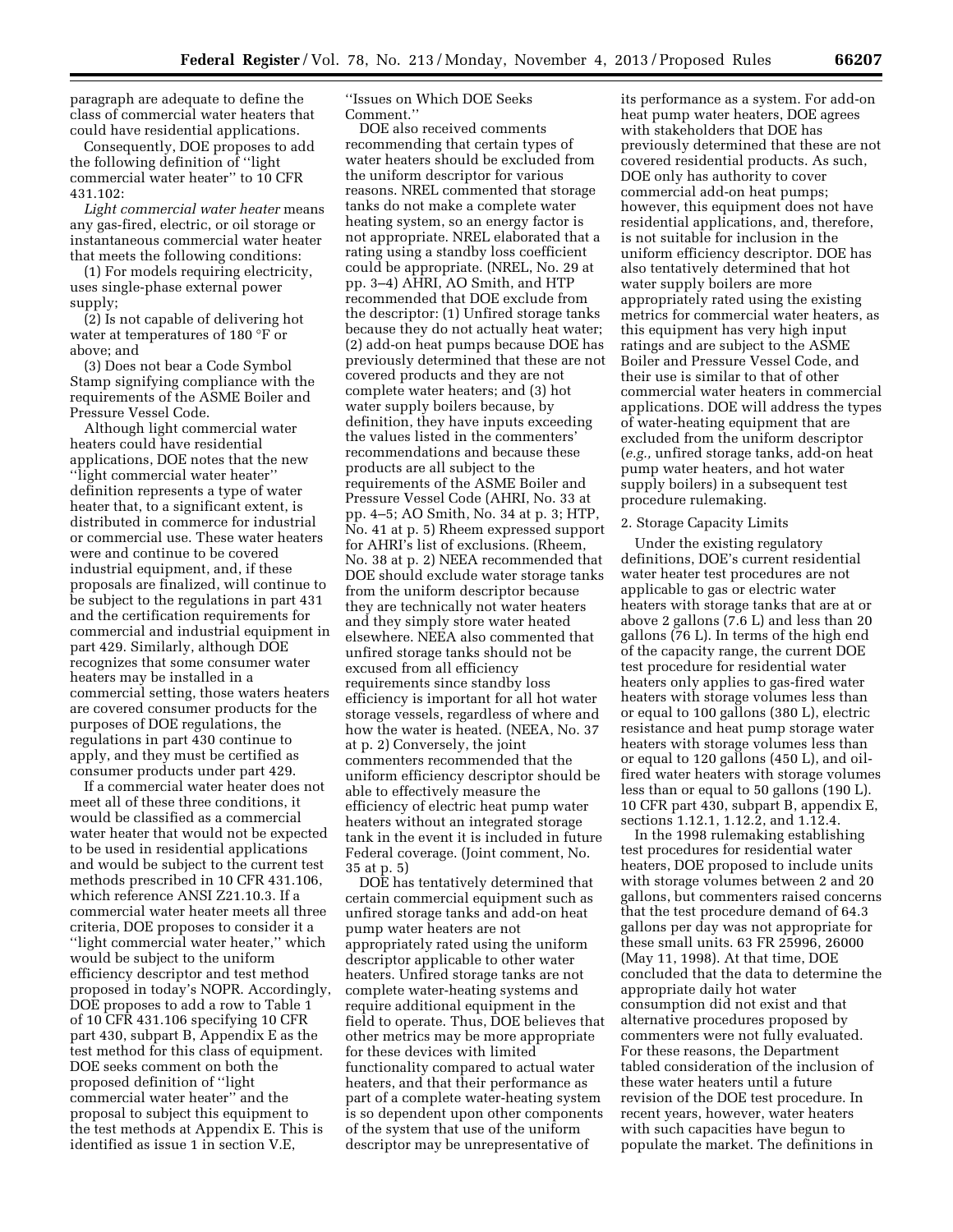paragraph are adequate to define the class of commercial water heaters that could have residential applications.

Consequently, DOE proposes to add the following definition of ''light commercial water heater'' to 10 CFR 431.102:

*Light commercial water heater* means any gas-fired, electric, or oil storage or instantaneous commercial water heater that meets the following conditions:

(1) For models requiring electricity, uses single-phase external power supply;

(2) Is not capable of delivering hot water at temperatures of 180 °F or above; and

(3) Does not bear a Code Symbol Stamp signifying compliance with the requirements of the ASME Boiler and Pressure Vessel Code.

Although light commercial water heaters could have residential applications, DOE notes that the new ''light commercial water heater'' definition represents a type of water heater that, to a significant extent, is distributed in commerce for industrial or commercial use. These water heaters were and continue to be covered industrial equipment, and, if these proposals are finalized, will continue to be subject to the regulations in part 431 and the certification requirements for commercial and industrial equipment in part 429. Similarly, although DOE recognizes that some consumer water heaters may be installed in a commercial setting, those waters heaters are covered consumer products for the purposes of DOE regulations, the regulations in part 430 continue to apply, and they must be certified as consumer products under part 429.

If a commercial water heater does not meet all of these three conditions, it would be classified as a commercial water heater that would not be expected to be used in residential applications and would be subject to the current test methods prescribed in 10 CFR 431.106, which reference ANSI Z21.10.3. If a commercial water heater meets all three criteria, DOE proposes to consider it a ''light commercial water heater,'' which would be subject to the uniform efficiency descriptor and test method proposed in today's NOPR. Accordingly, DOE proposes to add a row to Table 1 of 10 CFR 431.106 specifying 10 CFR part 430, subpart B, Appendix E as the test method for this class of equipment. DOE seeks comment on both the proposed definition of ''light commercial water heater'' and the proposal to subject this equipment to the test methods at Appendix E. This is identified as issue 1 in section V.E, ''Issues on Which DOE Seeks Comment.''

DOE also received comments recommending that certain types of water heaters should be excluded from the uniform descriptor for various reasons. NREL commented that storage tanks do not make a complete water heating system, so an energy factor is not appropriate. NREL elaborated that a rating using a standby loss coefficient could be appropriate. (NREL, No. 29 at pp. 3–4) AHRI, AO Smith, and HTP recommended that DOE exclude from the descriptor: (1) Unfired storage tanks because they do not actually heat water; (2) add-on heat pumps because DOE has previously determined that these are not covered products and they are not complete water heaters; and (3) hot water supply boilers because, by definition, they have inputs exceeding the values listed in the commenters' recommendations and because these products are all subject to the requirements of the ASME Boiler and Pressure Vessel Code (AHRI, No. 33 at pp. 4–5; AO Smith, No. 34 at p. 3; HTP, No. 41 at p. 5) Rheem expressed support for AHRI's list of exclusions. (Rheem, No. 38 at p. 2) NEEA recommended that DOE should exclude water storage tanks from the uniform descriptor because they are technically not water heaters and they simply store water heated elsewhere. NEEA also commented that unfired storage tanks should not be excused from all efficiency requirements since standby loss efficiency is important for all hot water storage vessels, regardless of where and how the water is heated. (NEEA, No. 37 at p. 2) Conversely, the joint commenters recommended that the uniform efficiency descriptor should be able to effectively measure the efficiency of electric heat pump water heaters without an integrated storage tank in the event it is included in future Federal coverage. (Joint comment, No. 35 at p. 5)

DOE has tentatively determined that certain commercial equipment such as unfired storage tanks and add-on heat pump water heaters are not appropriately rated using the uniform descriptor applicable to other water heaters. Unfired storage tanks are not complete water-heating systems and require additional equipment in the field to operate. Thus, DOE believes that other metrics may be more appropriate for these devices with limited functionality compared to actual water heaters, and that their performance as part of a complete water-heating system is so dependent upon other components of the system that use of the uniform descriptor may be unrepresentative of its performance as a system. For add-on heat pump water heaters, DOE agrees with stakeholders that DOE has previously determined that these are not covered residential products. As such, DOE only has authority to cover commercial add-on heat pumps; however, this equipment does not have residential applications, and, therefore, is not suitable for inclusion in the uniform efficiency descriptor. DOE has also tentatively determined that hot water supply boilers are more appropriately rated using the existing metrics for commercial water heaters, as this equipment has very high input ratings and are subject to the ASME Boiler and Pressure Vessel Code, and their use is similar to that of other commercial water heaters in commercial applications. DOE will address the types of water-heating equipment that are excluded from the uniform descriptor (*e.g.,* unfired storage tanks, add-on heat pump water heaters, and hot water supply boilers) in a subsequent test procedure rulemaking.

2. Storage Capacity Limits

Under the existing regulatory definitions, DOE's current residential water heater test procedures are not applicable to gas or electric water heaters with storage tanks that are at or above 2 gallons (7.6 L) and less than 20 gallons (76 L). In terms of the high end of the capacity range, the current DOE test procedure for residential water heaters only applies to gas-fired water heaters with storage volumes less than or equal to 100 gallons (380 L), electric resistance and heat pump storage water heaters with storage volumes less than or equal to 120 gallons (450 L), and oil-fired water heaters with storage volumes less than or equal to 50 gallons (190 L). 10 CFR part 430, subpart B, appendix E, sections 1.12.1, 1.12.2, and 1.12.4.

In the 1998 rulemaking establishing test procedures for residential water heaters, DOE proposed to include units with storage volumes between 2 and 20 gallons, but commenters raised concerns that the test procedure demand of 64.3 gallons per day was not appropriate for these small units. 63 FR 25996, 26000 (May 11, 1998). At that time, DOE concluded that the data to determine the appropriate daily hot water consumption did not exist and that alternative procedures proposed by commenters were not fully evaluated. For these reasons, the Department tabled consideration of the inclusion of these water heaters until a future revision of the DOE test procedure. In recent years, however, water heaters with such capacities have begun to populate the market. The definitions in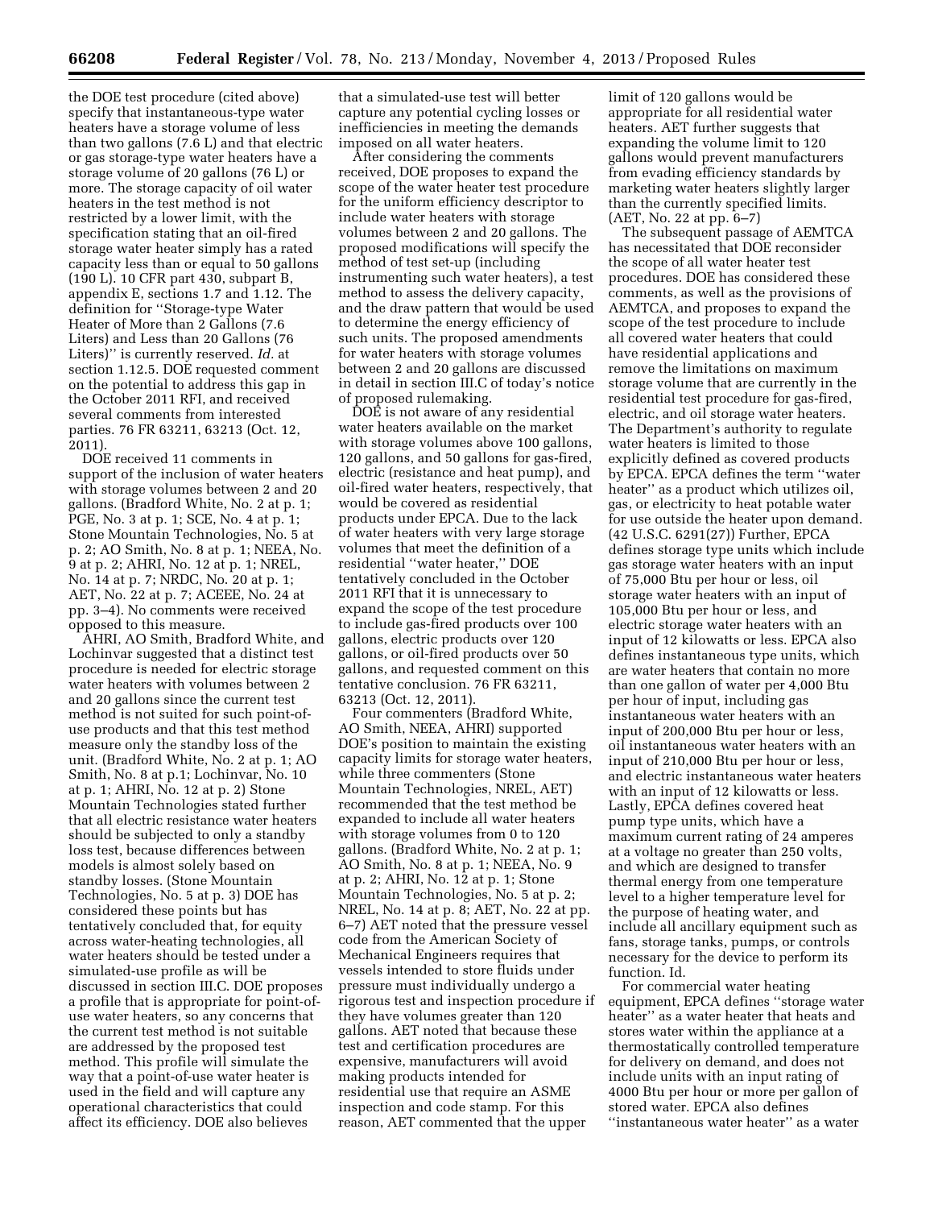the DOE test procedure (cited above) specify that instantaneous-type water heaters have a storage volume of less than two gallons (7.6 L) and that electric or gas storage-type water heaters have a storage volume of 20 gallons (76 L) or more. The storage capacity of oil water heaters in the test method is not restricted by a lower limit, with the specification stating that an oil-fired storage water heater simply has a rated capacity less than or equal to 50 gallons (190 L). 10 CFR part 430, subpart B, appendix E, sections 1.7 and 1.12. The definition for ''Storage-type Water Heater of More than 2 Gallons (7.6 Liters) and Less than 20 Gallons (76 Liters)'' is currently reserved. *Id.* at section 1.12.5. DOE requested comment on the potential to address this gap in the October 2011 RFI, and received several comments from interested parties. 76 FR 63211, 63213 (Oct. 12, 2011).

DOE received 11 comments in support of the inclusion of water heaters with storage volumes between 2 and 20 gallons. (Bradford White, No. 2 at p. 1; PGE, No. 3 at p. 1; SCE, No. 4 at p. 1; Stone Mountain Technologies, No. 5 at p. 2; AO Smith, No. 8 at p. 1; NEEA, No. 9 at p. 2; AHRI, No. 12 at p. 1; NREL, No. 14 at p. 7; NRDC, No. 20 at p. 1; AET, No. 22 at p. 7; ACEEE, No. 24 at pp. 3–4). No comments were received opposed to this measure.

AHRI, AO Smith, Bradford White, and Lochinvar suggested that a distinct test procedure is needed for electric storage water heaters with volumes between 2 and 20 gallons since the current test method is not suited for such point-of-use products and that this test method measure only the standby loss of the unit. (Bradford White, No. 2 at p. 1; AO Smith, No. 8 at p.1; Lochinvar, No. 10 at p. 1; AHRI, No. 12 at p. 2) Stone Mountain Technologies stated further that all electric resistance water heaters should be subjected to only a standby loss test, because differences between models is almost solely based on standby losses. (Stone Mountain Technologies, No. 5 at p. 3) DOE has considered these points but has tentatively concluded that, for equity across water-heating technologies, all water heaters should be tested under a simulated-use profile as will be discussed in section III.C. DOE proposes a profile that is appropriate for point-of-use water heaters, so any concerns that the current test method is not suitable are addressed by the proposed test method. This profile will simulate the way that a point-of-use water heater is used in the field and will capture any operational characteristics that could affect its efficiency. DOE also believes that a simulated-use test will better capture any potential cycling losses or inefficiencies in meeting the demands imposed on all water heaters.

After considering the comments received, DOE proposes to expand the scope of the water heater test procedure for the uniform efficiency descriptor to include water heaters with storage volumes between 2 and 20 gallons. The proposed modifications will specify the method of test set-up (including instrumenting such water heaters), a test method to assess the delivery capacity, and the draw pattern that would be used to determine the energy efficiency of such units. The proposed amendments for water heaters with storage volumes between 2 and 20 gallons are discussed in detail in section III.C of today's notice of proposed rulemaking.

DOE is not aware of any residential water heaters available on the market with storage volumes above 100 gallons, 120 gallons, and 50 gallons for gas-fired, electric (resistance and heat pump), and oil-fired water heaters, respectively, that would be covered as residential products under EPCA. Due to the lack of water heaters with very large storage volumes that meet the definition of a residential ''water heater,'' DOE tentatively concluded in the October 2011 RFI that it is unnecessary to expand the scope of the test procedure to include gas-fired products over 100 gallons, electric products over 120 gallons, or oil-fired products over 50 gallons, and requested comment on this tentative conclusion. 76 FR 63211, 63213 (Oct. 12, 2011).

Four commenters (Bradford White, AO Smith, NEEA, AHRI) supported DOE's position to maintain the existing capacity limits for storage water heaters, while three commenters (Stone Mountain Technologies, NREL, AET) recommended that the test method be expanded to include all water heaters with storage volumes from 0 to 120 gallons. (Bradford White, No. 2 at p. 1; AO Smith, No. 8 at p. 1; NEEA, No. 9 at p. 2; AHRI, No. 12 at p. 1; Stone Mountain Technologies, No. 5 at p. 2; NREL, No. 14 at p. 8; AET, No. 22 at pp. 6–7) AET noted that the pressure vessel code from the American Society of Mechanical Engineers requires that vessels intended to store fluids under pressure must individually undergo a rigorous test and inspection procedure if they have volumes greater than 120 gallons. AET noted that because these test and certification procedures are expensive, manufacturers will avoid making products intended for residential use that require an ASME inspection and code stamp. For this reason, AET commented that the upper limit of 120 gallons would be appropriate for all residential water heaters. AET further suggests that expanding the volume limit to 120 gallons would prevent manufacturers from evading efficiency standards by marketing water heaters slightly larger than the currently specified limits. (AET, No. 22 at pp. 6–7)

The subsequent passage of AEMTCA has necessitated that DOE reconsider the scope of all water heater test procedures. DOE has considered these comments, as well as the provisions of AEMTCA, and proposes to expand the scope of the test procedure to include all covered water heaters that could have residential applications and remove the limitations on maximum storage volume that are currently in the residential test procedure for gas-fired, electric, and oil storage water heaters. The Department's authority to regulate water heaters is limited to those explicitly defined as covered products by EPCA. EPCA defines the term ''water heater'' as a product which utilizes oil, gas, or electricity to heat potable water for use outside the heater upon demand. (42 U.S.C. 6291(27)) Further, EPCA defines storage type units which include gas storage water heaters with an input of 75,000 Btu per hour or less, oil storage water heaters with an input of 105,000 Btu per hour or less, and electric storage water heaters with an input of 12 kilowatts or less. EPCA also defines instantaneous type units, which are water heaters that contain no more than one gallon of water per 4,000 Btu per hour of input, including gas instantaneous water heaters with an input of 200,000 Btu per hour or less, oil instantaneous water heaters with an input of 210,000 Btu per hour or less, and electric instantaneous water heaters with an input of 12 kilowatts or less. Lastly, EPCA defines covered heat pump type units, which have a maximum current rating of 24 amperes at a voltage no greater than 250 volts, and which are designed to transfer thermal energy from one temperature level to a higher temperature level for the purpose of heating water, and include all ancillary equipment such as fans, storage tanks, pumps, or controls necessary for the device to perform its function. Id.

For commercial water heating equipment, EPCA defines ''storage water heater'' as a water heater that heats and stores water within the appliance at a thermostatically controlled temperature for delivery on demand, and does not include units with an input rating of 4000 Btu per hour or more per gallon of stored water. EPCA also defines ''instantaneous water heater'' as a water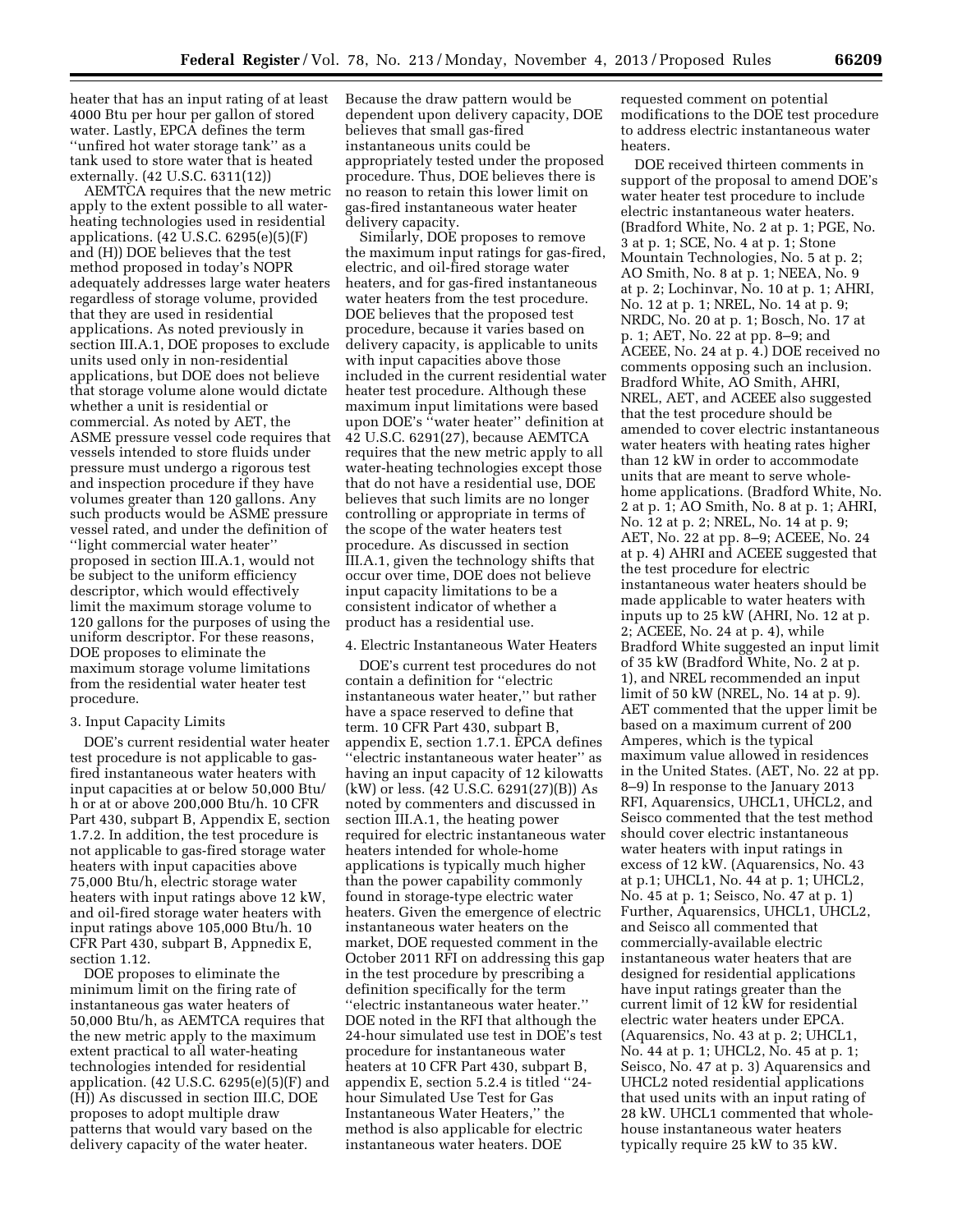heater that has an input rating of at least 4000 Btu per hour per gallon of stored water. Lastly, EPCA defines the term ''unfired hot water storage tank'' as a tank used to store water that is heated externally. (42 U.S.C. 6311(12))

AEMTCA requires that the new metric apply to the extent possible to all water-heating technologies used in residential applications. (42 U.S.C. 6295(e)(5)(F) and (H)) DOE believes that the test method proposed in today's NOPR adequately addresses large water heaters regardless of storage volume, provided that they are used in residential applications. As noted previously in section III.A.1, DOE proposes to exclude units used only in non-residential applications, but DOE does not believe that storage volume alone would dictate whether a unit is residential or commercial. As noted by AET, the ASME pressure vessel code requires that vessels intended to store fluids under pressure must undergo a rigorous test and inspection procedure if they have volumes greater than 120 gallons. Any such products would be ASME pressure vessel rated, and under the definition of ''light commercial water heater'' proposed in section III.A.1, would not be subject to the uniform efficiency descriptor, which would effectively limit the maximum storage volume to 120 gallons for the purposes of using the uniform descriptor. For these reasons, DOE proposes to eliminate the maximum storage volume limitations from the residential water heater test procedure.

3. Input Capacity Limits

DOE's current residential water heater test procedure is not applicable to gas-fired instantaneous water heaters with input capacities at or below 50,000 Btu/h or at or above 200,000 Btu/h. 10 CFR Part 430, subpart B, Appendix E, section 1.7.2. In addition, the test procedure is not applicable to gas-fired storage water heaters with input capacities above 75,000 Btu/h, electric storage water heaters with input ratings above 12 kW, and oil-fired storage water heaters with input ratings above 105,000 Btu/h. 10 CFR Part 430, subpart B, Appnedix E, section 1.12.

DOE proposes to eliminate the minimum limit on the firing rate of instantaneous gas water heaters of 50,000 Btu/h, as AEMTCA requires that the new metric apply to the maximum extent practical to all water-heating technologies intended for residential application. (42 U.S.C. 6295(e)(5)(F) and (H)) As discussed in section III.C, DOE proposes to adopt multiple draw patterns that would vary based on the delivery capacity of the water heater. Because the draw pattern would be dependent upon delivery capacity, DOE believes that small gas-fired instantaneous units could be appropriately tested under the proposed procedure. Thus, DOE believes there is no reason to retain this lower limit on gas-fired instantaneous water heater delivery capacity.

Similarly, DOE proposes to remove the maximum input ratings for gas-fired, electric, and oil-fired storage water heaters, and for gas-fired instantaneous water heaters from the test procedure. DOE believes that the proposed test procedure, because it varies based on delivery capacity, is applicable to units with input capacities above those included in the current residential water heater test procedure. Although these maximum input limitations were based upon DOE's ''water heater'' definition at 42 U.S.C. 6291(27), because AEMTCA requires that the new metric apply to all water-heating technologies except those that do not have a residential use, DOE believes that such limits are no longer controlling or appropriate in terms of the scope of the water heaters test procedure. As discussed in section III.A.1, given the technology shifts that occur over time, DOE does not believe input capacity limitations to be a consistent indicator of whether a product has a residential use.

4. Electric Instantaneous Water Heaters

DOE's current test procedures do not contain a definition for ''electric instantaneous water heater,'' but rather have a space reserved to define that term. 10 CFR Part 430, subpart B, appendix E, section 1.7.1. EPCA defines ''electric instantaneous water heater'' as having an input capacity of 12 kilowatts (kW) or less. (42 U.S.C. 6291(27)(B)) As noted by commenters and discussed in section III.A.1, the heating power required for electric instantaneous water heaters intended for whole-home applications is typically much higher than the power capability commonly found in storage-type electric water heaters. Given the emergence of electric instantaneous water heaters on the market, DOE requested comment in the October 2011 RFI on addressing this gap in the test procedure by prescribing a definition specifically for the term ''electric instantaneous water heater.'' DOE noted in the RFI that although the 24-hour simulated use test in DOE's test procedure for instantaneous water heaters at 10 CFR Part 430, subpart B, appendix E, section 5.2.4 is titled ''24-hour Simulated Use Test for Gas Instantaneous Water Heaters,'' the method is also applicable for electric instantaneous water heaters. DOE requested comment on potential modifications to the DOE test procedure to address electric instantaneous water heaters.

DOE received thirteen comments in support of the proposal to amend DOE's water heater test procedure to include electric instantaneous water heaters. (Bradford White, No. 2 at p. 1; PGE, No. 3 at p. 1; SCE, No. 4 at p. 1; Stone Mountain Technologies, No. 5 at p. 2; AO Smith, No. 8 at p. 1; NEEA, No. 9 at p. 2; Lochinvar, No. 10 at p. 1; AHRI, No. 12 at p. 1; NREL, No. 14 at p. 9; NRDC, No. 20 at p. 1; Bosch, No. 17 at p. 1; AET, No. 22 at pp. 8–9; and ACEEE, No. 24 at p. 4.) DOE received no comments opposing such an inclusion. Bradford White, AO Smith, AHRI, NREL, AET, and ACEEE also suggested that the test procedure should be amended to cover electric instantaneous water heaters with heating rates higher than 12 kW in order to accommodate units that are meant to serve whole-home applications. (Bradford White, No. 2 at p. 1; AO Smith, No. 8 at p. 1; AHRI, No. 12 at p. 2; NREL, No. 14 at p. 9; AET, No. 22 at pp. 8–9; ACEEE, No. 24 at p. 4) AHRI and ACEEE suggested that the test procedure for electric instantaneous water heaters should be made applicable to water heaters with inputs up to 25 kW (AHRI, No. 12 at p. 2; ACEEE, No. 24 at p. 4), while Bradford White suggested an input limit of 35 kW (Bradford White, No. 2 at p. 1), and NREL recommended an input limit of 50 kW (NREL, No. 14 at p. 9). AET commented that the upper limit be based on a maximum current of 200 Amperes, which is the typical maximum value allowed in residences in the United States. (AET, No. 22 at pp. 8–9) In response to the January 2013 RFI, Aquarensics, UHCL1, UHCL2, and Seisco commented that the test method should cover electric instantaneous water heaters with input ratings in excess of 12 kW. (Aquarensics, No. 43 at p.1; UHCL1, No. 44 at p. 1; UHCL2, No. 45 at p. 1; Seisco, No. 47 at p. 1) Further, Aquarensics, UHCL1, UHCL2, and Seisco all commented that commercially-available electric instantaneous water heaters that are designed for residential applications have input ratings greater than the current limit of 12 kW for residential electric water heaters under EPCA. (Aquarensics, No. 43 at p. 2; UHCL1, No. 44 at p. 1; UHCL2, No. 45 at p. 1; Seisco, No. 47 at p. 3) Aquarensics and UHCL2 noted residential applications that used units with an input rating of 28 kW. UHCL1 commented that whole-house instantaneous water heaters typically require 25 kW to 35 kW.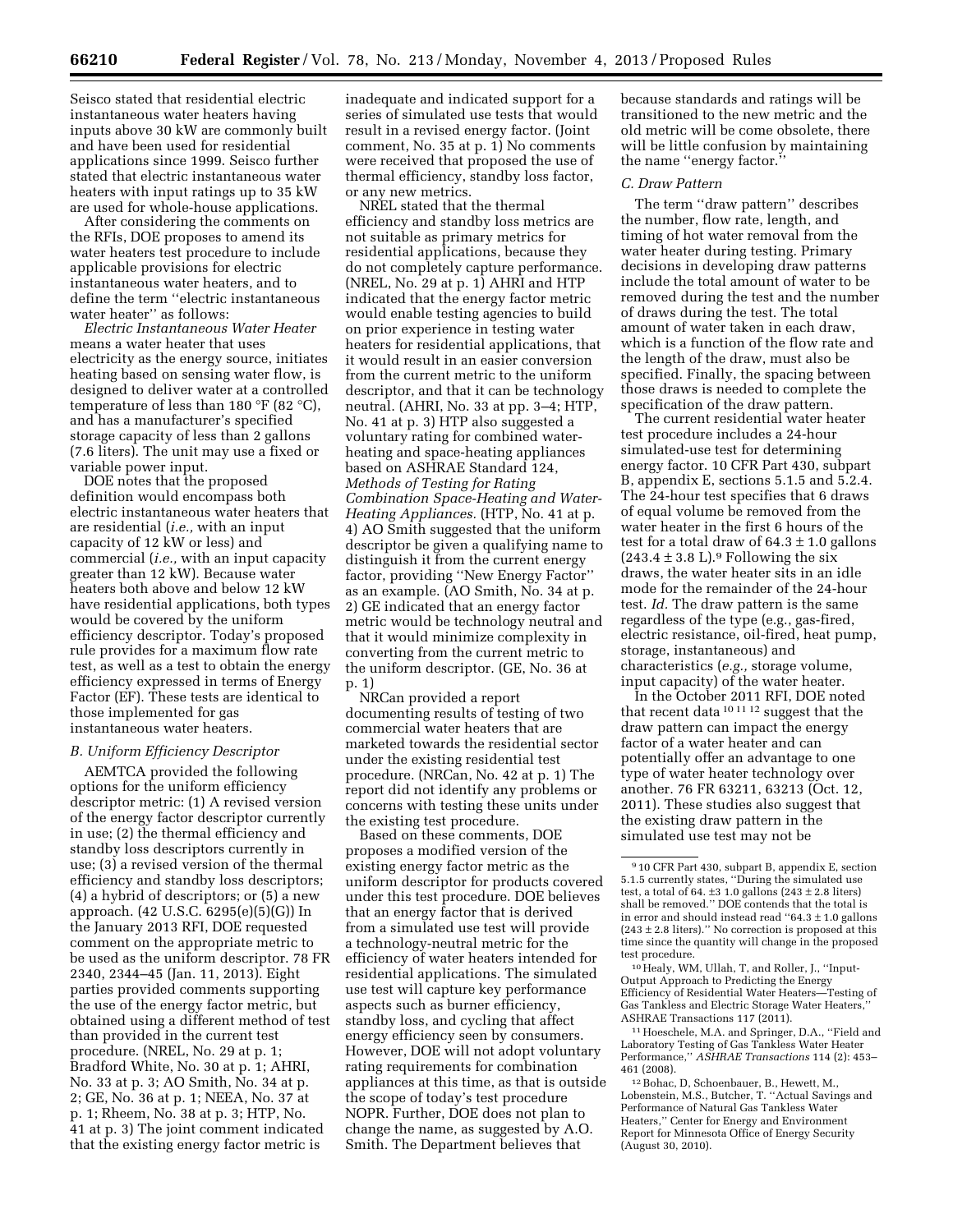Seisco stated that residential electric instantaneous water heaters having inputs above 30 kW are commonly built and have been used for residential applications since 1999. Seisco further stated that electric instantaneous water heaters with input ratings up to 35 kW are used for whole-house applications.

After considering the comments on the RFIs, DOE proposes to amend its water heaters test procedure to include applicable provisions for electric instantaneous water heaters, and to define the term ''electric instantaneous water heater'' as follows:

*Electric Instantaneous Water Heater* means a water heater that uses electricity as the energy source, initiates heating based on sensing water flow, is designed to deliver water at a controlled temperature of less than 180 °F (82 °C), and has a manufacturer's specified storage capacity of less than 2 gallons (7.6 liters). The unit may use a fixed or variable power input.

DOE notes that the proposed definition would encompass both electric instantaneous water heaters that are residential (*i.e.,* with an input capacity of 12 kW or less) and commercial (*i.e.,* with an input capacity greater than 12 kW). Because water heaters both above and below 12 kW have residential applications, both types would be covered by the uniform efficiency descriptor. Today's proposed rule provides for a maximum flow rate test, as well as a test to obtain the energy efficiency expressed in terms of Energy Factor (EF). These tests are identical to those implemented for gas instantaneous water heaters.

### *B. Uniform Efficiency Descriptor*

AEMTCA provided the following options for the uniform efficiency descriptor metric: (1) A revised version of the energy factor descriptor currently in use; (2) the thermal efficiency and standby loss descriptors currently in use; (3) a revised version of the thermal efficiency and standby loss descriptors; (4) a hybrid of descriptors; or (5) a new approach. (42 U.S.C. 6295(e)(5)(G)) In the January 2013 RFI, DOE requested comment on the appropriate metric to be used as the uniform descriptor. 78 FR 2340, 2344–45 (Jan. 11, 2013). Eight parties provided comments supporting the use of the energy factor metric, but obtained using a different method of test than provided in the current test procedure. (NREL, No. 29 at p. 1; Bradford White, No. 30 at p. 1; AHRI, No. 33 at p. 3; AO Smith, No. 34 at p. 2; GE, No. 36 at p. 1; NEEA, No. 37 at p. 1; Rheem, No. 38 at p. 3; HTP, No. 41 at p. 3) The joint comment indicated that the existing energy factor metric is inadequate and indicated support for a series of simulated use tests that would result in a revised energy factor. (Joint comment, No. 35 at p. 1) No comments were received that proposed the use of thermal efficiency, standby loss factor, or any new metrics.

NREL stated that the thermal efficiency and standby loss metrics are not suitable as primary metrics for residential applications, because they do not completely capture performance. (NREL, No. 29 at p. 1) AHRI and HTP indicated that the energy factor metric would enable testing agencies to build on prior experience in testing water heaters for residential applications, that it would result in an easier conversion from the current metric to the uniform descriptor, and that it can be technology neutral. (AHRI, No. 33 at pp. 3–4; HTP, No. 41 at p. 3) HTP also suggested a voluntary rating for combined water-heating and space-heating appliances based on ASHRAE Standard 124, *Methods of Testing for Rating Combination Space-Heating and Water-Heating Appliances.* (HTP, No. 41 at p. 4) AO Smith suggested that the uniform descriptor be given a qualifying name to distinguish it from the current energy factor, providing ''New Energy Factor'' as an example. (AO Smith, No. 34 at p. 2) GE indicated that an energy factor metric would be technology neutral and that it would minimize complexity in converting from the current metric to the uniform descriptor. (GE, No. 36 at p. 1)

NRCan provided a report documenting results of testing of two commercial water heaters that are marketed towards the residential sector under the existing residential test procedure. (NRCan, No. 42 at p. 1) The report did not identify any problems or concerns with testing these units under the existing test procedure.

Based on these comments, DOE proposes a modified version of the existing energy factor metric as the uniform descriptor for products covered under this test procedure. DOE believes that an energy factor that is derived from a simulated use test will provide a technology-neutral metric for the efficiency of water heaters intended for residential applications. The simulated use test will capture key performance aspects such as burner efficiency, standby loss, and cycling that affect energy efficiency seen by consumers. However, DOE will not adopt voluntary rating requirements for combination appliances at this time, as that is outside the scope of today's test procedure NOPR. Further, DOE does not plan to change the name, as suggested by A.O. Smith. The Department believes that because standards and ratings will be transitioned to the new metric and the old metric will be come obsolete, there will be little confusion by maintaining the name ''energy factor.''

### *C. Draw Pattern*

The term ''draw pattern'' describes the number, flow rate, length, and timing of hot water removal from the water heater during testing. Primary decisions in developing draw patterns include the total amount of water to be removed during the test and the number of draws during the test. The total amount of water taken in each draw, which is a function of the flow rate and the length of the draw, must also be specified. Finally, the spacing between those draws is needed to complete the specification of the draw pattern.

The current residential water heater test procedure includes a 24-hour simulated-use test for determining energy factor. 10 CFR Part 430, subpart B, appendix E, sections 5.1.5 and 5.2.4. The 24-hour test specifies that 6 draws of equal volume be removed from the water heater in the first 6 hours of the test for a total draw of 64.3 ± 1.0 gallons (243.4 ± 3.8 L).[9] Following the six draws, the water heater sits in an idle mode for the remainder of the 24-hour test. *Id.* The draw pattern is the same regardless of the type (e.g., gas-fired, electric resistance, oil-fired, heat pump, storage, instantaneous) and characteristics (*e.g.,* storage volume, input capacity) of the water heater.

In the October 2011 RFI, DOE noted that recent data [10] [11] [12] suggest that the draw pattern can impact the energy factor of a water heater and can potentially offer an advantage to one type of water heater technology over another. 76 FR 63211, 63213 (Oct. 12, 2011). These studies also suggest that the existing draw pattern in the simulated use test may not be

---

[9] 10 CFR Part 430, subpart B, appendix E, section 5.1.5 currently states, ''During the simulated use test, a total of 64. ±3 1.0 gallons (243 ± 2.8 liters) shall be removed.'' DOE contends that the total is in error and should instead read ''64.3 ± 1.0 gallons (243 ± 2.8 liters).'' No correction is proposed at this time since the quantity will change in the proposed test procedure.

[10] Healy, WM, Ullah, T, and Roller, J., ''Input-Output Approach to Predicting the Energy Efficiency of Residential Water Heaters—Testing of Gas Tankless and Electric Storage Water Heaters,'' ASHRAE Transactions 117 (2011).

[11] Hoeschele, M.A. and Springer, D.A., ''Field and Laboratory Testing of Gas Tankless Water Heater Performance,'' *ASHRAE Transactions* 114 (2): 453–461 (2008).

[12] Bohac, D, Schoenbauer, B., Hewett, M., Lobenstein, M.S., Butcher, T. ''Actual Savings and Performance of Natural Gas Tankless Water Heaters,'' Center for Energy and Environment Report for Minnesota Office of Energy Security (August 30, 2010).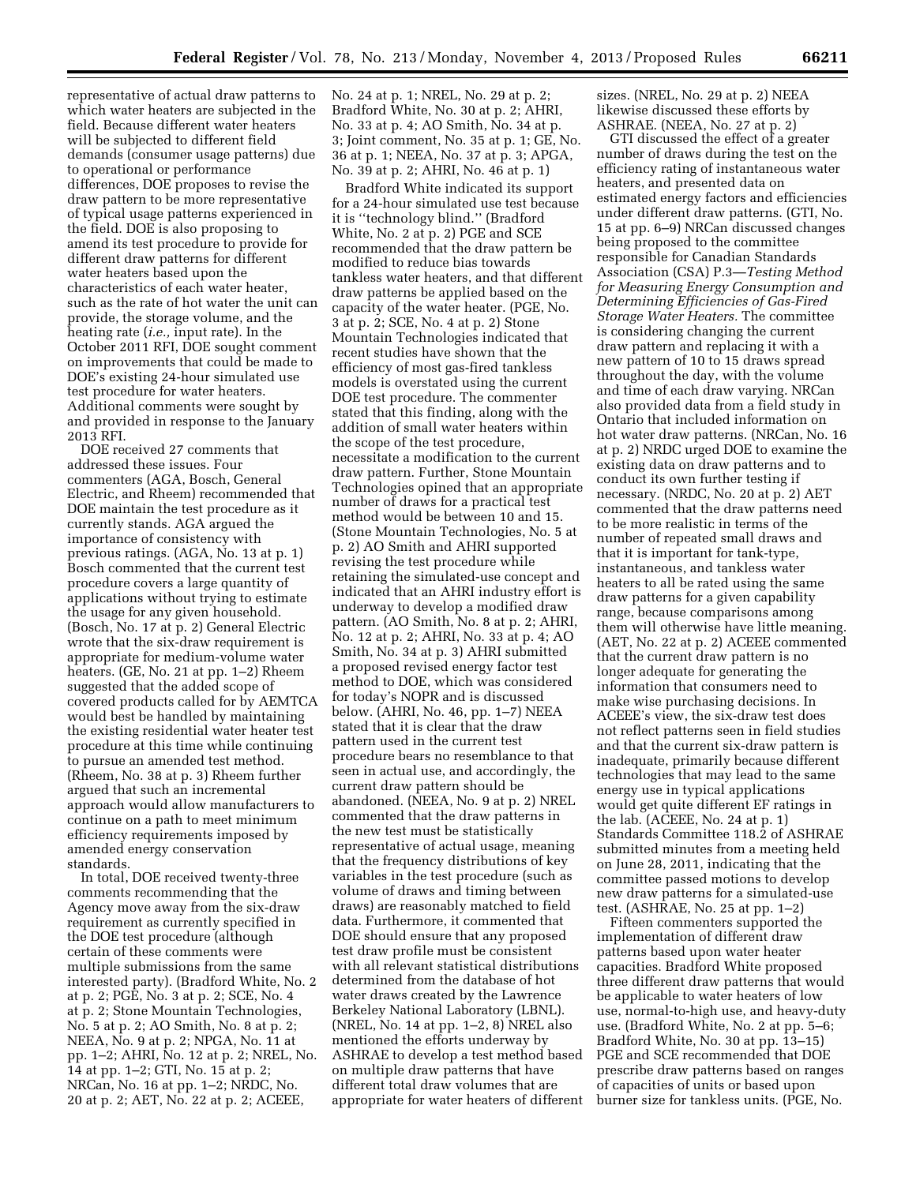representative of actual draw patterns to which water heaters are subjected in the field. Because different water heaters will be subjected to different field demands (consumer usage patterns) due to operational or performance differences, DOE proposes to revise the draw pattern to be more representative of typical usage patterns experienced in the field. DOE is also proposing to amend its test procedure to provide for different draw patterns for different water heaters based upon the characteristics of each water heater, such as the rate of hot water the unit can provide, the storage volume, and the heating rate (*i.e.,* input rate). In the October 2011 RFI, DOE sought comment on improvements that could be made to DOE's existing 24-hour simulated use test procedure for water heaters. Additional comments were sought by and provided in response to the January 2013 RFI.

DOE received 27 comments that addressed these issues. Four commenters (AGA, Bosch, General Electric, and Rheem) recommended that DOE maintain the test procedure as it currently stands. AGA argued the importance of consistency with previous ratings. (AGA, No. 13 at p. 1) Bosch commented that the current test procedure covers a large quantity of applications without trying to estimate the usage for any given household. (Bosch, No. 17 at p. 2) General Electric wrote that the six-draw requirement is appropriate for medium-volume water heaters. (GE, No. 21 at pp. 1–2) Rheem suggested that the added scope of covered products called for by AEMTCA would best be handled by maintaining the existing residential water heater test procedure at this time while continuing to pursue an amended test method. (Rheem, No. 38 at p. 3) Rheem further argued that such an incremental approach would allow manufacturers to continue on a path to meet minimum efficiency requirements imposed by amended energy conservation standards.

In total, DOE received twenty-three comments recommending that the Agency move away from the six-draw requirement as currently specified in the DOE test procedure (although certain of these comments were multiple submissions from the same interested party). (Bradford White, No. 2 at p. 2; PGE, No. 3 at p. 2; SCE, No. 4 at p. 2; Stone Mountain Technologies, No. 5 at p. 2; AO Smith, No. 8 at p. 2; NEEA, No. 9 at p. 2; NPGA, No. 11 at pp. 1–2; AHRI, No. 12 at p. 2; NREL, No. 14 at pp. 1–2; GTI, No. 15 at p. 2; NRCan, No. 16 at pp. 1–2; NRDC, No. 20 at p. 2; AET, No. 22 at p. 2; ACEEE, No. 24 at p. 1; NREL, No. 29 at p. 2; Bradford White, No. 30 at p. 2; AHRI, No. 33 at p. 4; AO Smith, No. 34 at p. 3; Joint comment, No. 35 at p. 1; GE, No. 36 at p. 1; NEEA, No. 37 at p. 3; APGA, No. 39 at p. 2; AHRI, No. 46 at p. 1)

Bradford White indicated its support for a 24-hour simulated use test because it is ''technology blind.'' (Bradford White, No. 2 at p. 2) PGE and SCE recommended that the draw pattern be modified to reduce bias towards tankless water heaters, and that different draw patterns be applied based on the capacity of the water heater. (PGE, No. 3 at p. 2; SCE, No. 4 at p. 2) Stone Mountain Technologies indicated that recent studies have shown that the efficiency of most gas-fired tankless models is overstated using the current DOE test procedure. The commenter stated that this finding, along with the addition of small water heaters within the scope of the test procedure, necessitate a modification to the current draw pattern. Further, Stone Mountain Technologies opined that an appropriate number of draws for a practical test method would be between 10 and 15. (Stone Mountain Technologies, No. 5 at p. 2) AO Smith and AHRI supported revising the test procedure while retaining the simulated-use concept and indicated that an AHRI industry effort is underway to develop a modified draw pattern. (AO Smith, No. 8 at p. 2; AHRI, No. 12 at p. 2; AHRI, No. 33 at p. 4; AO Smith, No. 34 at p. 3) AHRI submitted a proposed revised energy factor test method to DOE, which was considered for today's NOPR and is discussed below. (AHRI, No. 46, pp. 1–7) NEEA stated that it is clear that the draw pattern used in the current test procedure bears no resemblance to that seen in actual use, and accordingly, the current draw pattern should be abandoned. (NEEA, No. 9 at p. 2) NREL commented that the draw patterns in the new test must be statistically representative of actual usage, meaning that the frequency distributions of key variables in the test procedure (such as volume of draws and timing between draws) are reasonably matched to field data. Furthermore, it commented that DOE should ensure that any proposed test draw profile must be consistent with all relevant statistical distributions determined from the database of hot water draws created by the Lawrence Berkeley National Laboratory (LBNL). (NREL, No. 14 at pp. 1–2, 8) NREL also mentioned the efforts underway by ASHRAE to develop a test method based on multiple draw patterns that have different total draw volumes that are appropriate for water heaters of different sizes. (NREL, No. 29 at p. 2) NEEA likewise discussed these efforts by ASHRAE. (NEEA, No. 27 at p. 2)

GTI discussed the effect of a greater number of draws during the test on the efficiency rating of instantaneous water heaters, and presented data on estimated energy factors and efficiencies under different draw patterns. (GTI, No. 15 at pp. 6–9) NRCan discussed changes being proposed to the committee responsible for Canadian Standards Association (CSA) P.3—*Testing Method for Measuring Energy Consumption and Determining Efficiencies of Gas-Fired Storage Water Heaters.* The committee is considering changing the current draw pattern and replacing it with a new pattern of 10 to 15 draws spread throughout the day, with the volume and time of each draw varying. NRCan also provided data from a field study in Ontario that included information on hot water draw patterns. (NRCan, No. 16 at p. 2) NRDC urged DOE to examine the existing data on draw patterns and to conduct its own further testing if necessary. (NRDC, No. 20 at p. 2) AET commented that the draw patterns need to be more realistic in terms of the number of repeated small draws and that it is important for tank-type, instantaneous, and tankless water heaters to all be rated using the same draw patterns for a given capability range, because comparisons among them will otherwise have little meaning. (AET, No. 22 at p. 2) ACEEE commented that the current draw pattern is no longer adequate for generating the information that consumers need to make wise purchasing decisions. In ACEEE's view, the six-draw test does not reflect patterns seen in field studies and that the current six-draw pattern is inadequate, primarily because different technologies that may lead to the same energy use in typical applications would get quite different EF ratings in the lab. (ACEEE, No. 24 at p. 1) Standards Committee 118.2 of ASHRAE submitted minutes from a meeting held on June 28, 2011, indicating that the committee passed motions to develop new draw patterns for a simulated-use test. (ASHRAE, No. 25 at pp. 1–2)

Fifteen commenters supported the implementation of different draw patterns based upon water heater capacities. Bradford White proposed three different draw patterns that would be applicable to water heaters of low use, normal-to-high use, and heavy-duty use. (Bradford White, No. 2 at pp. 5–6; Bradford White, No. 30 at pp. 13–15) PGE and SCE recommended that DOE prescribe draw patterns based on ranges of capacities of units or based upon burner size for tankless units. (PGE, No.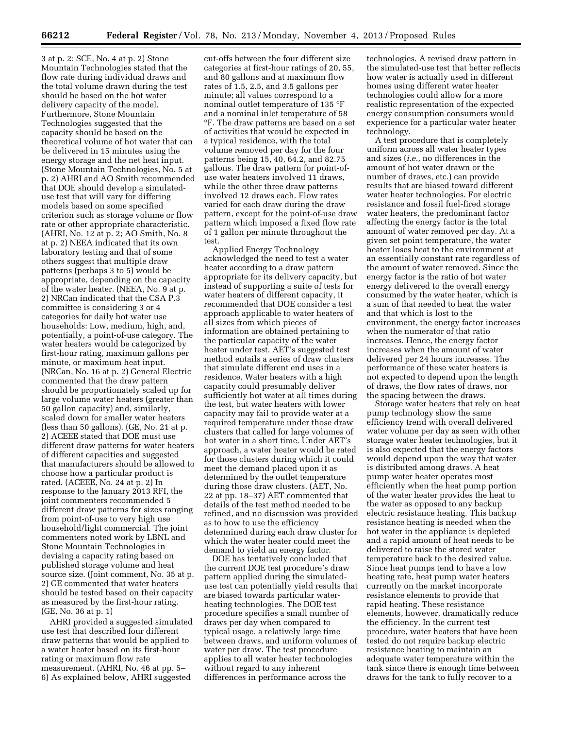3 at p. 2; SCE, No. 4 at p. 2) Stone Mountain Technologies stated that the flow rate during individual draws and the total volume drawn during the test should be based on the hot water delivery capacity of the model. Furthermore, Stone Mountain Technologies suggested that the capacity should be based on the theoretical volume of hot water that can be delivered in 15 minutes using the energy storage and the net heat input. (Stone Mountain Technologies, No. 5 at p. 2) AHRI and AO Smith recommended that DOE should develop a simulated-use test that will vary for differing models based on some specified criterion such as storage volume or flow rate or other appropriate characteristic. (AHRI, No. 12 at p. 2; AO Smith, No. 8 at p. 2) NEEA indicated that its own laboratory testing and that of some others suggest that multiple draw patterns (perhaps 3 to 5) would be appropriate, depending on the capacity of the water heater. (NEEA, No. 9 at p. 2) NRCan indicated that the CSA P.3 committee is considering 3 or 4 categories for daily hot water use households: Low, medium, high, and, potentially, a point-of-use category. The water heaters would be categorized by first-hour rating, maximum gallons per minute, or maximum heat input. (NRCan, No. 16 at p. 2) General Electric commented that the draw pattern should be proportionately scaled up for large volume water heaters (greater than 50 gallon capacity) and, similarly, scaled down for smaller water heaters (less than 50 gallons). (GE, No. 21 at p. 2) ACEEE stated that DOE must use different draw patterns for water heaters of different capacities and suggested that manufacturers should be allowed to choose how a particular product is rated. (ACEEE, No. 24 at p. 2) In response to the January 2013 RFI, the joint commenters recommended 5 different draw patterns for sizes ranging from point-of-use to very high use household/light commercial. The joint commenters noted work by LBNL and Stone Mountain Technologies in devising a capacity rating based on published storage volume and heat source size. (Joint comment, No. 35 at p. 2) GE commented that water heaters should be tested based on their capacity as measured by the first-hour rating. (GE, No. 36 at p. 1)

AHRI provided a suggested simulated use test that described four different draw patterns that would be applied to a water heater based on its first-hour rating or maximum flow rate measurement. (AHRI, No. 46 at pp. 5–6) As explained below, AHRI suggested cut-offs between the four different size categories at first-hour ratings of 20, 55, and 80 gallons and at maximum flow rates of 1.5, 2.5, and 3.5 gallons per minute; all values correspond to a nominal outlet temperature of 135 °F and a nominal inlet temperature of 58 °F. The draw patterns are based on a set of activities that would be expected in a typical residence, with the total volume removed per day for the four patterns being 15, 40, 64.2, and 82.75 gallons. The draw pattern for point-of-use water heaters involved 11 draws, while the other three draw patterns involved 12 draws each. Flow rates varied for each draw during the draw pattern, except for the point-of-use draw pattern which imposed a fixed flow rate of 1 gallon per minute throughout the test.

Applied Energy Technology acknowledged the need to test a water heater according to a draw pattern appropriate for its delivery capacity, but instead of supporting a suite of tests for water heaters of different capacity, it recommended that DOE consider a test approach applicable to water heaters of all sizes from which pieces of information are obtained pertaining to the particular capacity of the water heater under test. AET's suggested test method entails a series of draw clusters that simulate different end uses in a residence. Water heaters with a high capacity could presumably deliver sufficiently hot water at all times during the test, but water heaters with lower capacity may fail to provide water at a required temperature under those draw clusters that called for large volumes of hot water in a short time. Under AET's approach, a water heater would be rated for those clusters during which it could meet the demand placed upon it as determined by the outlet temperature during those draw clusters. (AET, No. 22 at pp. 18–37) AET commented that details of the test method needed to be refined, and no discussion was provided as to how to use the efficiency determined during each draw cluster for which the water heater could meet the demand to yield an energy factor.

DOE has tentatively concluded that the current DOE test procedure's draw pattern applied during the simulated-use test can potentially yield results that are biased towards particular water-heating technologies. The DOE test procedure specifies a small number of draws per day when compared to typical usage, a relatively large time between draws, and uniform volumes of water per draw. The test procedure applies to all water heater technologies without regard to any inherent differences in performance across the technologies. A revised draw pattern in the simulated-use test that better reflects how water is actually used in different homes using different water heater technologies could allow for a more realistic representation of the expected energy consumption consumers would experience for a particular water heater technology.

A test procedure that is completely uniform across all water heater types and sizes (*i.e.,* no differences in the amount of hot water drawn or the number of draws, etc.) can provide results that are biased toward different water heater technologies. For electric resistance and fossil fuel-fired storage water heaters, the predominant factor affecting the energy factor is the total amount of water removed per day. At a given set point temperature, the water heater loses heat to the environment at an essentially constant rate regardless of the amount of water removed. Since the energy factor is the ratio of hot water energy delivered to the overall energy consumed by the water heater, which is a sum of that needed to heat the water and that which is lost to the environment, the energy factor increases when the numerator of that ratio increases. Hence, the energy factor increases when the amount of water delivered per 24 hours increases. The performance of these water heaters is not expected to depend upon the length of draws, the flow rates of draws, nor the spacing between the draws.

Storage water heaters that rely on heat pump technology show the same efficiency trend with overall delivered water volume per day as seen with other storage water heater technologies, but it is also expected that the energy factors would depend upon the way that water is distributed among draws. A heat pump water heater operates most efficiently when the heat pump portion of the water heater provides the heat to the water as opposed to any backup electric resistance heating. This backup resistance heating is needed when the hot water in the appliance is depleted and a rapid amount of heat needs to be delivered to raise the stored water temperature back to the desired value. Since heat pumps tend to have a low heating rate, heat pump water heaters currently on the market incorporate resistance elements to provide that rapid heating. These resistance elements, however, dramatically reduce the efficiency. In the current test procedure, water heaters that have been tested do not require backup electric resistance heating to maintain an adequate water temperature within the tank since there is enough time between draws for the tank to fully recover to a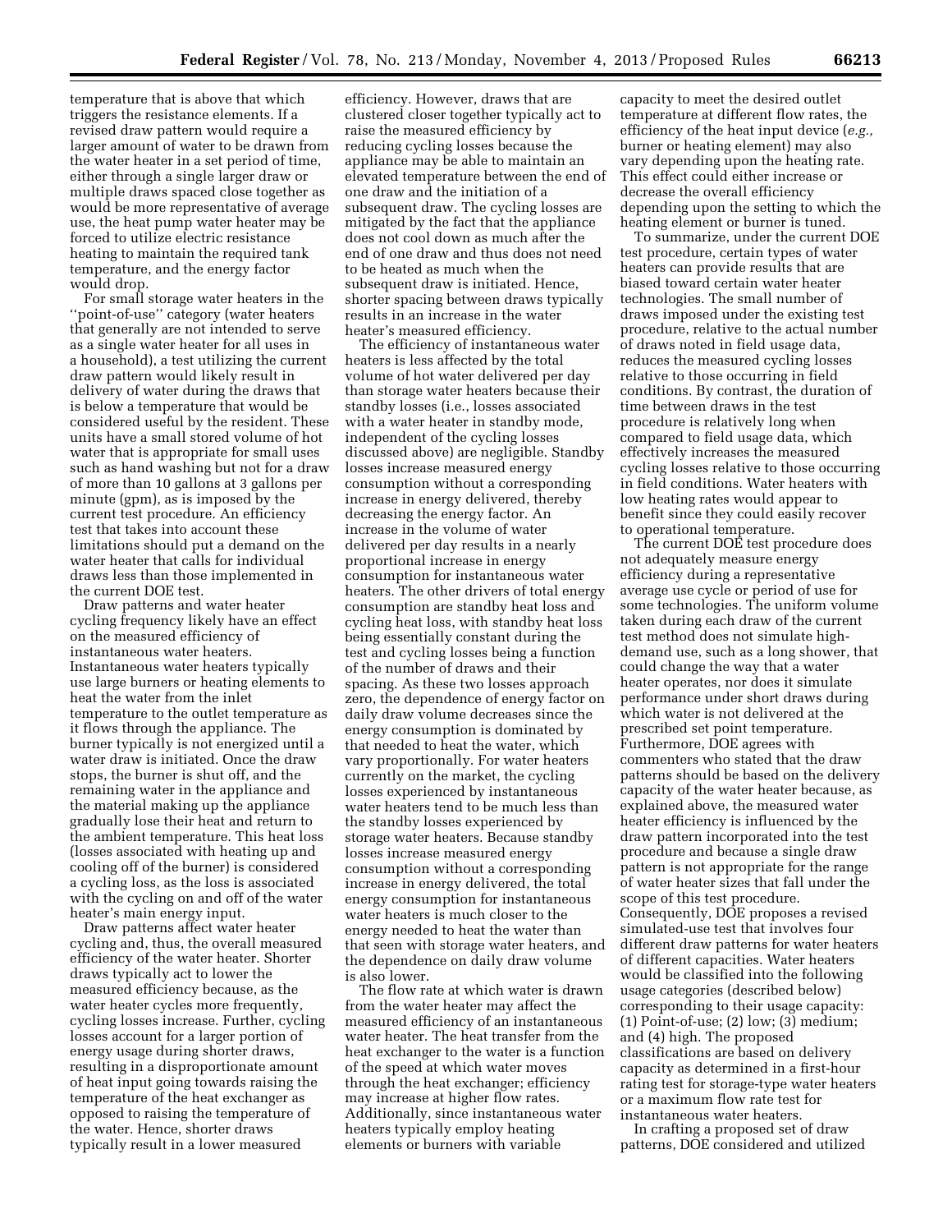temperature that is above that which triggers the resistance elements. If a revised draw pattern would require a larger amount of water to be drawn from the water heater in a set period of time, either through a single larger draw or multiple draws spaced close together as would be more representative of average use, the heat pump water heater may be forced to utilize electric resistance heating to maintain the required tank temperature, and the energy factor would drop.

For small storage water heaters in the ''point-of-use'' category (water heaters that generally are not intended to serve as a single water heater for all uses in a household), a test utilizing the current draw pattern would likely result in delivery of water during the draws that is below a temperature that would be considered useful by the resident. These units have a small stored volume of hot water that is appropriate for small uses such as hand washing but not for a draw of more than 10 gallons at 3 gallons per minute (gpm), as is imposed by the current test procedure. An efficiency test that takes into account these limitations should put a demand on the water heater that calls for individual draws less than those implemented in the current DOE test.

Draw patterns and water heater cycling frequency likely have an effect on the measured efficiency of instantaneous water heaters. Instantaneous water heaters typically use large burners or heating elements to heat the water from the inlet temperature to the outlet temperature as it flows through the appliance. The burner typically is not energized until a water draw is initiated. Once the draw stops, the burner is shut off, and the remaining water in the appliance and the material making up the appliance gradually lose their heat and return to the ambient temperature. This heat loss (losses associated with heating up and cooling off of the burner) is considered a cycling loss, as the loss is associated with the cycling on and off of the water heater's main energy input.

Draw patterns affect water heater cycling and, thus, the overall measured efficiency of the water heater. Shorter draws typically act to lower the measured efficiency because, as the water heater cycles more frequently, cycling losses increase. Further, cycling losses account for a larger portion of energy usage during shorter draws, resulting in a disproportionate amount of heat input going towards raising the temperature of the heat exchanger as opposed to raising the temperature of the water. Hence, shorter draws typically result in a lower measured efficiency. However, draws that are clustered closer together typically act to raise the measured efficiency by reducing cycling losses because the appliance may be able to maintain an elevated temperature between the end of one draw and the initiation of a subsequent draw. The cycling losses are mitigated by the fact that the appliance does not cool down as much after the end of one draw and thus does not need to be heated as much when the subsequent draw is initiated. Hence, shorter spacing between draws typically results in an increase in the water heater's measured efficiency.

The efficiency of instantaneous water heaters is less affected by the total volume of hot water delivered per day than storage water heaters because their standby losses (i.e., losses associated with a water heater in standby mode, independent of the cycling losses discussed above) are negligible. Standby losses increase measured energy consumption without a corresponding increase in energy delivered, thereby decreasing the energy factor. An increase in the volume of water delivered per day results in a nearly proportional increase in energy consumption for instantaneous water heaters. The other drivers of total energy consumption are standby heat loss and cycling heat loss, with standby heat loss being essentially constant during the test and cycling losses being a function of the number of draws and their spacing. As these two losses approach zero, the dependence of energy factor on daily draw volume decreases since the energy consumption is dominated by that needed to heat the water, which vary proportionally. For water heaters currently on the market, the cycling losses experienced by instantaneous water heaters tend to be much less than the standby losses experienced by storage water heaters. Because standby losses increase measured energy consumption without a corresponding increase in energy delivered, the total energy consumption for instantaneous water heaters is much closer to the energy needed to heat the water than that seen with storage water heaters, and the dependence on daily draw volume is also lower.

The flow rate at which water is drawn from the water heater may affect the measured efficiency of an instantaneous water heater. The heat transfer from the heat exchanger to the water is a function of the speed at which water moves through the heat exchanger; efficiency may increase at higher flow rates. Additionally, since instantaneous water heaters typically employ heating elements or burners with variable capacity to meet the desired outlet temperature at different flow rates, the efficiency of the heat input device (*e.g.,* burner or heating element) may also vary depending upon the heating rate. This effect could either increase or decrease the overall efficiency depending upon the setting to which the heating element or burner is tuned.

To summarize, under the current DOE test procedure, certain types of water heaters can provide results that are biased toward certain water heater technologies. The small number of draws imposed under the existing test procedure, relative to the actual number of draws noted in field usage data, reduces the measured cycling losses relative to those occurring in field conditions. By contrast, the duration of time between draws in the test procedure is relatively long when compared to field usage data, which effectively increases the measured cycling losses relative to those occurring in field conditions. Water heaters with low heating rates would appear to benefit since they could easily recover to operational temperature.

The current DOE test procedure does not adequately measure energy efficiency during a representative average use cycle or period of use for some technologies. The uniform volume taken during each draw of the current test method does not simulate high-demand use, such as a long shower, that could change the way that a water heater operates, nor does it simulate performance under short draws during which water is not delivered at the prescribed set point temperature. Furthermore, DOE agrees with commenters who stated that the draw patterns should be based on the delivery capacity of the water heater because, as explained above, the measured water heater efficiency is influenced by the draw pattern incorporated into the test procedure and because a single draw pattern is not appropriate for the range of water heater sizes that fall under the scope of this test procedure. Consequently, DOE proposes a revised simulated-use test that involves four different draw patterns for water heaters of different capacities. Water heaters would be classified into the following usage categories (described below) corresponding to their usage capacity: (1) Point-of-use; (2) low; (3) medium; and (4) high. The proposed classifications are based on delivery capacity as determined in a first-hour rating test for storage-type water heaters or a maximum flow rate test for instantaneous water heaters.

In crafting a proposed set of draw patterns, DOE considered and utilized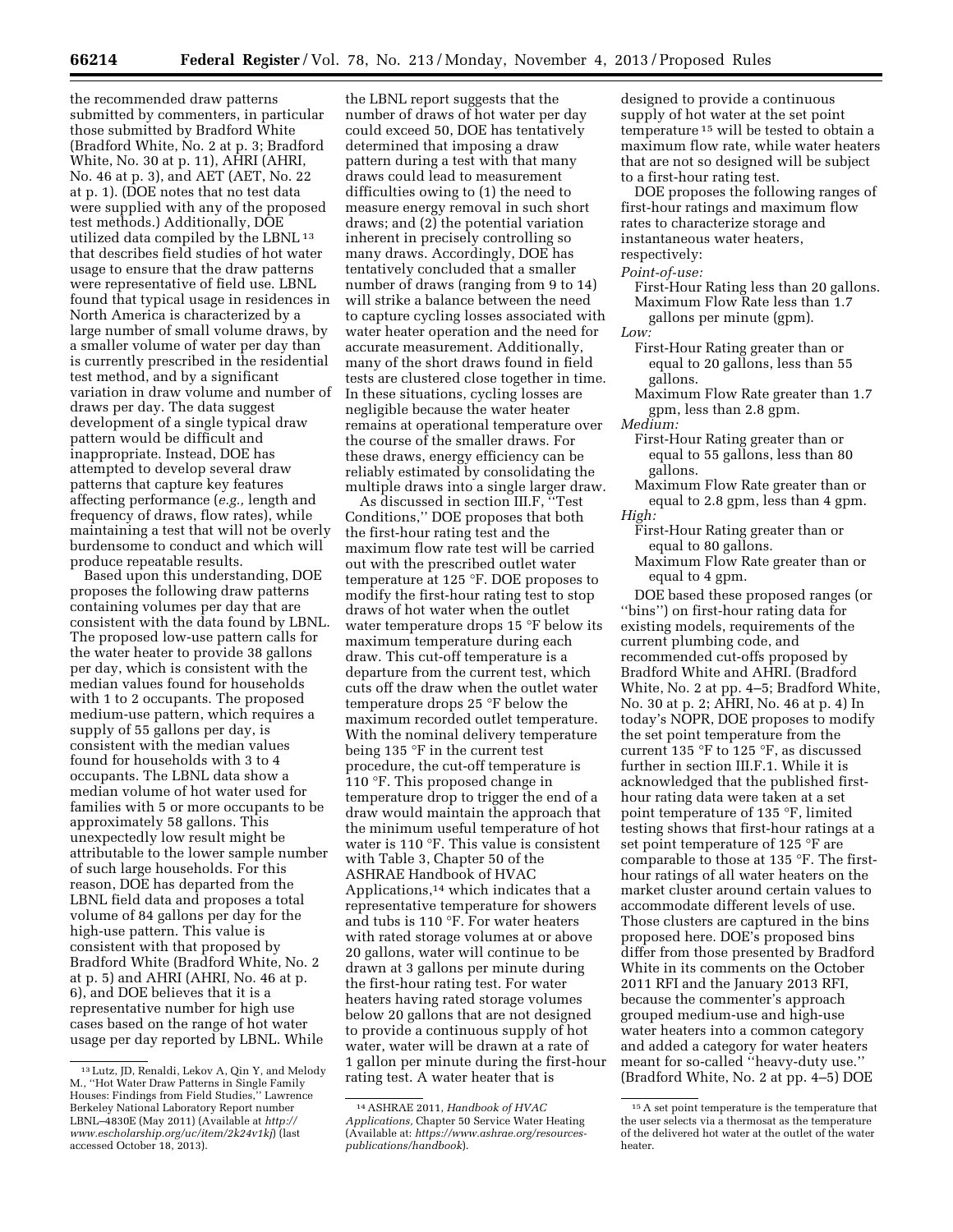the recommended draw patterns submitted by commenters, in particular those submitted by Bradford White (Bradford White, No. 2 at p. 3; Bradford White, No. 30 at p. 11), AHRI (AHRI, No. 46 at p. 3), and AET (AET, No. 22 at p. 1). (DOE notes that no test data were supplied with any of the proposed test methods.) Additionally, DOE utilized data compiled by the LBNL[13] that describes field studies of hot water usage to ensure that the draw patterns were representative of field use. LBNL found that typical usage in residences in North America is characterized by a large number of small volume draws, by a smaller volume of water per day than is currently prescribed in the residential test method, and by a significant variation in draw volume and number of draws per day. The data suggest development of a single typical draw pattern would be difficult and inappropriate. Instead, DOE has attempted to develop several draw patterns that capture key features affecting performance (*e.g.,* length and frequency of draws, flow rates), while maintaining a test that will not be overly burdensome to conduct and which will produce repeatable results.

Based upon this understanding, DOE proposes the following draw patterns containing volumes per day that are consistent with the data found by LBNL. The proposed low-use pattern calls for the water heater to provide 38 gallons per day, which is consistent with the median values found for households with 1 to 2 occupants. The proposed medium-use pattern, which requires a supply of 55 gallons per day, is consistent with the median values found for households with 3 to 4 occupants. The LBNL data show a median volume of hot water used for families with 5 or more occupants to be approximately 58 gallons. This unexpectedly low result might be attributable to the lower sample number of such large households. For this reason, DOE has departed from the LBNL field data and proposes a total volume of 84 gallons per day for the high-use pattern. This value is consistent with that proposed by Bradford White (Bradford White, No. 2 at p. 5) and AHRI (AHRI, No. 46 at p. 6), and DOE believes that it is a representative number for high use cases based on the range of hot water usage per day reported by LBNL. While the LBNL report suggests that the number of draws of hot water per day could exceed 50, DOE has tentatively determined that imposing a draw pattern during a test with that many draws could lead to measurement difficulties owing to (1) the need to measure energy removal in such short draws; and (2) the potential variation inherent in precisely controlling so many draws. Accordingly, DOE has tentatively concluded that a smaller number of draws (ranging from 9 to 14) will strike a balance between the need to capture cycling losses associated with water heater operation and the need for accurate measurement. Additionally, many of the short draws found in field tests are clustered close together in time. In these situations, cycling losses are negligible because the water heater remains at operational temperature over the course of the smaller draws. For these draws, energy efficiency can be reliably estimated by consolidating the multiple draws into a single larger draw.

As discussed in section III.F, "Test Conditions," DOE proposes that both the first-hour rating test and the maximum flow rate test will be carried out with the prescribed outlet water temperature at 125 °F. DOE proposes to modify the first-hour rating test to stop draws of hot water when the outlet water temperature drops 15 °F below its maximum temperature during each draw. This cut-off temperature is a departure from the current test, which cuts off the draw when the outlet water temperature drops 25 °F below the maximum recorded outlet temperature. With the nominal delivery temperature being 135 °F in the current test procedure, the cut-off temperature is 110 °F. This proposed change in temperature drop to trigger the end of a draw would maintain the approach that the minimum useful temperature of hot water is 110 °F. This value is consistent with Table 3, Chapter 50 of the ASHRAE Handbook of HVAC Applications,[14] which indicates that a representative temperature for showers and tubs is 110 °F. For water heaters with rated storage volumes at or above 20 gallons, water will continue to be drawn at 3 gallons per minute during the first-hour rating test. For water heaters having rated storage volumes below 20 gallons that are not designed to provide a continuous supply of hot water, water will be drawn at a rate of 1 gallon per minute during the first-hour rating test. A water heater that is designed to provide a continuous supply of hot water at the set point temperature[15] will be tested to obtain a maximum flow rate, while water heaters that are not so designed will be subject to a first-hour rating test.

DOE proposes the following ranges of first-hour ratings and maximum flow rates to characterize storage and instantaneous water heaters, respectively:

*Point-of-use:*
- First-Hour Rating less than 20 gallons.
- Maximum Flow Rate less than 1.7 gallons per minute (gpm).

*Low:*
- First-Hour Rating greater than or equal to 20 gallons, less than 55 gallons.
- Maximum Flow Rate greater than 1.7 gpm, less than 2.8 gpm.

*Medium:*
- First-Hour Rating greater than or equal to 55 gallons, less than 80 gallons.
- Maximum Flow Rate greater than or equal to 2.8 gpm, less than 4 gpm.

*High:*
- First-Hour Rating greater than or equal to 80 gallons.
- Maximum Flow Rate greater than or equal to 4 gpm.

DOE based these proposed ranges (or "bins") on first-hour rating data for existing models, requirements of the current plumbing code, and recommended cut-offs proposed by Bradford White and AHRI. (Bradford White, No. 2 at pp. 4–5; Bradford White, No. 30 at p. 2; AHRI, No. 46 at p. 4) In today's NOPR, DOE proposes to modify the set point temperature from the current 135 °F to 125 °F, as discussed further in section III.F.1. While it is acknowledged that the published first-hour rating data were taken at a set point temperature of 135 °F, limited testing shows that first-hour ratings at a set point temperature of 125 °F are comparable to those at 135 °F. The first-hour ratings of all water heaters on the market cluster around certain values to accommodate different levels of use. Those clusters are captured in the bins proposed here. DOE's proposed bins differ from those presented by Bradford White in its comments on the October 2011 RFI and the January 2013 RFI, because the commenter's approach grouped medium-use and high-use water heaters into a common category and added a category for water heaters meant for so-called "heavy-duty use." (Bradford White, No. 2 at pp. 4–5) DOE

---

[13] Lutz, JD, Renaldi, Lekov A, Qin Y, and Melody M., "Hot Water Draw Patterns in Single Family Houses: Findings from Field Studies," Lawrence Berkeley National Laboratory Report number LBNL–4830E (May 2011) (Available at *http://www.escholarship.org/uc/item/2k24v1kj*) (last accessed October 18, 2013).

[14] ASHRAE 2011, *Handbook of HVAC Applications,* Chapter 50 Service Water Heating (Available at: *https://www.ashrae.org/resources-publications/handbook*).

[15] A set point temperature is the temperature that the user selects via a thermosat as the temperature of the delivered hot water at the outlet of the water heater.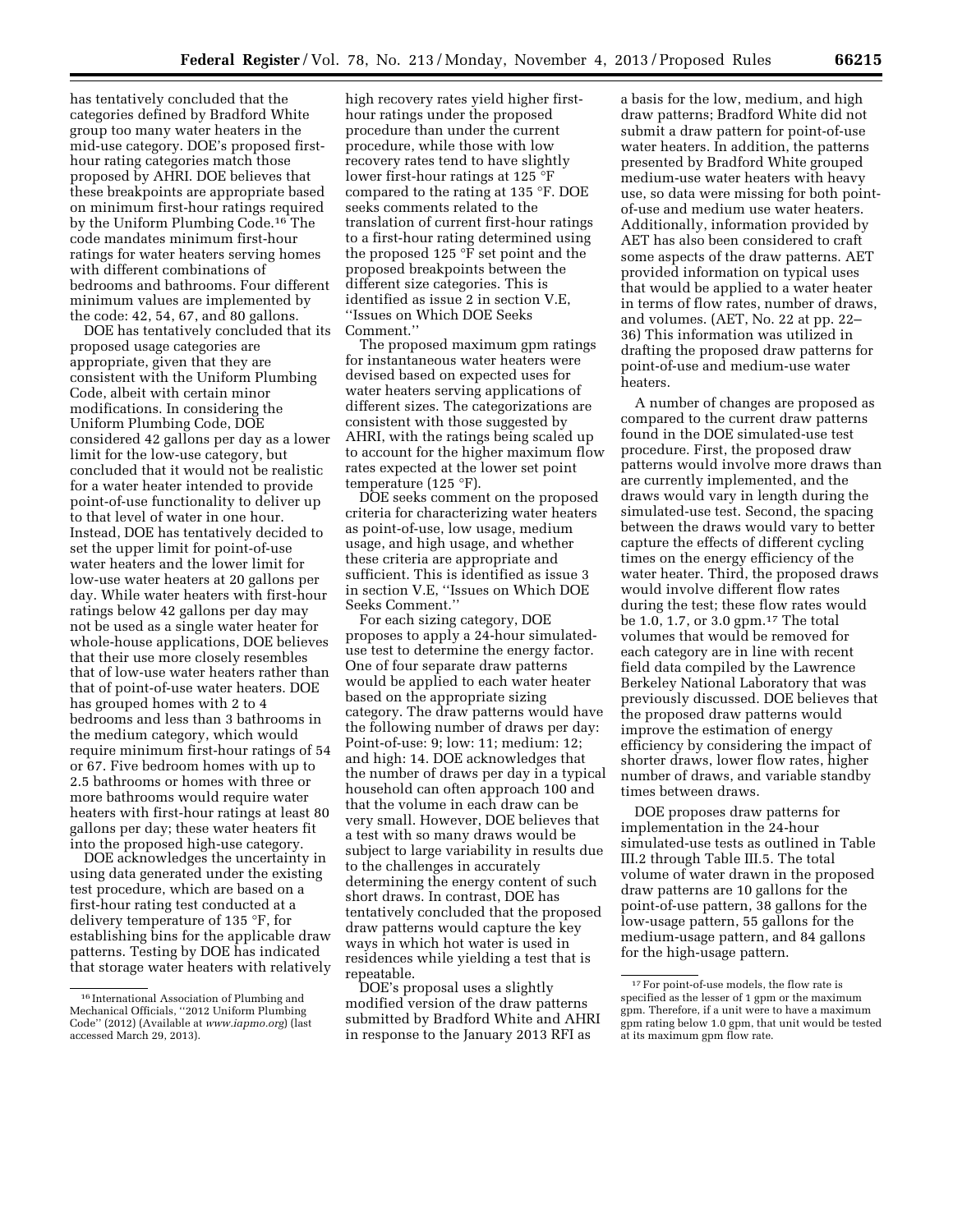has tentatively concluded that the categories defined by Bradford White group too many water heaters in the mid-use category. DOE's proposed first-hour rating categories match those proposed by AHRI. DOE believes that these breakpoints are appropriate based on minimum first-hour ratings required by the Uniform Plumbing Code.[16] The code mandates minimum first-hour ratings for water heaters serving homes with different combinations of bedrooms and bathrooms. Four different minimum values are implemented by the code: 42, 54, 67, and 80 gallons.

DOE has tentatively concluded that its proposed usage categories are appropriate, given that they are consistent with the Uniform Plumbing Code, albeit with certain minor modifications. In considering the Uniform Plumbing Code, DOE considered 42 gallons per day as a lower limit for the low-use category, but concluded that it would not be realistic for a water heater intended to provide point-of-use functionality to deliver up to that level of water in one hour. Instead, DOE has tentatively decided to set the upper limit for point-of-use water heaters and the lower limit for low-use water heaters at 20 gallons per day. While water heaters with first-hour ratings below 42 gallons per day may not be used as a single water heater for whole-house applications, DOE believes that their use more closely resembles that of low-use water heaters rather than that of point-of-use water heaters. DOE has grouped homes with 2 to 4 bedrooms and less than 3 bathrooms in the medium category, which would require minimum first-hour ratings of 54 or 67. Five bedroom homes with up to 2.5 bathrooms or homes with three or more bathrooms would require water heaters with first-hour ratings at least 80 gallons per day; these water heaters fit into the proposed high-use category.

DOE acknowledges the uncertainty in using data generated under the existing test procedure, which are based on a first-hour rating test conducted at a delivery temperature of 135 °F, for establishing bins for the applicable draw patterns. Testing by DOE has indicated that storage water heaters with relatively high recovery rates yield higher first-hour ratings under the proposed procedure than under the current procedure, while those with low recovery rates tend to have slightly lower first-hour ratings at 125 °F compared to the rating at 135 °F. DOE seeks comments related to the translation of current first-hour ratings to a first-hour rating determined using the proposed 125 °F set point and the proposed breakpoints between the different size categories. This is identified as issue 2 in section V.E, ''Issues on Which DOE Seeks Comment.''

The proposed maximum gpm ratings for instantaneous water heaters were devised based on expected uses for water heaters serving applications of different sizes. The categorizations are consistent with those suggested by AHRI, with the ratings being scaled up to account for the higher maximum flow rates expected at the lower set point temperature (125 °F).

DOE seeks comment on the proposed criteria for characterizing water heaters as point-of-use, low usage, medium usage, and high usage, and whether these criteria are appropriate and sufficient. This is identified as issue 3 in section V.E, ''Issues on Which DOE Seeks Comment.''

For each sizing category, DOE proposes to apply a 24-hour simulated-use test to determine the energy factor. One of four separate draw patterns would be applied to each water heater based on the appropriate sizing category. The draw patterns would have the following number of draws per day: Point-of-use: 9; low: 11; medium: 12; and high: 14. DOE acknowledges that the number of draws per day in a typical household can often approach 100 and that the volume in each draw can be very small. However, DOE believes that a test with so many draws would be subject to large variability in results due to the challenges in accurately determining the energy content of such short draws. In contrast, DOE has tentatively concluded that the proposed draw patterns would capture the key ways in which hot water is used in residences while yielding a test that is repeatable.

DOE's proposal uses a slightly modified version of the draw patterns submitted by Bradford White and AHRI in response to the January 2013 RFI as a basis for the low, medium, and high draw patterns; Bradford White did not submit a draw pattern for point-of-use water heaters. In addition, the patterns presented by Bradford White grouped medium-use water heaters with heavy use, so data were missing for both point-of-use and medium use water heaters. Additionally, information provided by AET has also been considered to craft some aspects of the draw patterns. AET provided information on typical uses that would be applied to a water heater in terms of flow rates, number of draws, and volumes. (AET, No. 22 at pp. 22–36) This information was utilized in drafting the proposed draw patterns for point-of-use and medium-use water heaters.

A number of changes are proposed as compared to the current draw patterns found in the DOE simulated-use test procedure. First, the proposed draw patterns would involve more draws than are currently implemented, and the draws would vary in length during the simulated-use test. Second, the spacing between the draws would vary to better capture the effects of different cycling times on the energy efficiency of the water heater. Third, the proposed draws would involve different flow rates during the test; these flow rates would be 1.0, 1.7, or 3.0 gpm.[17] The total volumes that would be removed for each category are in line with recent field data compiled by the Lawrence Berkeley National Laboratory that was previously discussed. DOE believes that the proposed draw patterns would improve the estimation of energy efficiency by considering the impact of shorter draws, lower flow rates, higher number of draws, and variable standby times between draws.

DOE proposes draw patterns for implementation in the 24-hour simulated-use tests as outlined in Table III.2 through Table III.5. The total volume of water drawn in the proposed draw patterns are 10 gallons for the point-of-use pattern, 38 gallons for the low-usage pattern, 55 gallons for the medium-usage pattern, and 84 gallons for the high-usage pattern.

---

[16] International Association of Plumbing and Mechanical Officials, ''2012 Uniform Plumbing Code'' (2012) (Available at *www.iapmo.org*) (last accessed March 29, 2013).

[17] For point-of-use models, the flow rate is specified as the lesser of 1 gpm or the maximum gpm. Therefore, if a unit were to have a maximum gpm rating below 1.0 gpm, that unit would be tested at its maximum gpm flow rate.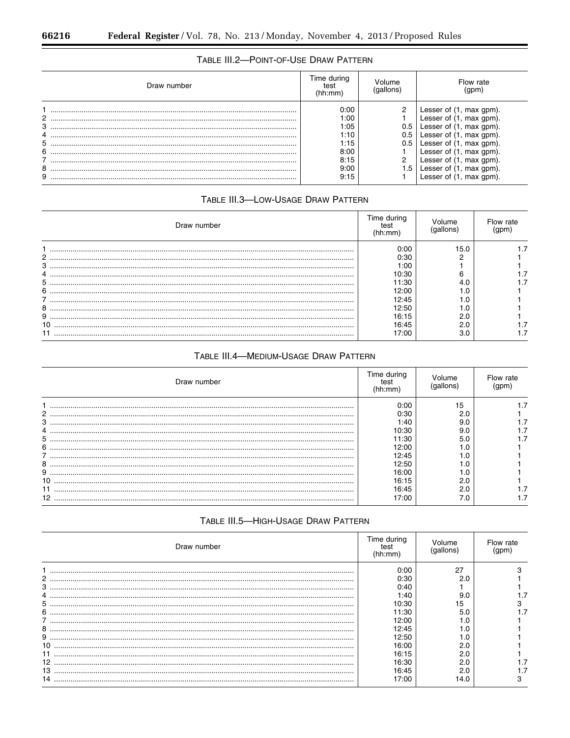TABLE III.2—POINT-OF-USE DRAW PATTERN

| Draw number | Time during test (hh:mm) | Volume (gallons) | Flow rate (gpm) |
|---|---|---|---|
| 1 | 0:00 | 2 | Lesser of (1, max gpm). |
| 2 | 1:00 | 1 | Lesser of (1, max gpm). |
| 3 | 1:05 | 0.5 | Lesser of (1, max gpm). |
| 4 | 1:10 | 0.5 | Lesser of (1, max gpm). |
| 5 | 1:15 | 0.5 | Lesser of (1, max gpm). |
| 6 | 8:00 | 1 | Lesser of (1, max gpm). |
| 7 | 8:15 | 2 | Lesser of (1, max gpm). |
| 8 | 9:00 | 1.5 | Lesser of (1, max gpm). |
| 9 | 9:15 | 1 | Lesser of (1, max gpm). |

TABLE III.3—LOW-USAGE DRAW PATTERN

| Draw number | Time during test (hh:mm) | Volume (gallons) | Flow rate (gpm) |
|---|---|---|---|
| 1 | 0:00 | 15.0 | 1.7 |
| 2 | 0:30 | 2 | 1 |
| 3 | 1:00 | 1 | 1 |
| 4 | 10:30 | 6 | 1.7 |
| 5 | 11:30 | 4.0 | 1.7 |
| 6 | 12:00 | 1.0 | 1 |
| 7 | 12:45 | 1.0 | 1 |
| 8 | 12:50 | 1.0 | 1 |
| 9 | 16:15 | 2.0 | 1 |
| 10 | 16:45 | 2.0 | 1.7 |
| 11 | 17:00 | 3.0 | 1.7 |

TABLE III.4—MEDIUM-USAGE DRAW PATTERN

| Draw number | Time during test (hh:mm) | Volume (gallons) | Flow rate (gpm) |
|---|---|---|---|
| 1 | 0:00 | 15 | 1.7 |
| 2 | 0:30 | 2.0 | 1 |
| 3 | 1:40 | 9.0 | 1.7 |
| 4 | 10:30 | 9.0 | 1.7 |
| 5 | 11:30 | 5.0 | 1.7 |
| 6 | 12:00 | 1.0 | 1 |
| 7 | 12:45 | 1.0 | 1 |
| 8 | 12:50 | 1.0 | 1 |
| 9 | 16:00 | 1.0 | 1 |
| 10 | 16:15 | 2.0 | 1 |
| 11 | 16:45 | 2.0 | 1.7 |
| 12 | 17:00 | 7.0 | 1.7 |

TABLE III.5—HIGH-USAGE DRAW PATTERN

| Draw number | Time during test (hh:mm) | Volume (gallons) | Flow rate (gpm) |
|---|---|---|---|
| 1 | 0:00 | 27 | 3 |
| 2 | 0:30 | 2.0 | 1 |
| 3 | 0:40 | 1 | 1 |
| 4 | 1:40 | 9.0 | 1.7 |
| 5 | 10:30 | 15 | 3 |
| 6 | 11:30 | 5.0 | 1.7 |
| 7 | 12:00 | 1.0 | 1 |
| 8 | 12:45 | 1.0 | 1 |
| 9 | 12:50 | 1.0 | 1 |
| 10 | 16:00 | 2.0 | 1 |
| 11 | 16:15 | 2.0 | 1 |
| 12 | 16:30 | 2.0 | 1.7 |
| 13 | 16:45 | 2.0 | 1.7 |
| 14 | 17:00 | 14.0 | 3 |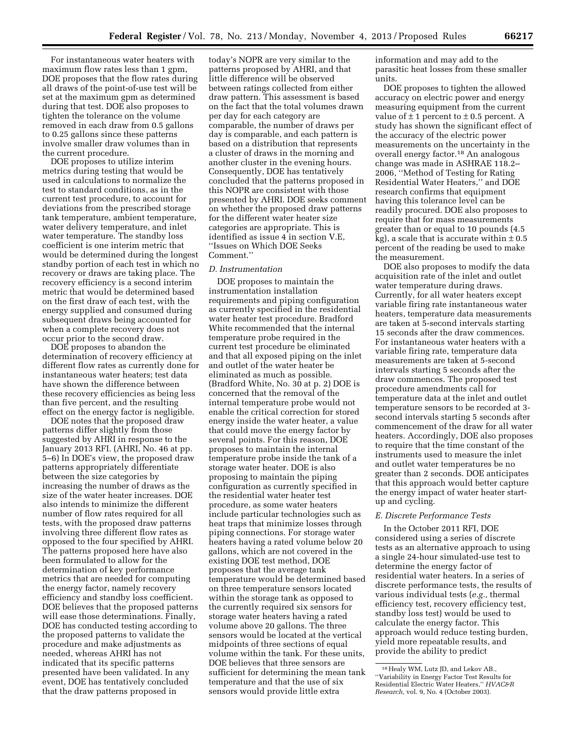For instantaneous water heaters with maximum flow rates less than 1 gpm, DOE proposes that the flow rates during all draws of the point-of-use test will be set at the maximum gpm as determined during that test. DOE also proposes to tighten the tolerance on the volume removed in each draw from 0.5 gallons to 0.25 gallons since these patterns involve smaller draw volumes than in the current procedure.

DOE proposes to utilize interim metrics during testing that would be used in calculations to normalize the test to standard conditions, as in the current test procedure, to account for deviations from the prescribed storage tank temperature, ambient temperature, water delivery temperature, and inlet water temperature. The standby loss coefficient is one interim metric that would be determined during the longest standby portion of each test in which no recovery or draws are taking place. The recovery efficiency is a second interim metric that would be determined based on the first draw of each test, with the energy supplied and consumed during subsequent draws being accounted for when a complete recovery does not occur prior to the second draw.

DOE proposes to abandon the determination of recovery efficiency at different flow rates as currently done for instantaneous water heaters; test data have shown the difference between these recovery efficiencies as being less than five percent, and the resulting effect on the energy factor is negligible.

DOE notes that the proposed draw patterns differ slightly from those suggested by AHRI in response to the January 2013 RFI. (AHRI, No. 46 at pp. 5–6) In DOE's view, the proposed draw patterns appropriately differentiate between the size categories by increasing the number of draws as the size of the water heater increases. DOE also intends to minimize the different number of flow rates required for all tests, with the proposed draw patterns involving three different flow rates as opposed to the four specified by AHRI. The patterns proposed here have also been formulated to allow for the determination of key performance metrics that are needed for computing the energy factor, namely recovery efficiency and standby loss coefficient. DOE believes that the proposed patterns will ease those determinations. Finally, DOE has conducted testing according to the proposed patterns to validate the procedure and make adjustments as needed, whereas AHRI has not indicated that its specific patterns presented have been validated. In any event, DOE has tentatively concluded that the draw patterns proposed in today's NOPR are very similar to the patterns proposed by AHRI, and that little difference will be observed between ratings collected from either draw pattern. This assessment is based on the fact that the total volumes drawn per day for each category are comparable, the number of draws per day is comparable, and each pattern is based on a distribution that represents a cluster of draws in the morning and another cluster in the evening hours. Consequently, DOE has tentatively concluded that the patterns proposed in this NOPR are consistent with those presented by AHRI. DOE seeks comment on whether the proposed draw patterns for the different water heater size categories are appropriate. This is identified as issue 4 in section V.E, ''Issues on Which DOE Seeks Comment.''

### *D. Instrumentation*

DOE proposes to maintain the instrumentation installation requirements and piping configuration as currently specified in the residential water heater test procedure. Bradford White recommended that the internal temperature probe required in the current test procedure be eliminated and that all exposed piping on the inlet and outlet of the water heater be eliminated as much as possible. (Bradford White, No. 30 at p. 2) DOE is concerned that the removal of the internal temperature probe would not enable the critical correction for stored energy inside the water heater, a value that could move the energy factor by several points. For this reason, DOE proposes to maintain the internal temperature probe inside the tank of a storage water heater. DOE is also proposing to maintain the piping configuration as currently specified in the residential water heater test procedure, as some water heaters include particular technologies such as heat traps that minimize losses through piping connections. For storage water heaters having a rated volume below 20 gallons, which are not covered in the existing DOE test method, DOE proposes that the average tank temperature would be determined based on three temperature sensors located within the storage tank as opposed to the currently required six sensors for storage water heaters having a rated volume above 20 gallons. The three sensors would be located at the vertical midpoints of three sections of equal volume within the tank. For these units, DOE believes that three sensors are sufficient for determining the mean tank temperature and that the use of six sensors would provide little extra information and may add to the parasitic heat losses from these smaller units.

DOE proposes to tighten the allowed accuracy on electric power and energy measuring equipment from the current value of ± 1 percent to ± 0.5 percent. A study has shown the significant effect of the accuracy of the electric power measurements on the uncertainty in the overall energy factor.[18] An analogous change was made in ASHRAE 118.2–2006, ''Method of Testing for Rating Residential Water Heaters,'' and DOE research confirms that equipment having this tolerance level can be readily procured. DOE also proposes to require that for mass measurements greater than or equal to 10 pounds (4.5 kg), a scale that is accurate within ± 0.5 percent of the reading be used to make the measurement.

DOE also proposes to modify the data acquisition rate of the inlet and outlet water temperature during draws. Currently, for all water heaters except variable firing rate instantaneous water heaters, temperature data measurements are taken at 5-second intervals starting 15 seconds after the draw commences. For instantaneous water heaters with a variable firing rate, temperature data measurements are taken at 5-second intervals starting 5 seconds after the draw commences. The proposed test procedure amendments call for temperature data at the inlet and outlet temperature sensors to be recorded at 3-second intervals starting 5 seconds after commencement of the draw for all water heaters. Accordingly, DOE also proposes to require that the time constant of the instruments used to measure the inlet and outlet water temperatures be no greater than 2 seconds. DOE anticipates that this approach would better capture the energy impact of water heater start-up and cycling.

### *E. Discrete Performance Tests*

In the October 2011 RFI, DOE considered using a series of discrete tests as an alternative approach to using a single 24-hour simulated-use test to determine the energy factor of residential water heaters. In a series of discrete performance tests, the results of various individual tests (*e.g.,* thermal efficiency test, recovery efficiency test, standby loss test) would be used to calculate the energy factor. This approach would reduce testing burden, yield more repeatable results, and provide the ability to predict

[18] Healy WM, Lutz JD, and Lekov AB., ''Variability in Energy Factor Test Results for Residential Electric Water Heaters,'' *HVAC&R Research,* vol. 9, No. 4 (October 2003).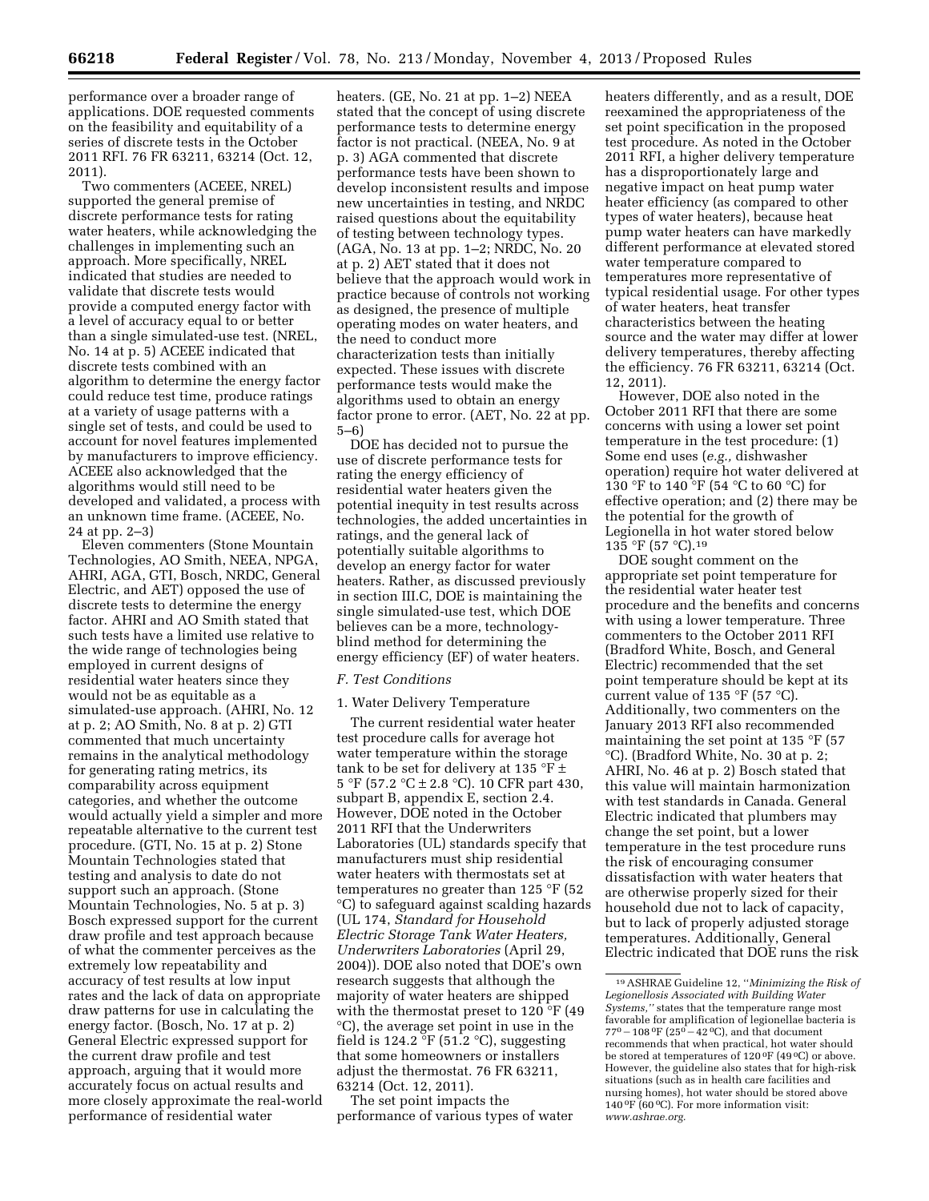performance over a broader range of applications. DOE requested comments on the feasibility and equitability of a series of discrete tests in the October 2011 RFI. 76 FR 63211, 63214 (Oct. 12, 2011).

Two commenters (ACEEE, NREL) supported the general premise of discrete performance tests for rating water heaters, while acknowledging the challenges in implementing such an approach. More specifically, NREL indicated that studies are needed to validate that discrete tests would provide a computed energy factor with a level of accuracy equal to or better than a single simulated-use test. (NREL, No. 14 at p. 5) ACEEE indicated that discrete tests combined with an algorithm to determine the energy factor could reduce test time, produce ratings at a variety of usage patterns with a single set of tests, and could be used to account for novel features implemented by manufacturers to improve efficiency. ACEEE also acknowledged that the algorithms would still need to be developed and validated, a process with an unknown time frame. (ACEEE, No. 24 at pp. 2–3)

Eleven commenters (Stone Mountain Technologies, AO Smith, NEEA, NPGA, AHRI, AGA, GTI, Bosch, NRDC, General Electric, and AET) opposed the use of discrete tests to determine the energy factor. AHRI and AO Smith stated that such tests have a limited use relative to the wide range of technologies being employed in current designs of residential water heaters since they would not be as equitable as a simulated-use approach. (AHRI, No. 12 at p. 2; AO Smith, No. 8 at p. 2) GTI commented that much uncertainty remains in the analytical methodology for generating rating metrics, its comparability across equipment categories, and whether the outcome would actually yield a simpler and more repeatable alternative to the current test procedure. (GTI, No. 15 at p. 2) Stone Mountain Technologies stated that testing and analysis to date do not support such an approach. (Stone Mountain Technologies, No. 5 at p. 3) Bosch expressed support for the current draw profile and test approach because of what the commenter perceives as the extremely low repeatability and accuracy of test results at low input rates and the lack of data on appropriate draw patterns for use in calculating the energy factor. (Bosch, No. 17 at p. 2) General Electric expressed support for the current draw profile and test approach, arguing that it would more accurately focus on actual results and more closely approximate the real-world performance of residential water heaters. (GE, No. 21 at pp. 1–2) NEEA stated that the concept of using discrete performance tests to determine energy factor is not practical. (NEEA, No. 9 at p. 3) AGA commented that discrete performance tests have been shown to develop inconsistent results and impose new uncertainties in testing, and NRDC raised questions about the equitability of testing between technology types. (AGA, No. 13 at pp. 1–2; NRDC, No. 20 at p. 2) AET stated that it does not believe that the approach would work in practice because of controls not working as designed, the presence of multiple operating modes on water heaters, and the need to conduct more characterization tests than initially expected. These issues with discrete performance tests would make the algorithms used to obtain an energy factor prone to error. (AET, No. 22 at pp. 5–6)

DOE has decided not to pursue the use of discrete performance tests for rating the energy efficiency of residential water heaters given the potential inequity in test results across technologies, the added uncertainties in ratings, and the general lack of potentially suitable algorithms to develop an energy factor for water heaters. Rather, as discussed previously in section III.C, DOE is maintaining the single simulated-use test, which DOE believes can be a more, technology-blind method for determining the energy efficiency (EF) of water heaters.

### F. Test Conditions

#### 1. Water Delivery Temperature

The current residential water heater test procedure calls for average hot water temperature within the storage tank to be set for delivery at 135 °F ± 5 °F (57.2 °C ± 2.8 °C). 10 CFR part 430, subpart B, appendix E, section 2.4. However, DOE noted in the October 2011 RFI that the Underwriters Laboratories (UL) standards specify that manufacturers must ship residential water heaters with thermostats set at temperatures no greater than 125 °F (52 °C) to safeguard against scalding hazards (UL 174, *Standard for Household Electric Storage Tank Water Heaters, Underwriters Laboratories* (April 29, 2004)). DOE also noted that DOE's own research suggests that although the majority of water heaters are shipped with the thermostat preset to 120 °F (49 °C), the average set point in use in the field is 124.2 °F (51.2 °C), suggesting that some homeowners or installers adjust the thermostat. 76 FR 63211, 63214 (Oct. 12, 2011).

The set point impacts the performance of various types of water heaters differently, and as a result, DOE reexamined the appropriateness of the set point specification in the proposed test procedure. As noted in the October 2011 RFI, a higher delivery temperature has a disproportionately large and negative impact on heat pump water heater efficiency (as compared to other types of water heaters), because heat pump water heaters can have markedly different performance at elevated stored water temperature compared to temperatures more representative of typical residential usage. For other types of water heaters, heat transfer characteristics between the heating source and the water may differ at lower delivery temperatures, thereby affecting the efficiency. 76 FR 63211, 63214 (Oct. 12, 2011).

However, DOE also noted in the October 2011 RFI that there are some concerns with using a lower set point temperature in the test procedure: (1) Some end uses (*e.g.,* dishwasher operation) require hot water delivered at 130 °F to 140 °F (54 °C to 60 °C) for effective operation; and (2) there may be the potential for the growth of Legionella in hot water stored below 135 °F (57 °C).[19]

DOE sought comment on the appropriate set point temperature for the residential water heater test procedure and the benefits and concerns with using a lower temperature. Three commenters to the October 2011 RFI (Bradford White, Bosch, and General Electric) recommended that the set point temperature be kept at its current value of 135 °F (57 °C). Additionally, two commenters on the January 2013 RFI also recommended maintaining the set point at 135 °F (57 °C). (Bradford White, No. 30 at p. 2; AHRI, No. 46 at p. 2) Bosch stated that this value will maintain harmonization with test standards in Canada. General Electric indicated that plumbers may change the set point, but a lower temperature in the test procedure runs the risk of encouraging consumer dissatisfaction with water heaters that are otherwise properly sized for their household due not to lack of capacity, but to lack of properly adjusted storage temperatures. Additionally, General Electric indicated that DOE runs the risk

---

[19] ASHRAE Guideline 12, "*Minimizing the Risk of Legionellosis Associated with Building Water Systems,*" states that the temperature range most favorable for amplification of legionellae bacteria is 77° – 108 °F (25° – 42 °C), and that document recommends that when practical, hot water should be stored at temperatures of 120 °F (49 °C) or above. However, the guideline also states that for high-risk situations (such as in health care facilities and nursing homes), hot water should be stored above 140 °F (60 °C). For more information visit: *www.ashrae.org.*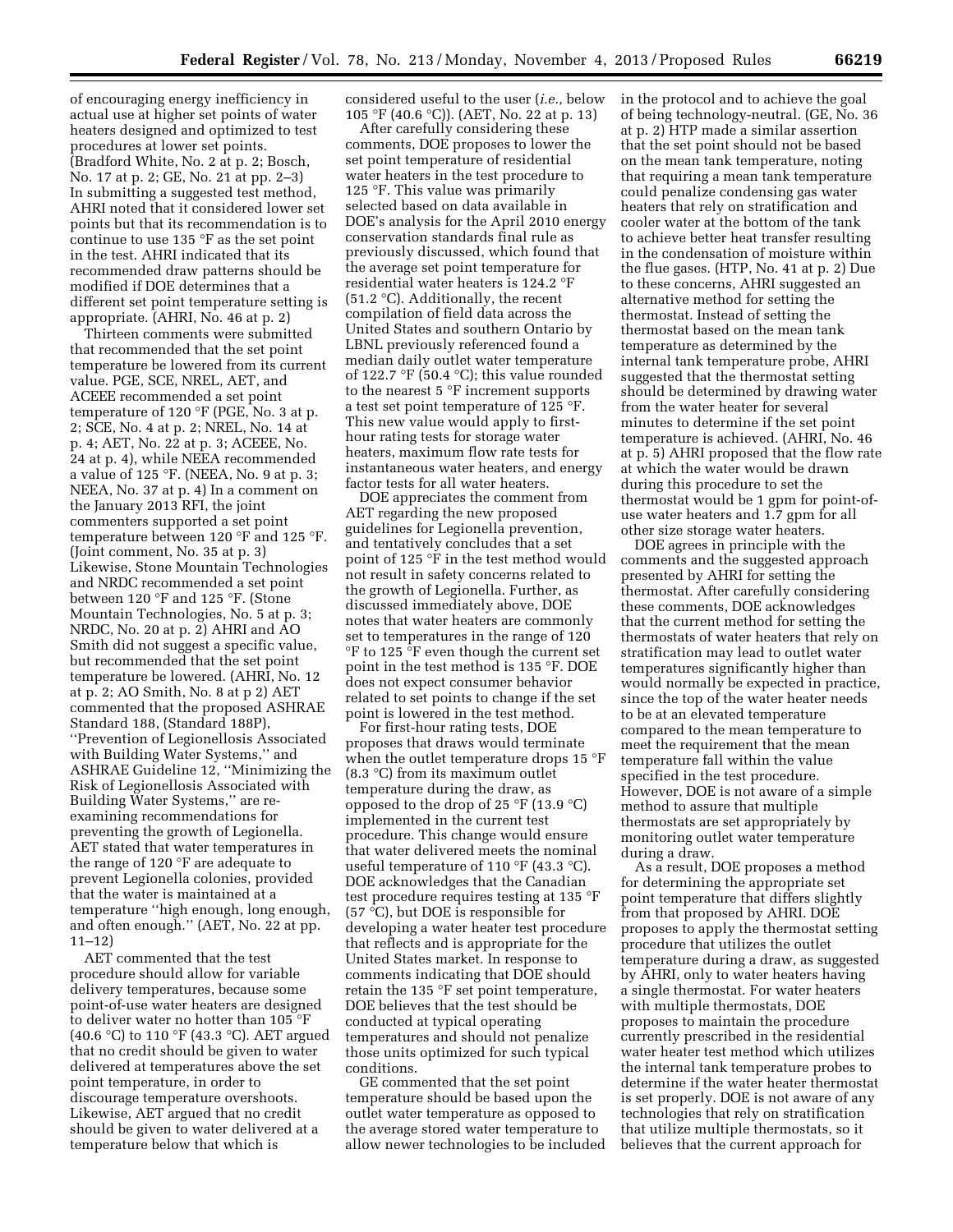of encouraging energy inefficiency in actual use at higher set points of water heaters designed and optimized to test procedures at lower set points. (Bradford White, No. 2 at p. 2; Bosch, No. 17 at p. 2; GE, No. 21 at pp. 2–3) In submitting a suggested test method, AHRI noted that it considered lower set points but that its recommendation is to continue to use 135 °F as the set point in the test. AHRI indicated that its recommended draw patterns should be modified if DOE determines that a different set point temperature setting is appropriate. (AHRI, No. 46 at p. 2)

Thirteen comments were submitted that recommended that the set point temperature be lowered from its current value. PGE, SCE, NREL, AET, and ACEEE recommended a set point temperature of 120 °F (PGE, No. 3 at p. 2; SCE, No. 4 at p. 2; NREL, No. 14 at p. 4; AET, No. 22 at p. 3; ACEEE, No. 24 at p. 4), while NEEA recommended a value of 125 °F. (NEEA, No. 9 at p. 3; NEEA, No. 37 at p. 4) In a comment on the January 2013 RFI, the joint commenters supported a set point temperature between 120 °F and 125 °F. (Joint comment, No. 35 at p. 3) Likewise, Stone Mountain Technologies and NRDC recommended a set point between 120 °F and 125 °F. (Stone Mountain Technologies, No. 5 at p. 3; NRDC, No. 20 at p. 2) AHRI and AO Smith did not suggest a specific value, but recommended that the set point temperature be lowered. (AHRI, No. 12 at p. 2; AO Smith, No. 8 at p 2) AET commented that the proposed ASHRAE Standard 188, (Standard 188P), ''Prevention of Legionellosis Associated with Building Water Systems,'' and ASHRAE Guideline 12, ''Minimizing the Risk of Legionellosis Associated with Building Water Systems,'' are re-examining recommendations for preventing the growth of Legionella. AET stated that water temperatures in the range of 120 °F are adequate to prevent Legionella colonies, provided that the water is maintained at a temperature ''high enough, long enough, and often enough.'' (AET, No. 22 at pp. 11–12)

AET commented that the test procedure should allow for variable delivery temperatures, because some point-of-use water heaters are designed to deliver water no hotter than 105 °F (40.6 °C) to 110 °F (43.3 °C). AET argued that no credit should be given to water delivered at temperatures above the set point temperature, in order to discourage temperature overshoots. Likewise, AET argued that no credit should be given to water delivered at a temperature below that which is considered useful to the user (*i.e.,* below 105 °F (40.6 °C)). (AET, No. 22 at p. 13)

After carefully considering these comments, DOE proposes to lower the set point temperature of residential water heaters in the test procedure to 125 °F. This value was primarily selected based on data available in DOE's analysis for the April 2010 energy conservation standards final rule as previously discussed, which found that the average set point temperature for residential water heaters is 124.2 °F (51.2 °C). Additionally, the recent compilation of field data across the United States and southern Ontario by LBNL previously referenced found a median daily outlet water temperature of 122.7 °F (50.4 °C); this value rounded to the nearest 5 °F increment supports a test set point temperature of 125 °F. This new value would apply to first-hour rating tests for storage water heaters, maximum flow rate tests for instantaneous water heaters, and energy factor tests for all water heaters.

DOE appreciates the comment from AET regarding the new proposed guidelines for Legionella prevention, and tentatively concludes that a set point of 125 °F in the test method would not result in safety concerns related to the growth of Legionella. Further, as discussed immediately above, DOE notes that water heaters are commonly set to temperatures in the range of 120 °F to 125 °F even though the current set point in the test method is 135 °F. DOE does not expect consumer behavior related to set points to change if the set point is lowered in the test method.

For first-hour rating tests, DOE proposes that draws would terminate when the outlet temperature drops 15 °F (8.3 °C) from its maximum outlet temperature during the draw, as opposed to the drop of 25 °F (13.9 °C) implemented in the current test procedure. This change would ensure that water delivered meets the nominal useful temperature of 110 °F (43.3 °C). DOE acknowledges that the Canadian test procedure requires testing at 135 °F (57 °C), but DOE is responsible for developing a water heater test procedure that reflects and is appropriate for the United States market. In response to comments indicating that DOE should retain the 135 °F set point temperature, DOE believes that the test should be conducted at typical operating temperatures and should not penalize those units optimized for such typical conditions.

GE commented that the set point temperature should be based upon the outlet water temperature as opposed to the average stored water temperature to allow newer technologies to be included in the protocol and to achieve the goal of being technology-neutral. (GE, No. 36 at p. 2) HTP made a similar assertion that the set point should not be based on the mean tank temperature, noting that requiring a mean tank temperature could penalize condensing gas water heaters that rely on stratification and cooler water at the bottom of the tank to achieve better heat transfer resulting in the condensation of moisture within the flue gases. (HTP, No. 41 at p. 2) Due to these concerns, AHRI suggested an alternative method for setting the thermostat. Instead of setting the thermostat based on the mean tank temperature as determined by the internal tank temperature probe, AHRI suggested that the thermostat setting should be determined by drawing water from the water heater for several minutes to determine if the set point temperature is achieved. (AHRI, No. 46 at p. 5) AHRI proposed that the flow rate at which the water would be drawn during this procedure to set the thermostat would be 1 gpm for point-of-use water heaters and 1.7 gpm for all other size storage water heaters.

DOE agrees in principle with the comments and the suggested approach presented by AHRI for setting the thermostat. After carefully considering these comments, DOE acknowledges that the current method for setting the thermostats of water heaters that rely on stratification may lead to outlet water temperatures significantly higher than would normally be expected in practice, since the top of the water heater needs to be at an elevated temperature compared to the mean temperature to meet the requirement that the mean temperature fall within the value specified in the test procedure. However, DOE is not aware of a simple method to assure that multiple thermostats are set appropriately by monitoring outlet water temperature during a draw.

As a result, DOE proposes a method for determining the appropriate set point temperature that differs slightly from that proposed by AHRI. DOE proposes to apply the thermostat setting procedure that utilizes the outlet temperature during a draw, as suggested by AHRI, only to water heaters having a single thermostat. For water heaters with multiple thermostats, DOE proposes to maintain the procedure currently prescribed in the residential water heater test method which utilizes the internal tank temperature probes to determine if the water heater thermostat is set properly. DOE is not aware of any technologies that rely on stratification that utilize multiple thermostats, so it believes that the current approach for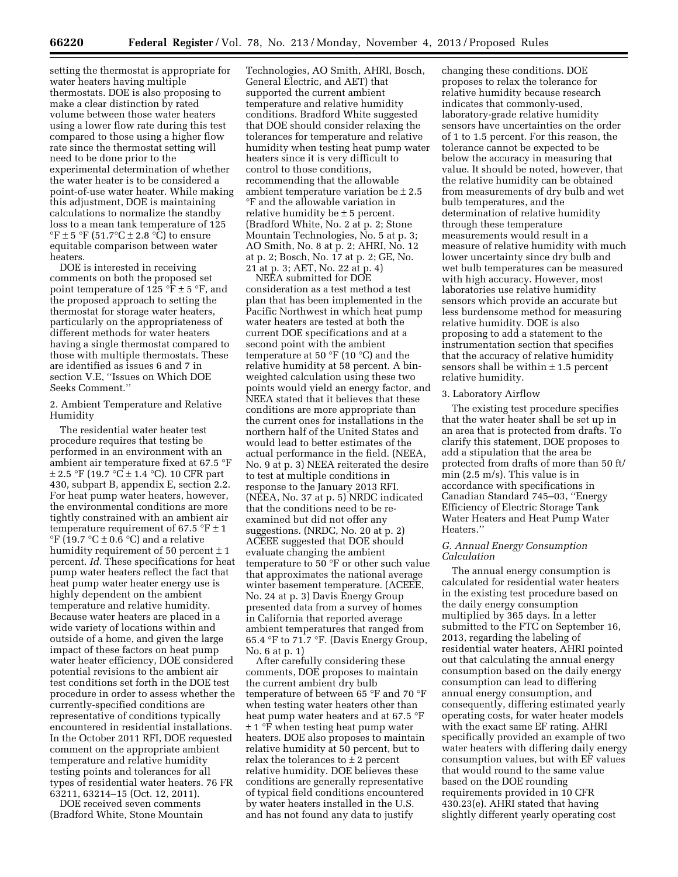setting the thermostat is appropriate for water heaters having multiple thermostats. DOE is also proposing to make a clear distinction by rated volume between those water heaters using a lower flow rate during this test compared to those using a higher flow rate since the thermostat setting will need to be done prior to the experimental determination of whether the water heater is to be considered a point-of-use water heater. While making this adjustment, DOE is maintaining calculations to normalize the standby loss to a mean tank temperature of 125 °F ± 5 °F (51.7°C ± 2.8 °C) to ensure equitable comparison between water heaters.

DOE is interested in receiving comments on both the proposed set point temperature of 125 °F ± 5 °F, and the proposed approach to setting the thermostat for storage water heaters, particularly on the appropriateness of different methods for water heaters having a single thermostat compared to those with multiple thermostats. These are identified as issues 6 and 7 in section V.E, ''Issues on Which DOE Seeks Comment.''

2. Ambient Temperature and Relative Humidity

The residential water heater test procedure requires that testing be performed in an environment with an ambient air temperature fixed at 67.5 °F ± 2.5 °F (19.7 °C ± 1.4 °C). 10 CFR part 430, subpart B, appendix E, section 2.2. For heat pump water heaters, however, the environmental conditions are more tightly constrained with an ambient air temperature requirement of 67.5 °F ± 1 °F (19.7 °C ± 0.6 °C) and a relative humidity requirement of 50 percent ± 1 percent. *Id.* These specifications for heat pump water heaters reflect the fact that heat pump water heater energy use is highly dependent on the ambient temperature and relative humidity. Because water heaters are placed in a wide variety of locations within and outside of a home, and given the large impact of these factors on heat pump water heater efficiency, DOE considered potential revisions to the ambient air test conditions set forth in the DOE test procedure in order to assess whether the currently-specified conditions are representative of conditions typically encountered in residential installations. In the October 2011 RFI, DOE requested comment on the appropriate ambient temperature and relative humidity testing points and tolerances for all types of residential water heaters. 76 FR 63211, 63214–15 (Oct. 12, 2011).

DOE received seven comments (Bradford White, Stone Mountain Technologies, AO Smith, AHRI, Bosch, General Electric, and AET) that supported the current ambient temperature and relative humidity conditions. Bradford White suggested that DOE should consider relaxing the tolerances for temperature and relative humidity when testing heat pump water heaters since it is very difficult to control to those conditions, recommending that the allowable ambient temperature variation be ± 2.5 °F and the allowable variation in relative humidity be ± 5 percent. (Bradford White, No. 2 at p. 2; Stone Mountain Technologies, No. 5 at p. 3; AO Smith, No. 8 at p. 2; AHRI, No. 12 at p. 2; Bosch, No. 17 at p. 2; GE, No. 21 at p. 3; AET, No. 22 at p. 4)

NEEA submitted for DOE consideration as a test method a test plan that has been implemented in the Pacific Northwest in which heat pump water heaters are tested at both the current DOE specifications and at a second point with the ambient temperature at 50 °F (10 °C) and the relative humidity at 58 percent. A bin-weighted calculation using these two points would yield an energy factor, and NEEA stated that it believes that these conditions are more appropriate than the current ones for installations in the northern half of the United States and would lead to better estimates of the actual performance in the field. (NEEA, No. 9 at p. 3) NEEA reiterated the desire to test at multiple conditions in response to the January 2013 RFI. (NEEA, No. 37 at p. 5) NRDC indicated that the conditions need to be re-examined but did not offer any suggestions. (NRDC, No. 20 at p. 2) ACEEE suggested that DOE should evaluate changing the ambient temperature to 50 °F or other such value that approximates the national average winter basement temperature. (ACEEE, No. 24 at p. 3) Davis Energy Group presented data from a survey of homes in California that reported average ambient temperatures that ranged from 65.4 °F to 71.7 °F. (Davis Energy Group, No. 6 at p. 1)

After carefully considering these comments, DOE proposes to maintain the current ambient dry bulb temperature of between 65 °F and 70 °F when testing water heaters other than heat pump water heaters and at 67.5 °F ± 1 °F when testing heat pump water heaters. DOE also proposes to maintain relative humidity at 50 percent, but to relax the tolerances to ± 2 percent relative humidity. DOE believes these conditions are generally representative of typical field conditions encountered by water heaters installed in the U.S. and has not found any data to justify changing these conditions. DOE proposes to relax the tolerance for relative humidity because research indicates that commonly-used, laboratory-grade relative humidity sensors have uncertainties on the order of 1 to 1.5 percent. For this reason, the tolerance cannot be expected to be below the accuracy in measuring that value. It should be noted, however, that the relative humidity can be obtained from measurements of dry bulb and wet bulb temperatures, and the determination of relative humidity through these temperature measurements would result in a measure of relative humidity with much lower uncertainty since dry bulb and wet bulb temperatures can be measured with high accuracy. However, most laboratories use relative humidity sensors which provide an accurate but less burdensome method for measuring relative humidity. DOE is also proposing to add a statement to the instrumentation section that specifies that the accuracy of relative humidity sensors shall be within ± 1.5 percent relative humidity.

3. Laboratory Airflow

The existing test procedure specifies that the water heater shall be set up in an area that is protected from drafts. To clarify this statement, DOE proposes to add a stipulation that the area be protected from drafts of more than 50 ft/min (2.5 m/s). This value is in accordance with specifications in Canadian Standard 745–03, ''Energy Efficiency of Electric Storage Tank Water Heaters and Heat Pump Water Heaters.''

### *G. Annual Energy Consumption Calculation*

The annual energy consumption is calculated for residential water heaters in the existing test procedure based on the daily energy consumption multiplied by 365 days. In a letter submitted to the FTC on September 16, 2013, regarding the labeling of residential water heaters, AHRI pointed out that calculating the annual energy consumption based on the daily energy consumption can lead to differing annual energy consumption, and consequently, differing estimated yearly operating costs, for water heater models with the exact same EF rating. AHRI specifically provided an example of two water heaters with differing daily energy consumption values, but with EF values that would round to the same value based on the DOE rounding requirements provided in 10 CFR 430.23(e). AHRI stated that having slightly different yearly operating cost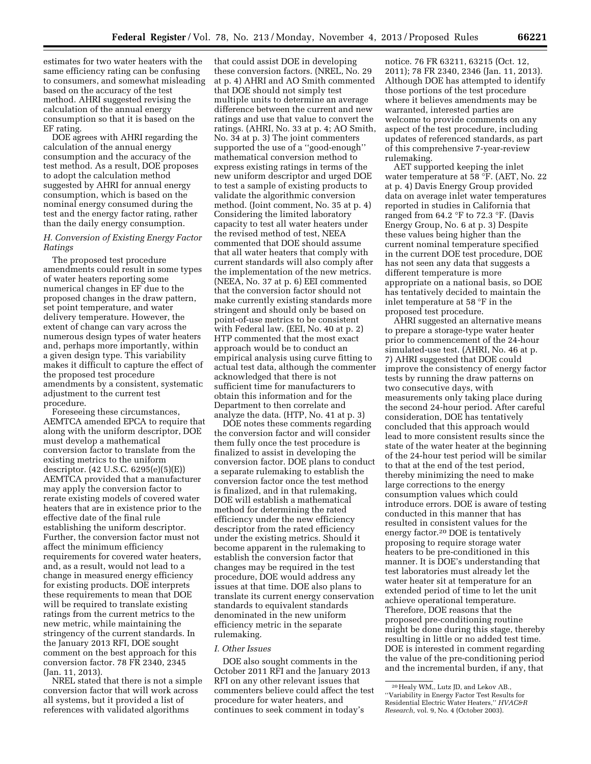estimates for two water heaters with the same efficiency rating can be confusing to consumers, and somewhat misleading based on the accuracy of the test method. AHRI suggested revising the calculation of the annual energy consumption so that it is based on the EF rating.

DOE agrees with AHRI regarding the calculation of the annual energy consumption and the accuracy of the test method. As a result, DOE proposes to adopt the calculation method suggested by AHRI for annual energy consumption, which is based on the nominal energy consumed during the test and the energy factor rating, rather than the daily energy consumption.

### *H. Conversion of Existing Energy Factor Ratings*

The proposed test procedure amendments could result in some types of water heaters reporting some numerical changes in EF due to the proposed changes in the draw pattern, set point temperature, and water delivery temperature. However, the extent of change can vary across the numerous design types of water heaters and, perhaps more importantly, within a given design type. This variability makes it difficult to capture the effect of the proposed test procedure amendments by a consistent, systematic adjustment to the current test procedure.

Foreseeing these circumstances, AEMTCA amended EPCA to require that along with the uniform descriptor, DOE must develop a mathematical conversion factor to translate from the existing metrics to the uniform descriptor. (42 U.S.C. 6295(e)(5)(E)) AEMTCA provided that a manufacturer may apply the conversion factor to rerate existing models of covered water heaters that are in existence prior to the effective date of the final rule establishing the uniform descriptor. Further, the conversion factor must not affect the minimum efficiency requirements for covered water heaters, and, as a result, would not lead to a change in measured energy efficiency for existing products. DOE interprets these requirements to mean that DOE will be required to translate existing ratings from the current metrics to the new metric, while maintaining the stringency of the current standards. In the January 2013 RFI, DOE sought comment on the best approach for this conversion factor. 78 FR 2340, 2345 (Jan. 11, 2013).

NREL stated that there is not a simple conversion factor that will work across all systems, but it provided a list of references with validated algorithms that could assist DOE in developing these conversion factors. (NREL, No. 29 at p. 4) AHRI and AO Smith commented that DOE should not simply test multiple units to determine an average difference between the current and new ratings and use that value to convert the ratings. (AHRI, No. 33 at p. 4; AO Smith, No. 34 at p. 3) The joint commenters supported the use of a ''good-enough'' mathematical conversion method to express existing ratings in terms of the new uniform descriptor and urged DOE to test a sample of existing products to validate the algorithmic conversion method. (Joint comment, No. 35 at p. 4) Considering the limited laboratory capacity to test all water heaters under the revised method of test, NEEA commented that DOE should assume that all water heaters that comply with current standards will also comply after the implementation of the new metrics. (NEEA, No. 37 at p. 6) EEI commented that the conversion factor should not make currently existing standards more stringent and should only be based on point-of-use metrics to be consistent with Federal law. (EEI, No. 40 at p. 2) HTP commented that the most exact approach would be to conduct an empirical analysis using curve fitting to actual test data, although the commenter acknowledged that there is not sufficient time for manufacturers to obtain this information and for the Department to then correlate and analyze the data. (HTP, No. 41 at p. 3)

DOE notes these comments regarding the conversion factor and will consider them fully once the test procedure is finalized to assist in developing the conversion factor. DOE plans to conduct a separate rulemaking to establish the conversion factor once the test method is finalized, and in that rulemaking, DOE will establish a mathematical method for determining the rated efficiency under the new efficiency descriptor from the rated efficiency under the existing metrics. Should it become apparent in the rulemaking to establish the conversion factor that changes may be required in the test procedure, DOE would address any issues at that time. DOE also plans to translate its current energy conservation standards to equivalent standards denominated in the new uniform efficiency metric in the separate rulemaking.

### *I. Other Issues*

DOE also sought comments in the October 2011 RFI and the January 2013 RFI on any other relevant issues that commenters believe could affect the test procedure for water heaters, and continues to seek comment in today's notice. 76 FR 63211, 63215 (Oct. 12, 2011); 78 FR 2340, 2346 (Jan. 11, 2013). Although DOE has attempted to identify those portions of the test procedure where it believes amendments may be warranted, interested parties are welcome to provide comments on any aspect of the test procedure, including updates of referenced standards, as part of this comprehensive 7-year-review rulemaking.

AET supported keeping the inlet water temperature at 58 °F. (AET, No. 22 at p. 4) Davis Energy Group provided data on average inlet water temperatures reported in studies in California that ranged from 64.2 °F to 72.3 °F. (Davis Energy Group, No. 6 at p. 3) Despite these values being higher than the current nominal temperature specified in the current DOE test procedure, DOE has not seen any data that suggests a different temperature is more appropriate on a national basis, so DOE has tentatively decided to maintain the inlet temperature at 58 °F in the proposed test procedure.

AHRI suggested an alternative means to prepare a storage-type water heater prior to commencement of the 24-hour simulated-use test. (AHRI, No. 46 at p. 7) AHRI suggested that DOE could improve the consistency of energy factor tests by running the draw patterns on two consecutive days, with measurements only taking place during the second 24-hour period. After careful consideration, DOE has tentatively concluded that this approach would lead to more consistent results since the state of the water heater at the beginning of the 24-hour test period will be similar to that at the end of the test period, thereby minimizing the need to make large corrections to the energy consumption values which could introduce errors. DOE is aware of testing conducted in this manner that has resulted in consistent values for the energy factor.[20] DOE is tentatively proposing to require storage water heaters to be pre-conditioned in this manner. It is DOE's understanding that test laboratories must already let the water heater sit at temperature for an extended period of time to let the unit achieve operational temperature. Therefore, DOE reasons that the proposed pre-conditioning routine might be done during this stage, thereby resulting in little or no added test time. DOE is interested in comment regarding the value of the pre-conditioning period and the incremental burden, if any, that

---

[20] Healy WM,, Lutz JD, and Lekov AB., ''Variability in Energy Factor Test Results for Residential Electric Water Heaters,'' *HVAC&R Research,* vol. 9, No. 4 (October 2003).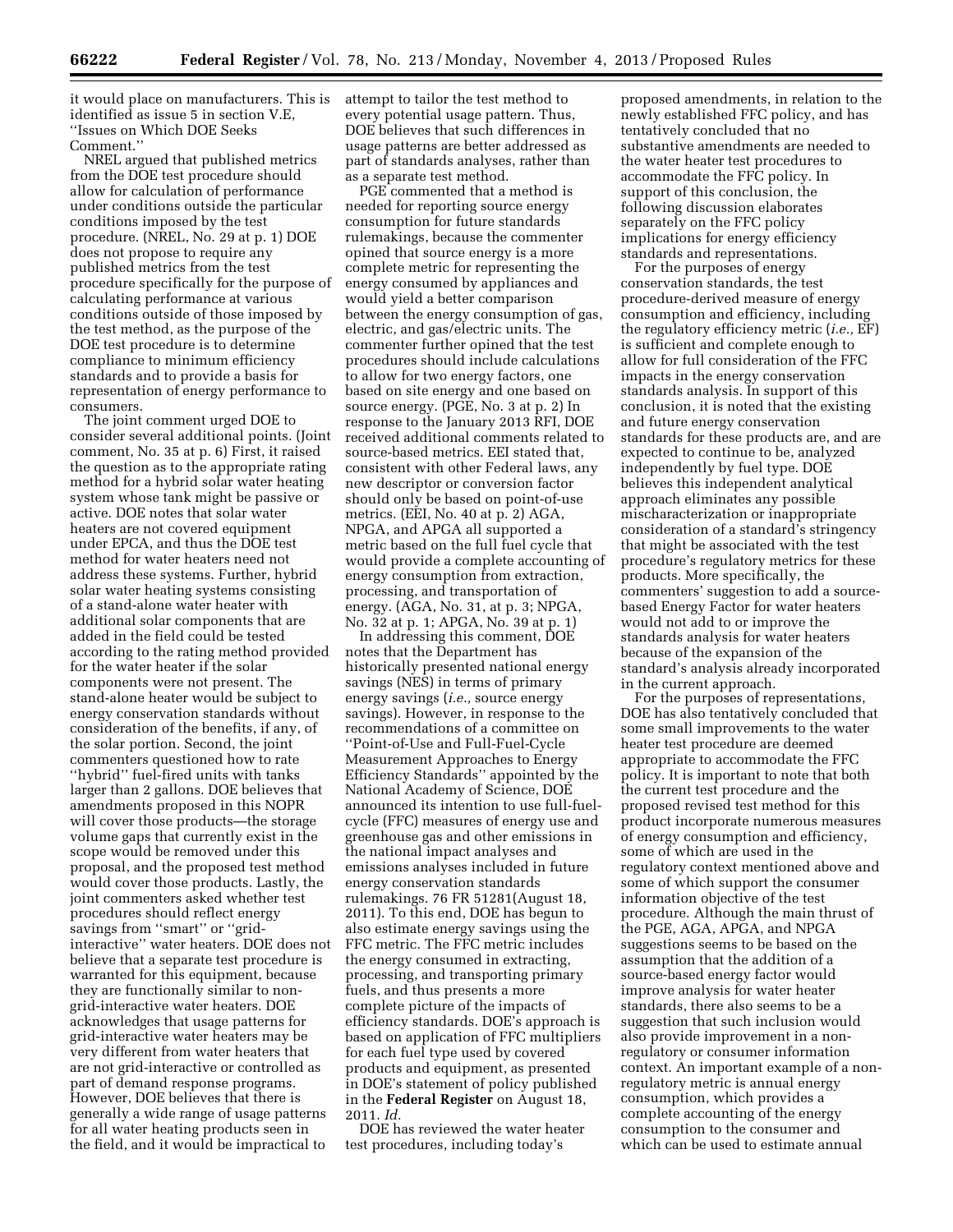it would place on manufacturers. This is identified as issue 5 in section V.E, ''Issues on Which DOE Seeks Comment.''

NREL argued that published metrics from the DOE test procedure should allow for calculation of performance under conditions outside the particular conditions imposed by the test procedure. (NREL, No. 29 at p. 1) DOE does not propose to require any published metrics from the test procedure specifically for the purpose of calculating performance at various conditions outside of those imposed by the test method, as the purpose of the DOE test procedure is to determine compliance to minimum efficiency standards and to provide a basis for representation of energy performance to consumers.

The joint comment urged DOE to consider several additional points. (Joint comment, No. 35 at p. 6) First, it raised the question as to the appropriate rating method for a hybrid solar water heating system whose tank might be passive or active. DOE notes that solar water heaters are not covered equipment under EPCA, and thus the DOE test method for water heaters need not address these systems. Further, hybrid solar water heating systems consisting of a stand-alone water heater with additional solar components that are added in the field could be tested according to the rating method provided for the water heater if the solar components were not present. The stand-alone heater would be subject to energy conservation standards without consideration of the benefits, if any, of the solar portion. Second, the joint commenters questioned how to rate ''hybrid'' fuel-fired units with tanks larger than 2 gallons. DOE believes that amendments proposed in this NOPR will cover those products—the storage volume gaps that currently exist in the scope would be removed under this proposal, and the proposed test method would cover those products. Lastly, the joint commenters asked whether test procedures should reflect energy savings from ''smart'' or ''grid-interactive'' water heaters. DOE does not believe that a separate test procedure is warranted for this equipment, because they are functionally similar to non-grid-interactive water heaters. DOE acknowledges that usage patterns for grid-interactive water heaters may be very different from water heaters that are not grid-interactive or controlled as part of demand response programs. However, DOE believes that there is generally a wide range of usage patterns for all water heating products seen in the field, and it would be impractical to attempt to tailor the test method to every potential usage pattern. Thus, DOE believes that such differences in usage patterns are better addressed as part of standards analyses, rather than as a separate test method.

PGE commented that a method is needed for reporting source energy consumption for future standards rulemakings, because the commenter opined that source energy is a more complete metric for representing the energy consumed by appliances and would yield a better comparison between the energy consumption of gas, electric, and gas/electric units. The commenter further opined that the test procedures should include calculations to allow for two energy factors, one based on site energy and one based on source energy. (PGE, No. 3 at p. 2) In response to the January 2013 RFI, DOE received additional comments related to source-based metrics. EEI stated that, consistent with other Federal laws, any new descriptor or conversion factor should only be based on point-of-use metrics. (EEI, No. 40 at p. 2) AGA, NPGA, and APGA all supported a metric based on the full fuel cycle that would provide a complete accounting of energy consumption from extraction, processing, and transportation of energy. (AGA, No. 31, at p. 3; NPGA, No. 32 at p. 1; APGA, No. 39 at p. 1)

In addressing this comment, DOE notes that the Department has historically presented national energy savings (NES) in terms of primary energy savings (*i.e.,* source energy savings). However, in response to the recommendations of a committee on ''Point-of-Use and Full-Fuel-Cycle Measurement Approaches to Energy Efficiency Standards'' appointed by the National Academy of Science, DOE announced its intention to use full-fuel-cycle (FFC) measures of energy use and greenhouse gas and other emissions in the national impact analyses and emissions analyses included in future energy conservation standards rulemakings. 76 FR 51281(August 18, 2011). To this end, DOE has begun to also estimate energy savings using the FFC metric. The FFC metric includes the energy consumed in extracting, processing, and transporting primary fuels, and thus presents a more complete picture of the impacts of efficiency standards. DOE's approach is based on application of FFC multipliers for each fuel type used by covered products and equipment, as presented in DOE's statement of policy published in the **Federal Register** on August 18, 2011. *Id.*

DOE has reviewed the water heater test procedures, including today's proposed amendments, in relation to the newly established FFC policy, and has tentatively concluded that no substantive amendments are needed to the water heater test procedures to accommodate the FFC policy. In support of this conclusion, the following discussion elaborates separately on the FFC policy implications for energy efficiency standards and representations.

For the purposes of energy conservation standards, the test procedure-derived measure of energy consumption and efficiency, including the regulatory efficiency metric (*i.e.,* EF) is sufficient and complete enough to allow for full consideration of the FFC impacts in the energy conservation standards analysis. In support of this conclusion, it is noted that the existing and future energy conservation standards for these products are, and are expected to continue to be, analyzed independently by fuel type. DOE believes this independent analytical approach eliminates any possible mischaracterization or inappropriate consideration of a standard's stringency that might be associated with the test procedure's regulatory metrics for these products. More specifically, the commenters' suggestion to add a source-based Energy Factor for water heaters would not add to or improve the standards analysis for water heaters because of the expansion of the standard's analysis already incorporated in the current approach.

For the purposes of representations, DOE has also tentatively concluded that some small improvements to the water heater test procedure are deemed appropriate to accommodate the FFC policy. It is important to note that both the current test procedure and the proposed revised test method for this product incorporate numerous measures of energy consumption and efficiency, some of which are used in the regulatory context mentioned above and some of which support the consumer information objective of the test procedure. Although the main thrust of the PGE, AGA, APGA, and NPGA suggestions seems to be based on the assumption that the addition of a source-based energy factor would improve analysis for water heater standards, there also seems to be a suggestion that such inclusion would also provide improvement in a non-regulatory or consumer information context. An important example of a non-regulatory metric is annual energy consumption, which provides a complete accounting of the energy consumption to the consumer and which can be used to estimate annual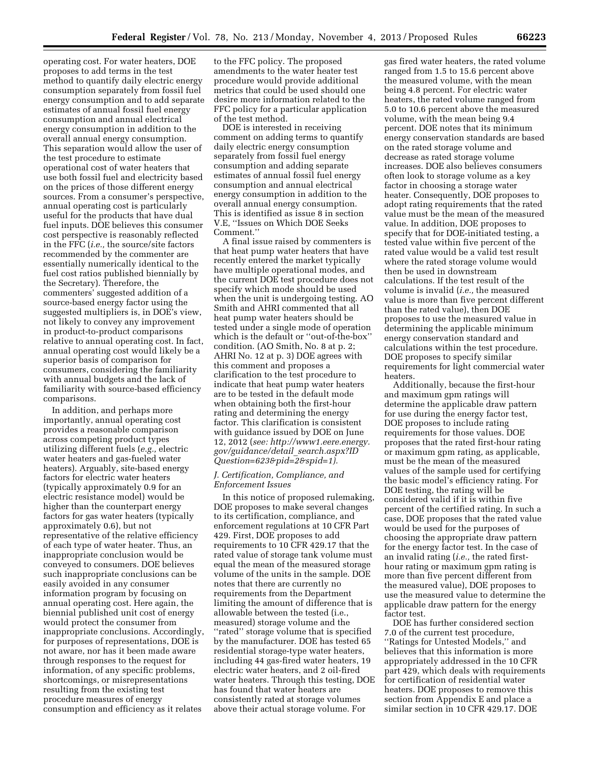operating cost. For water heaters, DOE proposes to add terms in the test method to quantify daily electric energy consumption separately from fossil fuel energy consumption and to add separate estimates of annual fossil fuel energy consumption and annual electrical energy consumption in addition to the overall annual energy consumption. This separation would allow the user of the test procedure to estimate operational cost of water heaters that use both fossil fuel and electricity based on the prices of those different energy sources. From a consumer's perspective, annual operating cost is particularly useful for the products that have dual fuel inputs. DOE believes this consumer cost perspective is reasonably reflected in the FFC (*i.e.,* the source/site factors recommended by the commenter are essentially numerically identical to the fuel cost ratios published biennially by the Secretary). Therefore, the commenters' suggested addition of a source-based energy factor using the suggested multipliers is, in DOE's view, not likely to convey any improvement in product-to-product comparisons relative to annual operating cost. In fact, annual operating cost would likely be a superior basis of comparison for consumers, considering the familiarity with annual budgets and the lack of familiarity with source-based efficiency comparisons.

In addition, and perhaps more importantly, annual operating cost provides a reasonable comparison across competing product types utilizing different fuels (*e.g.,* electric water heaters and gas-fueled water heaters). Arguably, site-based energy factors for electric water heaters (typically approximately 0.9 for an electric resistance model) would be higher than the counterpart energy factors for gas water heaters (typically approximately 0.6), but not representative of the relative efficiency of each type of water heater. Thus, an inappropriate conclusion would be conveyed to consumers. DOE believes such inappropriate conclusions can be easily avoided in any consumer information program by focusing on annual operating cost. Here again, the biennial published unit cost of energy would protect the consumer from inappropriate conclusions. Accordingly, for purposes of representations, DOE is not aware, nor has it been made aware through responses to the request for information, of any specific problems, shortcomings, or misrepresentations resulting from the existing test procedure measures of energy consumption and efficiency as it relates to the FFC policy. The proposed amendments to the water heater test procedure would provide additional metrics that could be used should one desire more information related to the FFC policy for a particular application of the test method.

DOE is interested in receiving comment on adding terms to quantify daily electric energy consumption separately from fossil fuel energy consumption and adding separate estimates of annual fossil fuel energy consumption and annual electrical energy consumption in addition to the overall annual energy consumption. This is identified as issue 8 in section V.E, ''Issues on Which DOE Seeks Comment.''

A final issue raised by commenters is that heat pump water heaters that have recently entered the market typically have multiple operational modes, and the current DOE test procedure does not specify which mode should be used when the unit is undergoing testing. AO Smith and AHRI commented that all heat pump water heaters should be tested under a single mode of operation which is the default or ''out-of-the-box'' condition. (AO Smith, No. 8 at p. 2; AHRI No. 12 at p. 3) DOE agrees with this comment and proposes a clarification to the test procedure to indicate that heat pump water heaters are to be tested in the default mode when obtaining both the first-hour rating and determining the energy factor. This clarification is consistent with guidance issued by DOE on June 12, 2012 (*see: http://www1.eere.energy.gov/guidance/detail_search.aspx?IDQuestion=623&pid=2&spid=1).*

### *J. Certification, Compliance, and Enforcement Issues*

In this notice of proposed rulemaking, DOE proposes to make several changes to its certification, compliance, and enforcement regulations at 10 CFR Part 429. First, DOE proposes to add requirements to 10 CFR 429.17 that the rated value of storage tank volume must equal the mean of the measured storage volume of the units in the sample. DOE notes that there are currently no requirements from the Department limiting the amount of difference that is allowable between the tested (i.e., measured) storage volume and the ''rated'' storage volume that is specified by the manufacturer. DOE has tested 65 residential storage-type water heaters, including 44 gas-fired water heaters, 19 electric water heaters, and 2 oil-fired water heaters. Through this testing, DOE has found that water heaters are consistently rated at storage volumes above their actual storage volume. For gas fired water heaters, the rated volume ranged from 1.5 to 15.6 percent above the measured volume, with the mean being 4.8 percent. For electric water heaters, the rated volume ranged from 5.0 to 10.6 percent above the measured volume, with the mean being 9.4 percent. DOE notes that its minimum energy conservation standards are based on the rated storage volume and decrease as rated storage volume increases. DOE also believes consumers often look to storage volume as a key factor in choosing a storage water heater. Consequently, DOE proposes to adopt rating requirements that the rated value must be the mean of the measured value. In addition, DOE proposes to specify that for DOE-initiated testing, a tested value within five percent of the rated value would be a valid test result where the rated storage volume would then be used in downstream calculations. If the test result of the volume is invalid (*i.e.,* the measured value is more than five percent different than the rated value), then DOE proposes to use the measured value in determining the applicable minimum energy conservation standard and calculations within the test procedure. DOE proposes to specify similar requirements for light commercial water heaters.

Additionally, because the first-hour and maximum gpm ratings will determine the applicable draw pattern for use during the energy factor test, DOE proposes to include rating requirements for those values. DOE proposes that the rated first-hour rating or maximum gpm rating, as applicable, must be the mean of the measured values of the sample used for certifying the basic model's efficiency rating. For DOE testing, the rating will be considered valid if it is within five percent of the certified rating. In such a case, DOE proposes that the rated value would be used for the purposes of choosing the appropriate draw pattern for the energy factor test. In the case of an invalid rating (*i.e.,* the rated first-hour rating or maximum gpm rating is more than five percent different from the measured value), DOE proposes to use the measured value to determine the applicable draw pattern for the energy factor test.

DOE has further considered section 7.0 of the current test procedure, ''Ratings for Untested Models,'' and believes that this information is more appropriately addressed in the 10 CFR part 429, which deals with requirements for certification of residential water heaters. DOE proposes to remove this section from Appendix E and place a similar section in 10 CFR 429.17. DOE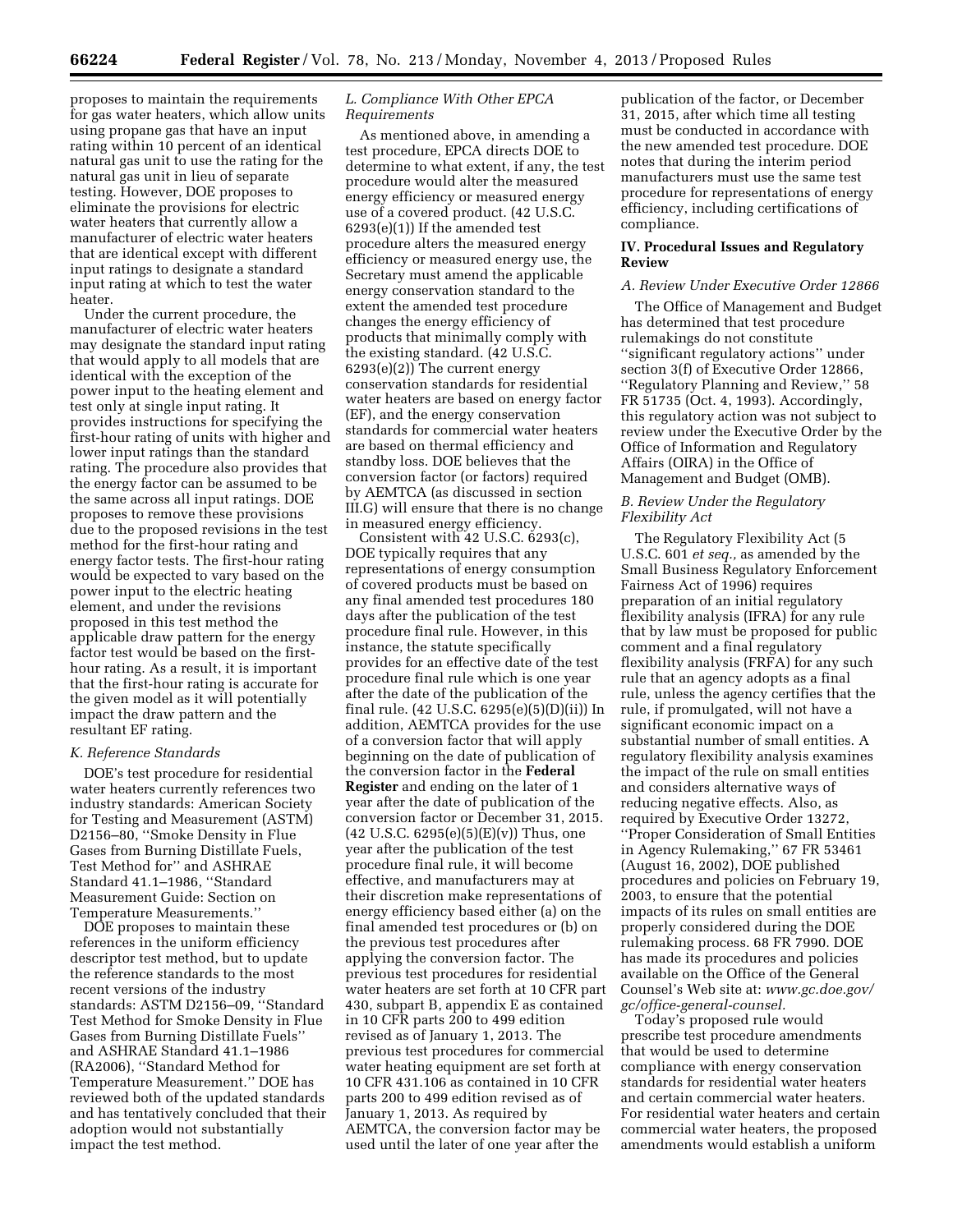proposes to maintain the requirements for gas water heaters, which allow units using propane gas that have an input rating within 10 percent of an identical natural gas unit to use the rating for the natural gas unit in lieu of separate testing. However, DOE proposes to eliminate the provisions for electric water heaters that currently allow a manufacturer of electric water heaters that are identical except with different input ratings to designate a standard input rating at which to test the water heater.

Under the current procedure, the manufacturer of electric water heaters may designate the standard input rating that would apply to all models that are identical with the exception of the power input to the heating element and test only at single input rating. It provides instructions for specifying the first-hour rating of units with higher and lower input ratings than the standard rating. The procedure also provides that the energy factor can be assumed to be the same across all input ratings. DOE proposes to remove these provisions due to the proposed revisions in the test method for the first-hour rating and energy factor tests. The first-hour rating would be expected to vary based on the power input to the electric heating element, and under the revisions proposed in this test method the applicable draw pattern for the energy factor test would be based on the first-hour rating. As a result, it is important that the first-hour rating is accurate for the given model as it will potentially impact the draw pattern and the resultant EF rating.

### K. Reference Standards

DOE's test procedure for residential water heaters currently references two industry standards: American Society for Testing and Measurement (ASTM) D2156–80, "Smoke Density in Flue Gases from Burning Distillate Fuels, Test Method for" and ASHRAE Standard 41.1–1986, "Standard Measurement Guide: Section on Temperature Measurements."

DOE proposes to maintain these references in the uniform efficiency descriptor test method, but to update the reference standards to the most recent versions of the industry standards: ASTM D2156–09, "Standard Test Method for Smoke Density in Flue Gases from Burning Distillate Fuels" and ASHRAE Standard 41.1–1986 (RA2006), "Standard Method for Temperature Measurement." DOE has reviewed both of the updated standards and has tentatively concluded that their adoption would not substantially impact the test method.

### L. Compliance With Other EPCA Requirements

As mentioned above, in amending a test procedure, EPCA directs DOE to determine to what extent, if any, the test procedure would alter the measured energy efficiency or measured energy use of a covered product. (42 U.S.C. 6293(e)(1)) If the amended test procedure alters the measured energy efficiency or measured energy use, the Secretary must amend the applicable energy conservation standard to the extent the amended test procedure changes the energy efficiency of products that minimally comply with the existing standard. (42 U.S.C. 6293(e)(2)) The current energy conservation standards for residential water heaters are based on energy factor (EF), and the energy conservation standards for commercial water heaters are based on thermal efficiency and standby loss. DOE believes that the conversion factor (or factors) required by AEMTCA (as discussed in section III.G) will ensure that there is no change in measured energy efficiency.

Consistent with 42 U.S.C. 6293(c), DOE typically requires that any representations of energy consumption of covered products must be based on any final amended test procedures 180 days after the publication of the test procedure final rule. However, in this instance, the statute specifically provides for an effective date of the test procedure final rule which is one year after the date of the publication of the final rule. (42 U.S.C. 6295(e)(5)(D)(ii)) In addition, AEMTCA provides for the use of a conversion factor that will apply beginning on the date of publication of the conversion factor in the **Federal Register** and ending on the later of 1 year after the date of publication of the conversion factor or December 31, 2015. (42 U.S.C. 6295(e)(5)(E)(v)) Thus, one year after the publication of the test procedure final rule, it will become effective, and manufacturers may at their discretion make representations of energy efficiency based either (a) on the final amended test procedures or (b) on the previous test procedures after applying the conversion factor. The previous test procedures for residential water heaters are set forth at 10 CFR part 430, subpart B, appendix E as contained in 10 CFR parts 200 to 499 edition revised as of January 1, 2013. The previous test procedures for commercial water heating equipment are set forth at 10 CFR 431.106 as contained in 10 CFR parts 200 to 499 edition revised as of January 1, 2013. As required by AEMTCA, the conversion factor may be used until the later of one year after the publication of the factor, or December 31, 2015, after which time all testing must be conducted in accordance with the new amended test procedure. DOE notes that during the interim period manufacturers must use the same test procedure for representations of energy efficiency, including certifications of compliance.

## IV. Procedural Issues and Regulatory Review

### A. Review Under Executive Order 12866

The Office of Management and Budget has determined that test procedure rulemakings do not constitute "significant regulatory actions" under section 3(f) of Executive Order 12866, "Regulatory Planning and Review," 58 FR 51735 (Oct. 4, 1993). Accordingly, this regulatory action was not subject to review under the Executive Order by the Office of Information and Regulatory Affairs (OIRA) in the Office of Management and Budget (OMB).

### B. Review Under the Regulatory Flexibility Act

The Regulatory Flexibility Act (5 U.S.C. 601 *et seq.,* as amended by the Small Business Regulatory Enforcement Fairness Act of 1996) requires preparation of an initial regulatory flexibility analysis (IFRA) for any rule that by law must be proposed for public comment and a final regulatory flexibility analysis (FRFA) for any such rule that an agency adopts as a final rule, unless the agency certifies that the rule, if promulgated, will not have a significant economic impact on a substantial number of small entities. A regulatory flexibility analysis examines the impact of the rule on small entities and considers alternative ways of reducing negative effects. Also, as required by Executive Order 13272, "Proper Consideration of Small Entities in Agency Rulemaking," 67 FR 53461 (August 16, 2002), DOE published procedures and policies on February 19, 2003, to ensure that the potential impacts of its rules on small entities are properly considered during the DOE rulemaking process. 68 FR 7990. DOE has made its procedures and policies available on the Office of the General Counsel's Web site at: *www.gc.doe.gov/gc/office-general-counsel.*

Today's proposed rule would prescribe test procedure amendments that would be used to determine compliance with energy conservation standards for residential water heaters and certain commercial water heaters. For residential water heaters and certain commercial water heaters, the proposed amendments would establish a uniform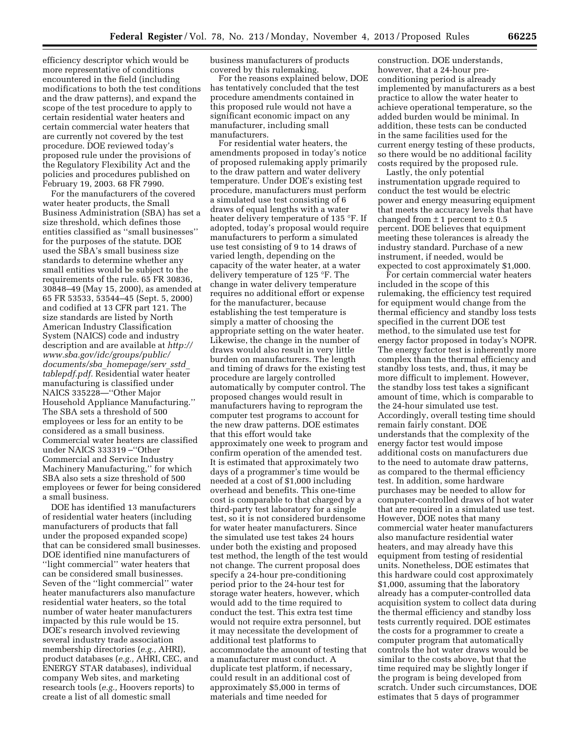efficiency descriptor which would be more representative of conditions encountered in the field (including modifications to both the test conditions and the draw patterns), and expand the scope of the test procedure to apply to certain residential water heaters and certain commercial water heaters that are currently not covered by the test procedure. DOE reviewed today's proposed rule under the provisions of the Regulatory Flexibility Act and the policies and procedures published on February 19, 2003. 68 FR 7990.

For the manufacturers of the covered water heater products, the Small Business Administration (SBA) has set a size threshold, which defines those entities classified as ''small businesses'' for the purposes of the statute. DOE used the SBA's small business size standards to determine whether any small entities would be subject to the requirements of the rule. 65 FR 30836, 30848–49 (May 15, 2000), as amended at 65 FR 53533, 53544–45 (Sept. 5, 2000) and codified at 13 CFR part 121. The size standards are listed by North American Industry Classification System (NAICS) code and industry description and are available at *http://www.sba.gov/idc/groups/public/documents/sba_homepage/serv_sstd_tablepdf.pdf.* Residential water heater manufacturing is classified under NAICS 335228—''Other Major Household Appliance Manufacturing.'' The SBA sets a threshold of 500 employees or less for an entity to be considered as a small business. Commercial water heaters are classified under NAICS 333319 –''Other Commercial and Service Industry Machinery Manufacturing,'' for which SBA also sets a size threshold of 500 employees or fewer for being considered a small business.

DOE has identified 13 manufacturers of residential water heaters (including manufacturers of products that fall under the proposed expanded scope) that can be considered small businesses. DOE identified nine manufacturers of ''light commercial'' water heaters that can be considered small businesses. Seven of the ''light commercial'' water heater manufacturers also manufacture residential water heaters, so the total number of water heater manufacturers impacted by this rule would be 15. DOE's research involved reviewing several industry trade association membership directories (*e.g.,* AHRI), product databases (*e.g.,* AHRI, CEC, and ENERGY STAR databases), individual company Web sites, and marketing research tools (*e.g.,* Hoovers reports) to create a list of all domestic small business manufacturers of products covered by this rulemaking.

For the reasons explained below, DOE has tentatively concluded that the test procedure amendments contained in this proposed rule would not have a significant economic impact on any manufacturer, including small manufacturers.

For residential water heaters, the amendments proposed in today's notice of proposed rulemaking apply primarily to the draw pattern and water delivery temperature. Under DOE's existing test procedure, manufacturers must perform a simulated use test consisting of 6 draws of equal lengths with a water heater delivery temperature of 135 °F. If adopted, today's proposal would require manufacturers to perform a simulated use test consisting of 9 to 14 draws of varied length, depending on the capacity of the water heater, at a water delivery temperature of 125 °F. The change in water delivery temperature requires no additional effort or expense for the manufacturer, because establishing the test temperature is simply a matter of choosing the appropriate setting on the water heater. Likewise, the change in the number of draws would also result in very little burden on manufacturers. The length and timing of draws for the existing test procedure are largely controlled automatically by computer control. The proposed changes would result in manufacturers having to reprogram the computer test programs to account for the new draw patterns. DOE estimates that this effort would take approximately one week to program and confirm operation of the amended test. It is estimated that approximately two days of a programmer's time would be needed at a cost of $1,000 including overhead and benefits. This one-time cost is comparable to that charged by a third-party test laboratory for a single test, so it is not considered burdensome for water heater manufacturers. Since the simulated use test takes 24 hours under both the existing and proposed test method, the length of the test would not change. The current proposal does specify a 24-hour pre-conditioning period prior to the 24-hour test for storage water heaters, however, which would add to the time required to conduct the test. This extra test time would not require extra personnel, but it may necessitate the development of additional test platforms to accommodate the amount of testing that a manufacturer must conduct. A duplicate test platform, if necessary, could result in an additional cost of approximately $5,000 in terms of materials and time needed for construction. DOE understands, however, that a 24-hour pre-conditioning period is already implemented by manufacturers as a best practice to allow the water heater to achieve operational temperature, so the added burden would be minimal. In addition, these tests can be conducted in the same facilities used for the current energy testing of these products, so there would be no additional facility costs required by the proposed rule.

Lastly, the only potential instrumentation upgrade required to conduct the test would be electric power and energy measuring equipment that meets the accuracy levels that have changed from ± 1 percent to ± 0.5 percent. DOE believes that equipment meeting these tolerances is already the industry standard. Purchase of a new instrument, if needed, would be expected to cost approximately $1,000.

For certain commercial water heaters included in the scope of this rulemaking, the efficiency test required for equipment would change from the thermal efficiency and standby loss tests specified in the current DOE test method, to the simulated use test for energy factor proposed in today's NOPR. The energy factor test is inherently more complex than the thermal efficiency and standby loss tests, and, thus, it may be more difficult to implement. However, the standby loss test takes a significant amount of time, which is comparable to the 24-hour simulated use test. Accordingly, overall testing time should remain fairly constant. DOE understands that the complexity of the energy factor test would impose additional costs on manufacturers due to the need to automate draw patterns, as compared to the thermal efficiency test. In addition, some hardware purchases may be needed to allow for computer-controlled draws of hot water that are required in a simulated use test. However, DOE notes that many commercial water heater manufacturers also manufacture residential water heaters, and may already have this equipment from testing of residential units. Nonetheless, DOE estimates that this hardware could cost approximately $1,000, assuming that the laboratory already has a computer-controlled data acquisition system to collect data during the thermal efficiency and standby loss tests currently required. DOE estimates the costs for a programmer to create a computer program that automatically controls the hot water draws would be similar to the costs above, but that the time required may be slightly longer if the program is being developed from scratch. Under such circumstances, DOE estimates that 5 days of programmer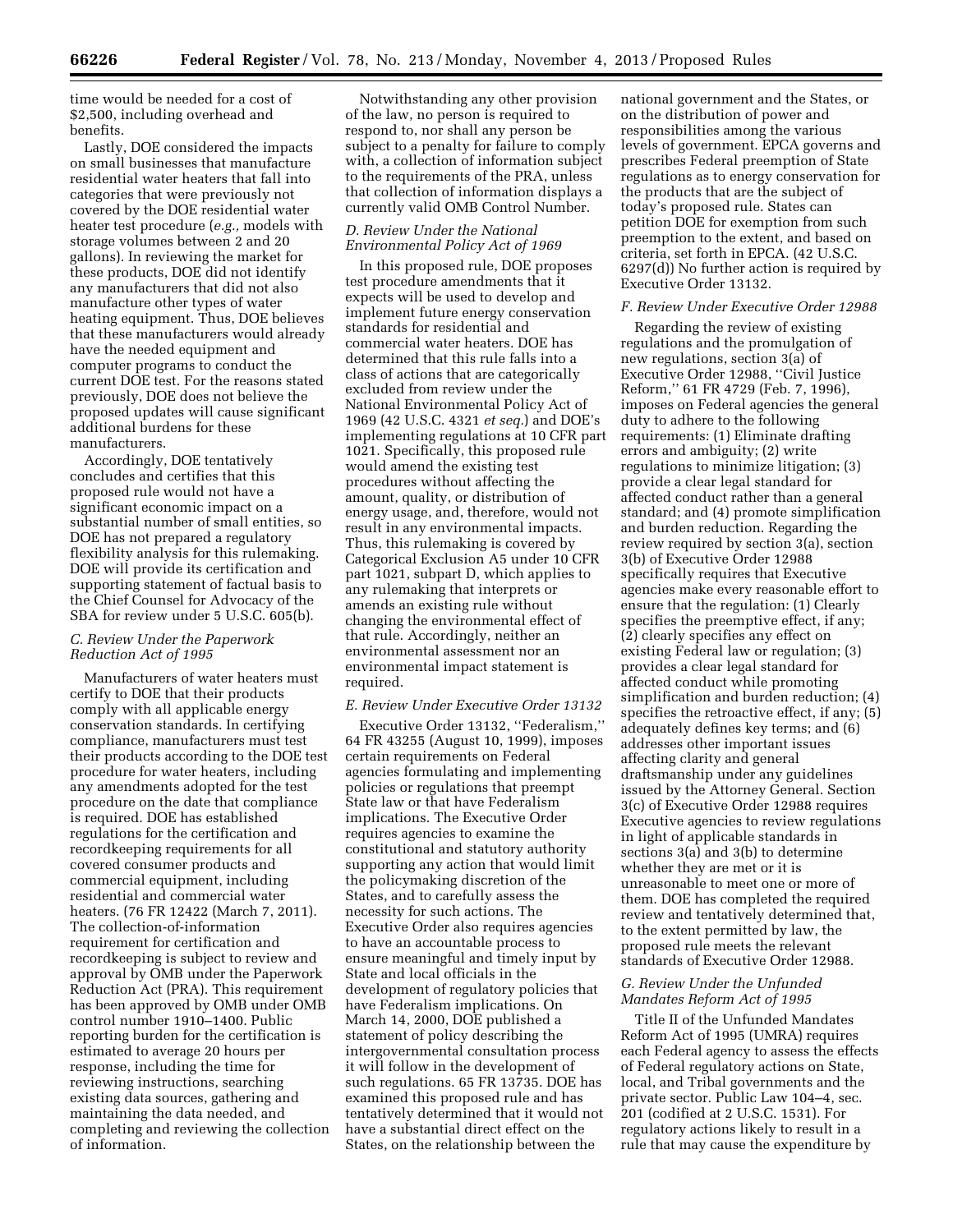time would be needed for a cost of $2,500, including overhead and benefits.

Lastly, DOE considered the impacts on small businesses that manufacture residential water heaters that fall into categories that were previously not covered by the DOE residential water heater test procedure (*e.g.,* models with storage volumes between 2 and 20 gallons). In reviewing the market for these products, DOE did not identify any manufacturers that did not also manufacture other types of water heating equipment. Thus, DOE believes that these manufacturers would already have the needed equipment and computer programs to conduct the current DOE test. For the reasons stated previously, DOE does not believe the proposed updates will cause significant additional burdens for these manufacturers.

Accordingly, DOE tentatively concludes and certifies that this proposed rule would not have a significant economic impact on a substantial number of small entities, so DOE has not prepared a regulatory flexibility analysis for this rulemaking. DOE will provide its certification and supporting statement of factual basis to the Chief Counsel for Advocacy of the SBA for review under 5 U.S.C. 605(b).

### *C. Review Under the Paperwork Reduction Act of 1995*

Manufacturers of water heaters must certify to DOE that their products comply with all applicable energy conservation standards. In certifying compliance, manufacturers must test their products according to the DOE test procedure for water heaters, including any amendments adopted for the test procedure on the date that compliance is required. DOE has established regulations for the certification and recordkeeping requirements for all covered consumer products and commercial equipment, including residential and commercial water heaters. (76 FR 12422 (March 7, 2011). The collection-of-information requirement for certification and recordkeeping is subject to review and approval by OMB under the Paperwork Reduction Act (PRA). This requirement has been approved by OMB under OMB control number 1910–1400. Public reporting burden for the certification is estimated to average 20 hours per response, including the time for reviewing instructions, searching existing data sources, gathering and maintaining the data needed, and completing and reviewing the collection of information.

Notwithstanding any other provision of the law, no person is required to respond to, nor shall any person be subject to a penalty for failure to comply with, a collection of information subject to the requirements of the PRA, unless that collection of information displays a currently valid OMB Control Number.

### *D. Review Under the National Environmental Policy Act of 1969*

In this proposed rule, DOE proposes test procedure amendments that it expects will be used to develop and implement future energy conservation standards for residential and commercial water heaters. DOE has determined that this rule falls into a class of actions that are categorically excluded from review under the National Environmental Policy Act of 1969 (42 U.S.C. 4321 *et seq.*) and DOE's implementing regulations at 10 CFR part 1021. Specifically, this proposed rule would amend the existing test procedures without affecting the amount, quality, or distribution of energy usage, and, therefore, would not result in any environmental impacts. Thus, this rulemaking is covered by Categorical Exclusion A5 under 10 CFR part 1021, subpart D, which applies to any rulemaking that interprets or amends an existing rule without changing the environmental effect of that rule. Accordingly, neither an environmental assessment nor an environmental impact statement is required.

### *E. Review Under Executive Order 13132*

Executive Order 13132, ''Federalism,'' 64 FR 43255 (August 10, 1999), imposes certain requirements on Federal agencies formulating and implementing policies or regulations that preempt State law or that have Federalism implications. The Executive Order requires agencies to examine the constitutional and statutory authority supporting any action that would limit the policymaking discretion of the States, and to carefully assess the necessity for such actions. The Executive Order also requires agencies to have an accountable process to ensure meaningful and timely input by State and local officials in the development of regulatory policies that have Federalism implications. On March 14, 2000, DOE published a statement of policy describing the intergovernmental consultation process it will follow in the development of such regulations. 65 FR 13735. DOE has examined this proposed rule and has tentatively determined that it would not have a substantial direct effect on the States, on the relationship between the national government and the States, or on the distribution of power and responsibilities among the various levels of government. EPCA governs and prescribes Federal preemption of State regulations as to energy conservation for the products that are the subject of today's proposed rule. States can petition DOE for exemption from such preemption to the extent, and based on criteria, set forth in EPCA. (42 U.S.C. 6297(d)) No further action is required by Executive Order 13132.

### *F. Review Under Executive Order 12988*

Regarding the review of existing regulations and the promulgation of new regulations, section 3(a) of Executive Order 12988, ''Civil Justice Reform,'' 61 FR 4729 (Feb. 7, 1996), imposes on Federal agencies the general duty to adhere to the following requirements: (1) Eliminate drafting errors and ambiguity; (2) write regulations to minimize litigation; (3) provide a clear legal standard for affected conduct rather than a general standard; and (4) promote simplification and burden reduction. Regarding the review required by section 3(a), section 3(b) of Executive Order 12988 specifically requires that Executive agencies make every reasonable effort to ensure that the regulation: (1) Clearly specifies the preemptive effect, if any; (2) clearly specifies any effect on existing Federal law or regulation; (3) provides a clear legal standard for affected conduct while promoting simplification and burden reduction; (4) specifies the retroactive effect, if any; (5) adequately defines key terms; and (6) addresses other important issues affecting clarity and general draftsmanship under any guidelines issued by the Attorney General. Section 3(c) of Executive Order 12988 requires Executive agencies to review regulations in light of applicable standards in sections 3(a) and 3(b) to determine whether they are met or it is unreasonable to meet one or more of them. DOE has completed the required review and tentatively determined that, to the extent permitted by law, the proposed rule meets the relevant standards of Executive Order 12988.

### *G. Review Under the Unfunded Mandates Reform Act of 1995*

Title II of the Unfunded Mandates Reform Act of 1995 (UMRA) requires each Federal agency to assess the effects of Federal regulatory actions on State, local, and Tribal governments and the private sector. Public Law 104–4, sec. 201 (codified at 2 U.S.C. 1531). For regulatory actions likely to result in a rule that may cause the expenditure by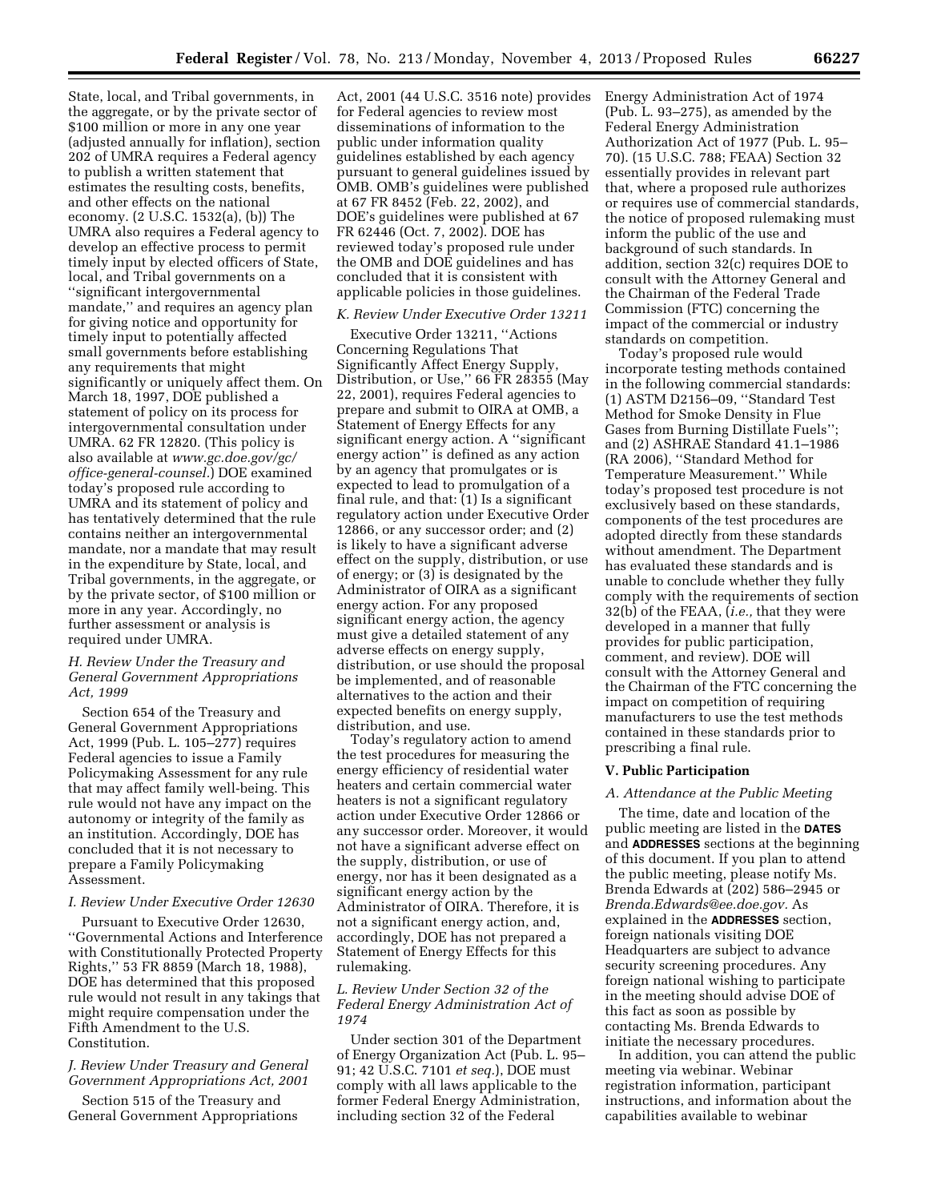State, local, and Tribal governments, in the aggregate, or by the private sector of $100 million or more in any one year (adjusted annually for inflation), section 202 of UMRA requires a Federal agency to publish a written statement that estimates the resulting costs, benefits, and other effects on the national economy. (2 U.S.C. 1532(a), (b)) The UMRA also requires a Federal agency to develop an effective process to permit timely input by elected officers of State, local, and Tribal governments on a ''significant intergovernmental mandate,'' and requires an agency plan for giving notice and opportunity for timely input to potentially affected small governments before establishing any requirements that might significantly or uniquely affect them. On March 18, 1997, DOE published a statement of policy on its process for intergovernmental consultation under UMRA. 62 FR 12820. (This policy is also available at *www.gc.doe.gov/gc/office-general-counsel.*) DOE examined today's proposed rule according to UMRA and its statement of policy and has tentatively determined that the rule contains neither an intergovernmental mandate, nor a mandate that may result in the expenditure by State, local, and Tribal governments, in the aggregate, or by the private sector, of $100 million or more in any year. Accordingly, no further assessment or analysis is required under UMRA.

### *H. Review Under the Treasury and General Government Appropriations Act, 1999*

Section 654 of the Treasury and General Government Appropriations Act, 1999 (Pub. L. 105–277) requires Federal agencies to issue a Family Policymaking Assessment for any rule that may affect family well-being. This rule would not have any impact on the autonomy or integrity of the family as an institution. Accordingly, DOE has concluded that it is not necessary to prepare a Family Policymaking Assessment.

### *I. Review Under Executive Order 12630*

Pursuant to Executive Order 12630, ''Governmental Actions and Interference with Constitutionally Protected Property Rights,'' 53 FR 8859 (March 18, 1988), DOE has determined that this proposed rule would not result in any takings that might require compensation under the Fifth Amendment to the U.S. Constitution.

### *J. Review Under Treasury and General Government Appropriations Act, 2001*

Section 515 of the Treasury and General Government Appropriations Act, 2001 (44 U.S.C. 3516 note) provides for Federal agencies to review most disseminations of information to the public under information quality guidelines established by each agency pursuant to general guidelines issued by OMB. OMB's guidelines were published at 67 FR 8452 (Feb. 22, 2002), and DOE's guidelines were published at 67 FR 62446 (Oct. 7, 2002). DOE has reviewed today's proposed rule under the OMB and DOE guidelines and has concluded that it is consistent with applicable policies in those guidelines.

### *K. Review Under Executive Order 13211*

Executive Order 13211, ''Actions Concerning Regulations That Significantly Affect Energy Supply, Distribution, or Use,'' 66 FR 28355 (May 22, 2001), requires Federal agencies to prepare and submit to OIRA at OMB, a Statement of Energy Effects for any significant energy action. A ''significant energy action'' is defined as any action by an agency that promulgates or is expected to lead to promulgation of a final rule, and that: (1) Is a significant regulatory action under Executive Order 12866, or any successor order; and (2) is likely to have a significant adverse effect on the supply, distribution, or use of energy; or (3) is designated by the Administrator of OIRA as a significant energy action. For any proposed significant energy action, the agency must give a detailed statement of any adverse effects on energy supply, distribution, or use should the proposal be implemented, and of reasonable alternatives to the action and their expected benefits on energy supply, distribution, and use.

Today's regulatory action to amend the test procedures for measuring the energy efficiency of residential water heaters and certain commercial water heaters is not a significant regulatory action under Executive Order 12866 or any successor order. Moreover, it would not have a significant adverse effect on the supply, distribution, or use of energy, nor has it been designated as a significant energy action by the Administrator of OIRA. Therefore, it is not a significant energy action, and, accordingly, DOE has not prepared a Statement of Energy Effects for this rulemaking.

### *L. Review Under Section 32 of the Federal Energy Administration Act of 1974*

Under section 301 of the Department of Energy Organization Act (Pub. L. 95–91; 42 U.S.C. 7101 *et seq.*), DOE must comply with all laws applicable to the former Federal Energy Administration, including section 32 of the Federal Energy Administration Act of 1974 (Pub. L. 93–275), as amended by the Federal Energy Administration Authorization Act of 1977 (Pub. L. 95–70). (15 U.S.C. 788; FEAA) Section 32 essentially provides in relevant part that, where a proposed rule authorizes or requires use of commercial standards, the notice of proposed rulemaking must inform the public of the use and background of such standards. In addition, section 32(c) requires DOE to consult with the Attorney General and the Chairman of the Federal Trade Commission (FTC) concerning the impact of the commercial or industry standards on competition.

Today's proposed rule would incorporate testing methods contained in the following commercial standards: (1) ASTM D2156–09, ''Standard Test Method for Smoke Density in Flue Gases from Burning Distillate Fuels''; and (2) ASHRAE Standard 41.1–1986 (RA 2006), ''Standard Method for Temperature Measurement.'' While today's proposed test procedure is not exclusively based on these standards, components of the test procedures are adopted directly from these standards without amendment. The Department has evaluated these standards and is unable to conclude whether they fully comply with the requirements of section 32(b) of the FEAA, (*i.e.,* that they were developed in a manner that fully provides for public participation, comment, and review). DOE will consult with the Attorney General and the Chairman of the FTC concerning the impact on competition of requiring manufacturers to use the test methods contained in these standards prior to prescribing a final rule.

## V. Public Participation

### *A. Attendance at the Public Meeting*

The time, date and location of the public meeting are listed in the **DATES** and **ADDRESSES** sections at the beginning of this document. If you plan to attend the public meeting, please notify Ms. Brenda Edwards at (202) 586–2945 or *Brenda.Edwards@ee.doe.gov.* As explained in the **ADDRESSES** section, foreign nationals visiting DOE Headquarters are subject to advance security screening procedures. Any foreign national wishing to participate in the meeting should advise DOE of this fact as soon as possible by contacting Ms. Brenda Edwards to initiate the necessary procedures.

In addition, you can attend the public meeting via webinar. Webinar registration information, participant instructions, and information about the capabilities available to webinar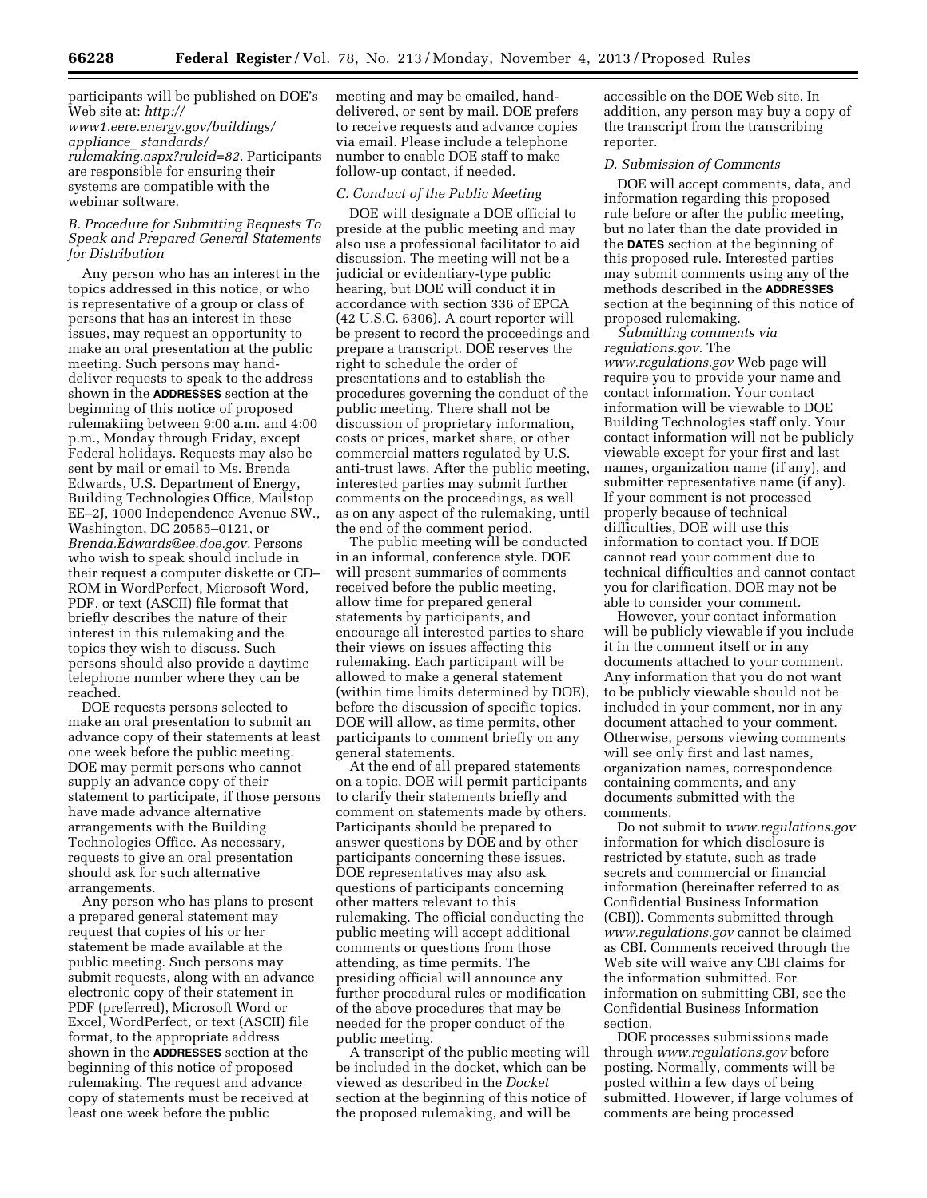participants will be published on DOE's Web site at: *http://www1.eere.energy.gov/buildings/appliance_standards/rulemaking.aspx?ruleid=82.* Participants are responsible for ensuring their systems are compatible with the webinar software.

### *B. Procedure for Submitting Requests To Speak and Prepared General Statements for Distribution*

Any person who has an interest in the topics addressed in this notice, or who is representative of a group or class of persons that has an interest in these issues, may request an opportunity to make an oral presentation at the public meeting. Such persons may hand-deliver requests to speak to the address shown in the **ADDRESSES** section at the beginning of this notice of proposed rulemakiing between 9:00 a.m. and 4:00 p.m., Monday through Friday, except Federal holidays. Requests may also be sent by mail or email to Ms. Brenda Edwards, U.S. Department of Energy, Building Technologies Office, Mailstop EE–2J, 1000 Independence Avenue SW., Washington, DC 20585–0121, or *Brenda.Edwards@ee.doe.gov.* Persons who wish to speak should include in their request a computer diskette or CD–ROM in WordPerfect, Microsoft Word, PDF, or text (ASCII) file format that briefly describes the nature of their interest in this rulemaking and the topics they wish to discuss. Such persons should also provide a daytime telephone number where they can be reached.

DOE requests persons selected to make an oral presentation to submit an advance copy of their statements at least one week before the public meeting. DOE may permit persons who cannot supply an advance copy of their statement to participate, if those persons have made advance alternative arrangements with the Building Technologies Office. As necessary, requests to give an oral presentation should ask for such alternative arrangements.

Any person who has plans to present a prepared general statement may request that copies of his or her statement be made available at the public meeting. Such persons may submit requests, along with an advance electronic copy of their statement in PDF (preferred), Microsoft Word or Excel, WordPerfect, or text (ASCII) file format, to the appropriate address shown in the **ADDRESSES** section at the beginning of this notice of proposed rulemaking. The request and advance copy of statements must be received at least one week before the public meeting and may be emailed, hand-delivered, or sent by mail. DOE prefers to receive requests and advance copies via email. Please include a telephone number to enable DOE staff to make follow-up contact, if needed.

### *C. Conduct of the Public Meeting*

DOE will designate a DOE official to preside at the public meeting and may also use a professional facilitator to aid discussion. The meeting will not be a judicial or evidentiary-type public hearing, but DOE will conduct it in accordance with section 336 of EPCA (42 U.S.C. 6306). A court reporter will be present to record the proceedings and prepare a transcript. DOE reserves the right to schedule the order of presentations and to establish the procedures governing the conduct of the public meeting. There shall not be discussion of proprietary information, costs or prices, market share, or other commercial matters regulated by U.S. anti-trust laws. After the public meeting, interested parties may submit further comments on the proceedings, as well as on any aspect of the rulemaking, until the end of the comment period.

The public meeting will be conducted in an informal, conference style. DOE will present summaries of comments received before the public meeting, allow time for prepared general statements by participants, and encourage all interested parties to share their views on issues affecting this rulemaking. Each participant will be allowed to make a general statement (within time limits determined by DOE), before the discussion of specific topics. DOE will allow, as time permits, other participants to comment briefly on any general statements.

At the end of all prepared statements on a topic, DOE will permit participants to clarify their statements briefly and comment on statements made by others. Participants should be prepared to answer questions by DOE and by other participants concerning these issues. DOE representatives may also ask questions of participants concerning other matters relevant to this rulemaking. The official conducting the public meeting will accept additional comments or questions from those attending, as time permits. The presiding official will announce any further procedural rules or modification of the above procedures that may be needed for the proper conduct of the public meeting.

A transcript of the public meeting will be included in the docket, which can be viewed as described in the *Docket* section at the beginning of this notice of the proposed rulemaking, and will be accessible on the DOE Web site. In addition, any person may buy a copy of the transcript from the transcribing reporter.

### *D. Submission of Comments*

DOE will accept comments, data, and information regarding this proposed rule before or after the public meeting, but no later than the date provided in the **DATES** section at the beginning of this proposed rule. Interested parties may submit comments using any of the methods described in the **ADDRESSES** section at the beginning of this notice of proposed rulemaking.

*Submitting comments via regulations.gov.* The *www.regulations.gov* Web page will require you to provide your name and contact information. Your contact information will be viewable to DOE Building Technologies staff only. Your contact information will not be publicly viewable except for your first and last names, organization name (if any), and submitter representative name (if any). If your comment is not processed properly because of technical difficulties, DOE will use this information to contact you. If DOE cannot read your comment due to technical difficulties and cannot contact you for clarification, DOE may not be able to consider your comment.

However, your contact information will be publicly viewable if you include it in the comment itself or in any documents attached to your comment. Any information that you do not want to be publicly viewable should not be included in your comment, nor in any document attached to your comment. Otherwise, persons viewing comments will see only first and last names, organization names, correspondence containing comments, and any documents submitted with the comments.

Do not submit to *www.regulations.gov* information for which disclosure is restricted by statute, such as trade secrets and commercial or financial information (hereinafter referred to as Confidential Business Information (CBI)). Comments submitted through *www.regulations.gov* cannot be claimed as CBI. Comments received through the Web site will waive any CBI claims for the information submitted. For information on submitting CBI, see the Confidential Business Information section.

DOE processes submissions made through *www.regulations.gov* before posting. Normally, comments will be posted within a few days of being submitted. However, if large volumes of comments are being processed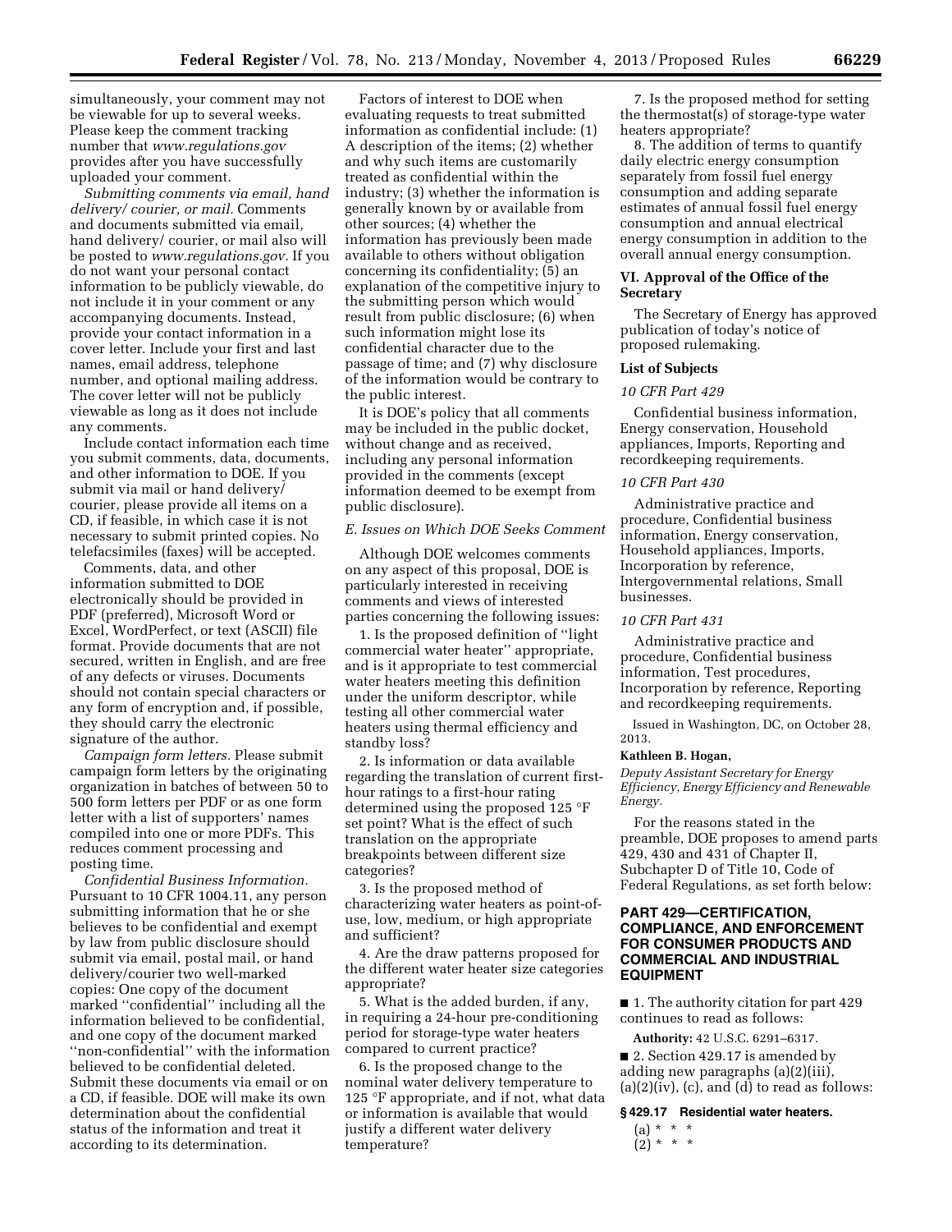simultaneously, your comment may not be viewable for up to several weeks. Please keep the comment tracking number that *www.regulations.gov* provides after you have successfully uploaded your comment.

*Submitting comments via email, hand delivery/ courier, or mail.* Comments and documents submitted via email, hand delivery/ courier, or mail also will be posted to *www.regulations.gov.* If you do not want your personal contact information to be publicly viewable, do not include it in your comment or any accompanying documents. Instead, provide your contact information in a cover letter. Include your first and last names, email address, telephone number, and optional mailing address. The cover letter will not be publicly viewable as long as it does not include any comments.

Include contact information each time you submit comments, data, documents, and other information to DOE. If you submit via mail or hand delivery/ courier, please provide all items on a CD, if feasible, in which case it is not necessary to submit printed copies. No telefacsimiles (faxes) will be accepted.

Comments, data, and other information submitted to DOE electronically should be provided in PDF (preferred), Microsoft Word or Excel, WordPerfect, or text (ASCII) file format. Provide documents that are not secured, written in English, and are free of any defects or viruses. Documents should not contain special characters or any form of encryption and, if possible, they should carry the electronic signature of the author.

*Campaign form letters.* Please submit campaign form letters by the originating organization in batches of between 50 to 500 form letters per PDF or as one form letter with a list of supporters' names compiled into one or more PDFs. This reduces comment processing and posting time.

*Confidential Business Information.* Pursuant to 10 CFR 1004.11, any person submitting information that he or she believes to be confidential and exempt by law from public disclosure should submit via email, postal mail, or hand delivery/courier two well-marked copies: One copy of the document marked ''confidential'' including all the information believed to be confidential, and one copy of the document marked ''non-confidential'' with the information believed to be confidential deleted. Submit these documents via email or on a CD, if feasible. DOE will make its own determination about the confidential status of the information and treat it according to its determination.

Factors of interest to DOE when evaluating requests to treat submitted information as confidential include: (1) A description of the items; (2) whether and why such items are customarily treated as confidential within the industry; (3) whether the information is generally known by or available from other sources; (4) whether the information has previously been made available to others without obligation concerning its confidentiality; (5) an explanation of the competitive injury to the submitting person which would result from public disclosure; (6) when such information might lose its confidential character due to the passage of time; and (7) why disclosure of the information would be contrary to the public interest.

It is DOE's policy that all comments may be included in the public docket, without change and as received, including any personal information provided in the comments (except information deemed to be exempt from public disclosure).

### *E. Issues on Which DOE Seeks Comment*

Although DOE welcomes comments on any aspect of this proposal, DOE is particularly interested in receiving comments and views of interested parties concerning the following issues:

1. Is the proposed definition of ''light commercial water heater'' appropriate, and is it appropriate to test commercial water heaters meeting this definition under the uniform descriptor, while testing all other commercial water heaters using thermal efficiency and standby loss?

2. Is information or data available regarding the translation of current first-hour ratings to a first-hour rating determined using the proposed 125 °F set point? What is the effect of such translation on the appropriate breakpoints between different size categories?

3. Is the proposed method of characterizing water heaters as point-of-use, low, medium, or high appropriate and sufficient?

4. Are the draw patterns proposed for the different water heater size categories appropriate?

5. What is the added burden, if any, in requiring a 24-hour pre-conditioning period for storage-type water heaters compared to current practice?

6. Is the proposed change to the nominal water delivery temperature to 125 °F appropriate, and if not, what data or information is available that would justify a different water delivery temperature?

7. Is the proposed method for setting the thermostat(s) of storage-type water heaters appropriate?

8. The addition of terms to quantify daily electric energy consumption separately from fossil fuel energy consumption and adding separate estimates of annual fossil fuel energy consumption and annual electrical energy consumption in addition to the overall annual energy consumption.

## VI. Approval of the Office of the Secretary

The Secretary of Energy has approved publication of today's notice of proposed rulemaking.

### List of Subjects

*10 CFR Part 429*

Confidential business information, Energy conservation, Household appliances, Imports, Reporting and recordkeeping requirements.

*10 CFR Part 430*

Administrative practice and procedure, Confidential business information, Energy conservation, Household appliances, Imports, Incorporation by reference, Intergovernmental relations, Small businesses.

*10 CFR Part 431*

Administrative practice and procedure, Confidential business information, Test procedures, Incorporation by reference, Reporting and recordkeeping requirements.

Issued in Washington, DC, on October 28, 2013.

**Kathleen B. Hogan,**

*Deputy Assistant Secretary for Energy Efficiency, Energy Efficiency and Renewable Energy.*

For the reasons stated in the preamble, DOE proposes to amend parts 429, 430 and 431 of Chapter II, Subchapter D of Title 10, Code of Federal Regulations, as set forth below:

## PART 429—CERTIFICATION, COMPLIANCE, AND ENFORCEMENT FOR CONSUMER PRODUCTS AND COMMERCIAL AND INDUSTRIAL EQUIPMENT

■ 1. The authority citation for part 429 continues to read as follows:

**Authority:** 42 U.S.C. 6291–6317.

■ 2. Section 429.17 is amended by adding new paragraphs (a)(2)(iii), (a)(2)(iv), (c), and (d) to read as follows:

**§ 429.17 Residential water heaters.**

(a) * * *

(2) * * *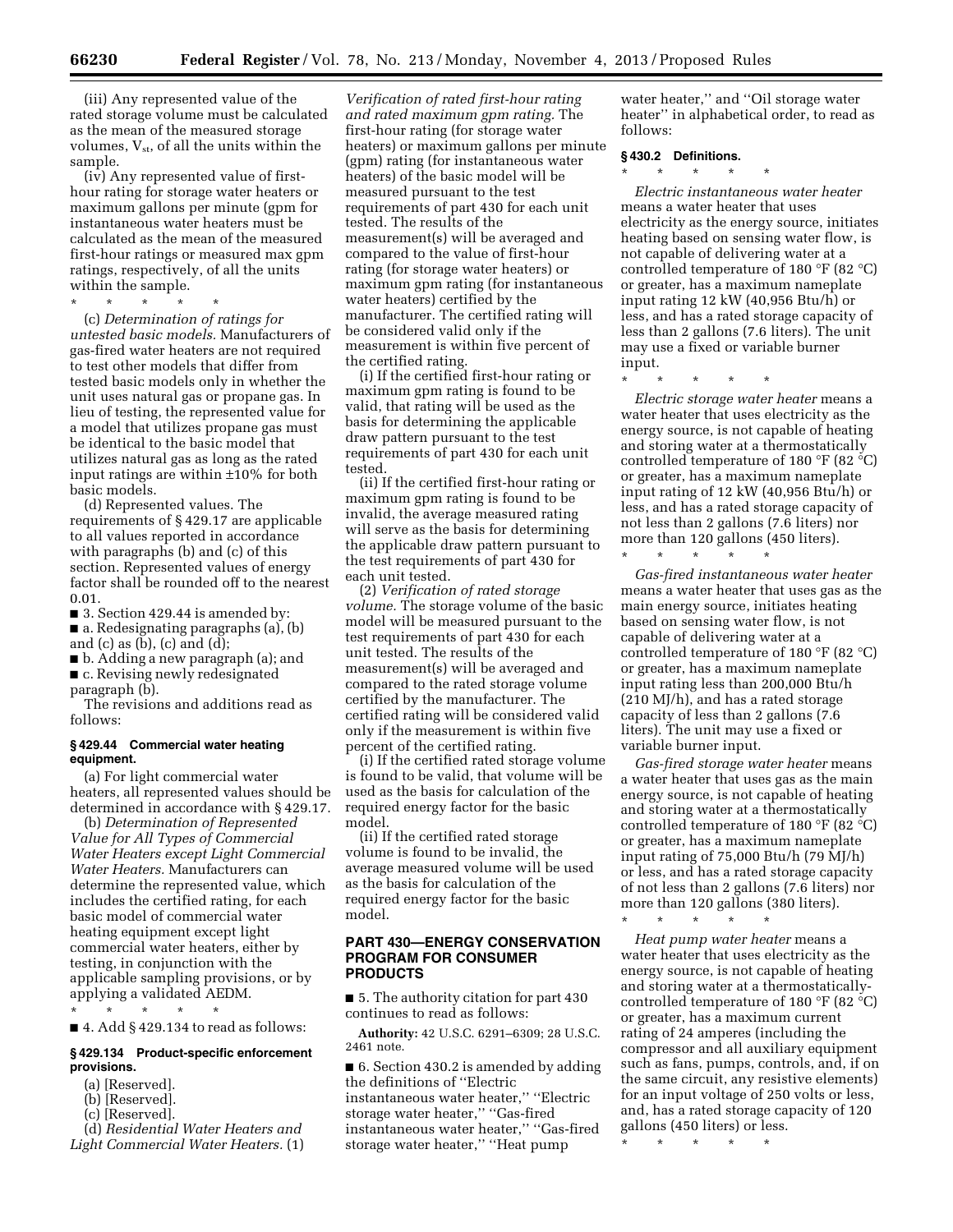(iii) Any represented value of the rated storage volume must be calculated as the mean of the measured storage volumes, $V_{st}$, of all the units within the sample.

(iv) Any represented value of first-hour rating for storage water heaters or maximum gallons per minute (gpm for instantaneous water heaters must be calculated as the mean of the measured first-hour ratings or measured max gpm ratings, respectively, of all the units within the sample.

\* \* \* \* \*

(c) *Determination of ratings for untested basic models.* Manufacturers of gas-fired water heaters are not required to test other models that differ from tested basic models only in whether the unit uses natural gas or propane gas. In lieu of testing, the represented value for a model that utilizes propane gas must be identical to the basic model that utilizes natural gas as long as the rated input ratings are within ±10% for both basic models.

(d) Represented values. The requirements of § 429.17 are applicable to all values reported in accordance with paragraphs (b) and (c) of this section. Represented values of energy factor shall be rounded off to the nearest 0.01.

■ 3. Section 429.44 is amended by:

■ a. Redesignating paragraphs (a), (b) and (c) as (b), (c) and (d);

■ b. Adding a new paragraph (a); and

■ c. Revising newly redesignated paragraph (b).

The revisions and additions read as follows:

### § 429.44 Commercial water heating equipment.

(a) For light commercial water heaters, all represented values should be determined in accordance with § 429.17.

(b) *Determination of Represented Value for All Types of Commercial Water Heaters except Light Commercial Water Heaters.* Manufacturers can determine the represented value, which includes the certified rating, for each basic model of commercial water heating equipment except light commercial water heaters, either by testing, in conjunction with the applicable sampling provisions, or by applying a validated AEDM.

\* \* \* \* \*

■ 4. Add § 429.134 to read as follows:

### § 429.134 Product-specific enforcement provisions.

(a) [Reserved].

(b) [Reserved].

(c) [Reserved].

(d) *Residential Water Heaters and Light Commercial Water Heaters.* (1) *Verification of rated first-hour rating and rated maximum gpm rating.* The first-hour rating (for storage water heaters) or maximum gallons per minute (gpm) rating (for instantaneous water heaters) of the basic model will be measured pursuant to the test requirements of part 430 for each unit tested. The results of the measurement(s) will be averaged and compared to the value of first-hour rating (for storage water heaters) or maximum gpm rating (for instantaneous water heaters) certified by the manufacturer. The certified rating will be considered valid only if the measurement is within five percent of the certified rating.

(i) If the certified first-hour rating or maximum gpm rating is found to be valid, that rating will be used as the basis for determining the applicable draw pattern pursuant to the test requirements of part 430 for each unit tested.

(ii) If the certified first-hour rating or maximum gpm rating is found to be invalid, the average measured rating will serve as the basis for determining the applicable draw pattern pursuant to the test requirements of part 430 for each unit tested.

(2) *Verification of rated storage volume.* The storage volume of the basic model will be measured pursuant to the test requirements of part 430 for each unit tested. The results of the measurement(s) will be averaged and compared to the rated storage volume certified by the manufacturer. The certified rating will be considered valid only if the measurement is within five percent of the certified rating.

(i) If the certified rated storage volume is found to be valid, that volume will be used as the basis for calculation of the required energy factor for the basic model.

(ii) If the certified rated storage volume is found to be invalid, the average measured volume will be used as the basis for calculation of the required energy factor for the basic model.

## PART 430—ENERGY CONSERVATION PROGRAM FOR CONSUMER PRODUCTS

■ 5. The authority citation for part 430 continues to read as follows:

**Authority:** 42 U.S.C. 6291–6309; 28 U.S.C. 2461 note.

■ 6. Section 430.2 is amended by adding the definitions of "Electric instantaneous water heater," "Electric storage water heater," "Gas-fired instantaneous water heater," "Gas-fired storage water heater," "Heat pump water heater," and "Oil storage water heater" in alphabetical order, to read as follows:

### § 430.2 Definitions.

\* \* \* \* \*

*Electric instantaneous water heater* means a water heater that uses electricity as the energy source, initiates heating based on sensing water flow, is not capable of delivering water at a controlled temperature of 180 °F (82 °C) or greater, has a maximum nameplate input rating 12 kW (40,956 Btu/h) or less, and has a rated storage capacity of less than 2 gallons (7.6 liters). The unit may use a fixed or variable burner input.

\* \* \* \* \*

*Electric storage water heater* means a water heater that uses electricity as the energy source, is not capable of heating and storing water at a thermostatically controlled temperature of 180 °F (82 °C) or greater, has a maximum nameplate input rating of 12 kW (40,956 Btu/h) or less, and has a rated storage capacity of not less than 2 gallons (7.6 liters) nor more than 120 gallons (450 liters).

\* \* \* \* \*

*Gas-fired instantaneous water heater* means a water heater that uses gas as the main energy source, initiates heating based on sensing water flow, is not capable of delivering water at a controlled temperature of 180 °F (82 °C) or greater, has a maximum nameplate input rating less than 200,000 Btu/h (210 MJ/h), and has a rated storage capacity of less than 2 gallons (7.6 liters). The unit may use a fixed or variable burner input.

*Gas-fired storage water heater* means a water heater that uses gas as the main energy source, is not capable of heating and storing water at a thermostatically controlled temperature of 180 °F (82 °C) or greater, has a maximum nameplate input rating of 75,000 Btu/h (79 MJ/h) or less, and has a rated storage capacity of not less than 2 gallons (7.6 liters) nor more than 120 gallons (380 liters).

\* \* \* \* \*

*Heat pump water heater* means a water heater that uses electricity as the energy source, is not capable of heating and storing water at a thermostatically-controlled temperature of 180 °F (82 °C) or greater, has a maximum current rating of 24 amperes (including the compressor and all auxiliary equipment such as fans, pumps, controls, and, if on the same circuit, any resistive elements) for an input voltage of 250 volts or less, and, has a rated storage capacity of 120 gallons (450 liters) or less.

\* \* \* \* \*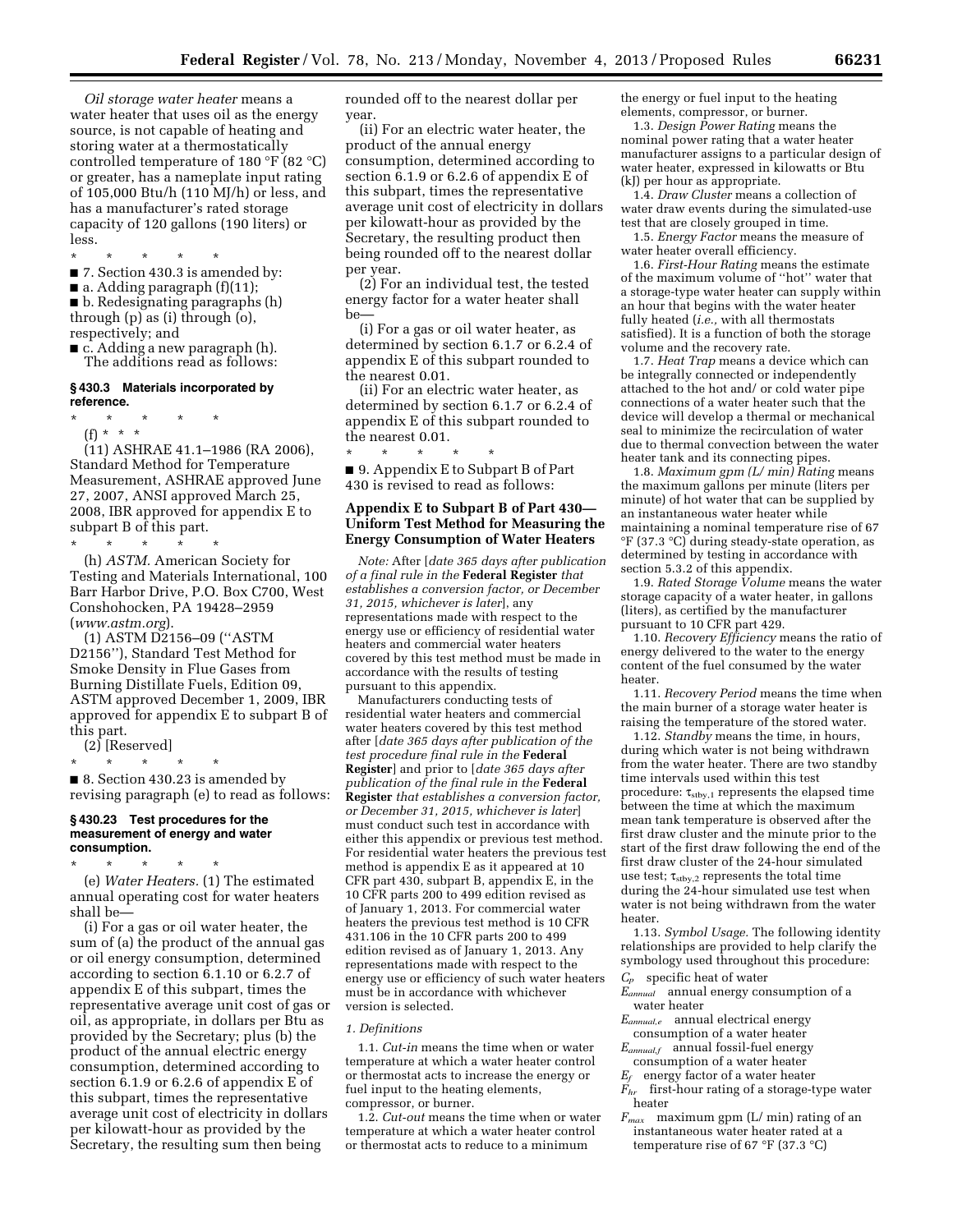*Oil storage water heater* means a water heater that uses oil as the energy source, is not capable of heating and storing water at a thermostatically controlled temperature of 180 °F (82 °C) or greater, has a nameplate input rating of 105,000 Btu/h (110 MJ/h) or less, and has a manufacturer's rated storage capacity of 120 gallons (190 liters) or less.

\* \* \* \* \*

■ 7. Section 430.3 is amended by:

■ a. Adding paragraph (f)(11);

■ b. Redesignating paragraphs (h) through (p) as (i) through (o), respectively; and

■ c. Adding a new paragraph (h).

The additions read as follows:

### § 430.3 Materials incorporated by reference.

\* \* \* \* \*

(f) \* \* \*

(11) ASHRAE 41.1–1986 (RA 2006), Standard Method for Temperature Measurement, ASHRAE approved June 27, 2007, ANSI approved March 25, 2008, IBR approved for appendix E to subpart B of this part.

\* \* \* \* \*

(h) *ASTM.* American Society for Testing and Materials International, 100 Barr Harbor Drive, P.O. Box C700, West Conshohocken, PA 19428–2959 (*www.astm.org*).

(1) ASTM D2156–09 (''ASTM D2156''), Standard Test Method for Smoke Density in Flue Gases from Burning Distillate Fuels, Edition 09, ASTM approved December 1, 2009, IBR approved for appendix E to subpart B of this part.

(2) [Reserved]

\* \* \* \* \*

■ 8. Section 430.23 is amended by revising paragraph (e) to read as follows:

### § 430.23 Test procedures for the measurement of energy and water consumption.

\* \* \* \* \*

(e) *Water Heaters.* (1) The estimated annual operating cost for water heaters shall be—

(i) For a gas or oil water heater, the sum of (a) the product of the annual gas or oil energy consumption, determined according to section 6.1.10 or 6.2.7 of appendix E of this subpart, times the representative average unit cost of gas or oil, as appropriate, in dollars per Btu as provided by the Secretary; plus (b) the product of the annual electric energy consumption, determined according to section 6.1.9 or 6.2.6 of appendix E of this subpart, times the representative average unit cost of electricity in dollars per kilowatt-hour as provided by the Secretary, the resulting sum then being rounded off to the nearest dollar per year.

(ii) For an electric water heater, the product of the annual energy consumption, determined according to section 6.1.9 or 6.2.6 of appendix E of this subpart, times the representative average unit cost of electricity in dollars per kilowatt-hour as provided by the Secretary, the resulting product then being rounded off to the nearest dollar per year.

(2) For an individual test, the tested energy factor for a water heater shall be—

(i) For a gas or oil water heater, as determined by section 6.1.7 or 6.2.4 of appendix E of this subpart rounded to the nearest 0.01.

(ii) For an electric water heater, as determined by section 6.1.7 or 6.2.4 of appendix E of this subpart rounded to the nearest 0.01.

\* \* \* \* \*

■ 9. Appendix E to Subpart B of Part 430 is revised to read as follows:

## Appendix E to Subpart B of Part 430—Uniform Test Method for Measuring the Energy Consumption of Water Heaters

*Note:* After [*date 365 days after publication of a final rule in the* **Federal Register** *that establishes a conversion factor, or December 31, 2015, whichever is later*], any representations made with respect to the energy use or efficiency of residential water heaters and commercial water heaters covered by this test method must be made in accordance with the results of testing pursuant to this appendix.

Manufacturers conducting tests of residential water heaters and commercial water heaters covered by this test method after [*date 365 days after publication of the test procedure final rule in the* **Federal Register**] and prior to [*date 365 days after publication of the final rule in the* **Federal Register** *that establishes a conversion factor, or December 31, 2015, whichever is later*] must conduct such test in accordance with either this appendix or previous test method. For residential water heaters the previous test method is appendix E as it appeared at 10 CFR part 430, subpart B, appendix E, in the 10 CFR parts 200 to 499 edition revised as of January 1, 2013. For commercial water heaters the previous test method is 10 CFR 431.106 in the 10 CFR parts 200 to 499 edition revised as of January 1, 2013. Any representations made with respect to the energy use or efficiency of such water heaters must be in accordance with whichever version is selected.

*1. Definitions*

1.1. *Cut-in* means the time when or water temperature at which a water heater control or thermostat acts to increase the energy or fuel input to the heating elements, compressor, or burner.

1.2. *Cut-out* means the time when or water temperature at which a water heater control or thermostat acts to reduce to a minimum the energy or fuel input to the heating elements, compressor, or burner.

1.3. *Design Power Rating* means the nominal power rating that a water heater manufacturer assigns to a particular design of water heater, expressed in kilowatts or Btu (kJ) per hour as appropriate.

1.4. *Draw Cluster* means a collection of water draw events during the simulated-use test that are closely grouped in time.

1.5. *Energy Factor* means the measure of water heater overall efficiency.

1.6. *First-Hour Rating* means the estimate of the maximum volume of ''hot'' water that a storage-type water heater can supply within an hour that begins with the water heater fully heated (*i.e.,* with all thermostats satisfied). It is a function of both the storage volume and the recovery rate.

1.7. *Heat Trap* means a device which can be integrally connected or independently attached to the hot and/ or cold water pipe connections of a water heater such that the device will develop a thermal or mechanical seal to minimize the recirculation of water due to thermal convection between the water heater tank and its connecting pipes.

1.8. *Maximum gpm (L/ min) Rating* means the maximum gallons per minute (liters per minute) of hot water that can be supplied by an instantaneous water heater while maintaining a nominal temperature rise of 67 °F (37.3 °C) during steady-state operation, as determined by testing in accordance with section 5.3.2 of this appendix.

1.9. *Rated Storage Volume* means the water storage capacity of a water heater, in gallons (liters), as certified by the manufacturer pursuant to 10 CFR part 429.

1.10. *Recovery Efficiency* means the ratio of energy delivered to the water to the energy content of the fuel consumed by the water heater.

1.11. *Recovery Period* means the time when the main burner of a storage water heater is raising the temperature of the stored water.

1.12. *Standby* means the time, in hours, during which water is not being withdrawn from the water heater. There are two standby time intervals used within this test procedure: $\tau_{stby,1}$ represents the elapsed time between the time at which the maximum mean tank temperature is observed after the first draw cluster and the minute prior to the start of the first draw following the end of the first draw cluster of the 24-hour simulated use test; $\tau_{stby,2}$ represents the total time during the 24-hour simulated use test when water is not being withdrawn from the water heater.

1.13. *Symbol Usage.* The following identity relationships are provided to help clarify the symbology used throughout this procedure:

$C_p$ specific heat of water

$E_{annual}$ annual energy consumption of a water heater

$E_{annual,e}$ annual electrical energy consumption of a water heater

$E_{annual,f}$ annual fossil-fuel energy consumption of a water heater

$E_f$ energy factor of a water heater

$F_{hr}$ first-hour rating of a storage-type water heater

$F_{max}$ maximum gpm (L/ min) rating of an instantaneous water heater rated at a temperature rise of 67 °F (37.3 °C)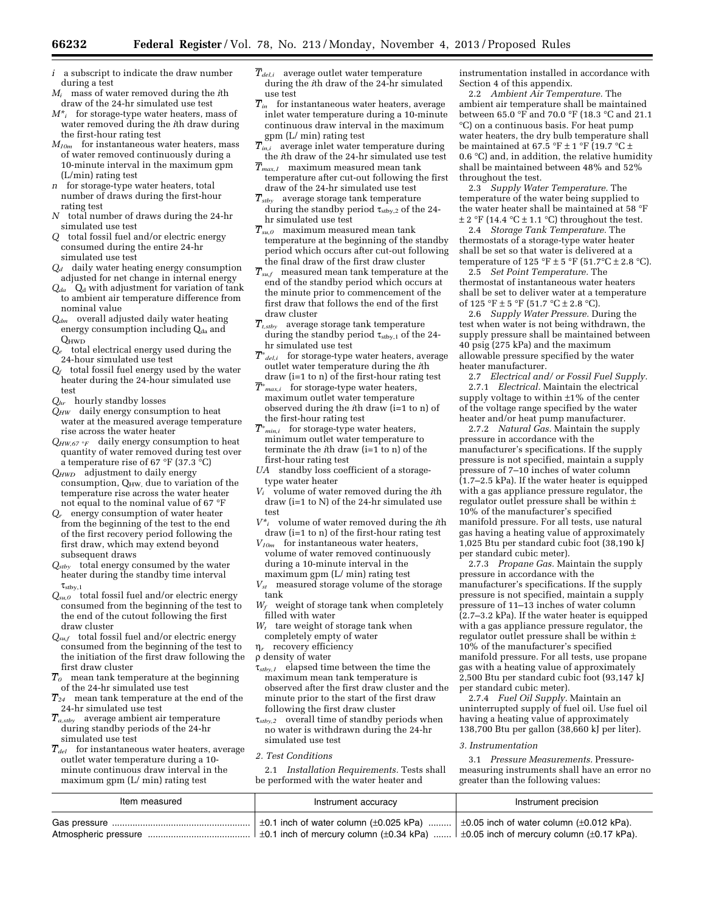$i$ a subscript to indicate the draw number during a test

$M_i$ mass of water removed during the $i$th draw of the 24-hr simulated use test

$M^*_i$ for storage-type water heaters, mass of water removed during the $i$th draw during the first-hour rating test

$M_{10m}$ for instantaneous water heaters, mass of water removed continuously during a 10-minute interval in the maximum gpm (L/min) rating test

$n$ for storage-type water heaters, total number of draws during the first-hour rating test

$N$ total number of draws during the 24-hr simulated use test

$Q$ total fossil fuel and/or electric energy consumed during the entire 24-hr simulated use test

$Q_d$ daily water heating energy consumption adjusted for net change in internal energy

$Q_{da}$ $Q_d$ with adjustment for variation of tank to ambient air temperature difference from nominal value

$Q_{dm}$ overall adjusted daily water heating energy consumption including $Q_{da}$ and $Q_{HWD}$

$Q_e$ total electrical energy used during the 24-hour simulated use test

$Q_f$ total fossil fuel energy used by the water heater during the 24-hour simulated use test

$Q_{hr}$ hourly standby losses

$Q_{HW}$ daily energy consumption to heat water at the measured average temperature rise across the water heater

$Q_{HW,67\,°F}$ daily energy consumption to heat quantity of water removed during test over a temperature rise of 67 °F (37.3 °C)

$Q_{HWD}$ adjustment to daily energy consumption, $Q_{HW}$, due to variation of the temperature rise across the water heater not equal to the nominal value of 67 °F

$Q_r$ energy consumption of water heater from the beginning of the test to the end of the first recovery period following the first draw, which may extend beyond subsequent draws

$Q_{stby}$ total energy consumed by the water heater during the standby time interval $\tau_{stby,1}$

$Q_{su,0}$ total fossil fuel and/or electric energy consumed from the beginning of the test to the end of the cutout following the first draw cluster

$Q_{su,f}$ total fossil fuel and/or electric energy consumed from the beginning of the test to the initiation of the first draw following the first draw cluster

$\overline{T}_0$ mean tank temperature at the beginning of the 24-hr simulated use test

$\overline{T}_{24}$ mean tank temperature at the end of the 24-hr simulated use test

$\overline{T}_{a,stby}$ average ambient air temperature during standby periods of the 24-hr simulated use test

$\overline{T}_{del}$ for instantaneous water heaters, average outlet water temperature during a 10-minute continuous draw interval in the maximum gpm (L/ min) rating test

$\overline{T}_{del,i}$ average outlet water temperature during the $i$th draw of the 24-hr simulated use test

$\overline{T}_{in}$ for instantaneous water heaters, average inlet water temperature during a 10-minute continuous draw interval in the maximum gpm (L/ min) rating test

$\overline{T}_{in,i}$ average inlet water temperature during the $i$th draw of the 24-hr simulated use test

$\overline{T}_{max,1}$ maximum measured mean tank temperature after cut-out following the first draw of the 24-hr simulated use test

$\overline{T}_{stby}$ average storage tank temperature during the standby period $\tau_{stby,2}$ of the 24-hr simulated use test

$\overline{T}_{su,0}$ maximum measured mean tank temperature at the beginning of the standby period which occurs after cut-out following the final draw of the first draw cluster

$\overline{T}_{su,f}$ measured mean tank temperature at the end of the standby period which occurs at the minute prior to commencement of the first draw that follows the end of the first draw cluster

$\overline{T}_{t,stby}$ average storage tank temperature during the standby period $\tau_{stby,1}$ of the 24-hr simulated use test

$\overline{T}^*_{del,i}$ for storage-type water heaters, average outlet water temperature during the $i$th draw (i=1 to n) of the first-hour rating test

$\overline{T}^*_{max,i}$ for storage-type water heaters, maximum outlet water temperature observed during the $i$th draw (i=1 to n) of the first-hour rating test

$\overline{T}^*_{min,i}$ for storage-type water heaters, minimum outlet water temperature to terminate the $i$th draw (i=1 to n) of the first-hour rating test

$UA$ standby loss coefficient of a storage-type water heater

$V_i$ volume of water removed during the $i$th draw (i=1 to N) of the 24-hr simulated use test

$V^*_i$ volume of water removed during the $i$th draw (i=1 to n) of the first-hour rating test

$V_{10m}$ for instantaneous water heaters, volume of water removed continuously during a 10-minute interval in the maximum gpm (L/ min) rating test

$V_{st}$ measured storage volume of the storage tank

$W_f$ weight of storage tank when completely filled with water

$W_t$ tare weight of storage tank when completely empty of water

$\eta_r$ recovery efficiency

$\rho$ density of water

$\tau_{stby,1}$ elapsed time between the time the maximum mean tank temperature is observed after the first draw cluster and the minute prior to the start of the first draw following the first draw cluster

$\tau_{stby,2}$ overall time of standby periods when no water is withdrawn during the 24-hr simulated use test

*2. Test Conditions*

2.1 *Installation Requirements.* Tests shall be performed with the water heater and instrumentation installed in accordance with Section 4 of this appendix.

2.2 *Ambient Air Temperature.* The ambient air temperature shall be maintained between 65.0 °F and 70.0 °F (18.3 °C and 21.1 °C) on a continuous basis. For heat pump water heaters, the dry bulb temperature shall be maintained at 67.5 °F ± 1 °F (19.7 °C ± 0.6 °C) and, in addition, the relative humidity shall be maintained between 48% and 52% throughout the test.

2.3 *Supply Water Temperature.* The temperature of the water being supplied to the water heater shall be maintained at 58 °F ± 2 °F (14.4 °C ± 1.1 °C) throughout the test.

2.4 *Storage Tank Temperature.* The thermostats of a storage-type water heater shall be set so that water is delivered at a temperature of 125 °F ± 5 °F (51.7°C ± 2.8 °C).

2.5 *Set Point Temperature.* The thermostat of instantaneous water heaters shall be set to deliver water at a temperature of 125 °F ± 5 °F (51.7 °C ± 2.8 °C).

2.6 *Supply Water Pressure.* During the test when water is not being withdrawn, the supply pressure shall be maintained between 40 psig (275 kPa) and the maximum allowable pressure specified by the water heater manufacturer.

2.7 *Electrical and/ or Fossil Fuel Supply.*

2.7.1 *Electrical.* Maintain the electrical supply voltage to within ±1% of the center of the voltage range specified by the water heater and/or heat pump manufacturer.

2.7.2 *Natural Gas.* Maintain the supply pressure in accordance with the manufacturer's specifications. If the supply pressure is not specified, maintain a supply pressure of 7–10 inches of water column (1.7–2.5 kPa). If the water heater is equipped with a gas appliance pressure regulator, the regulator outlet pressure shall be within ± 10% of the manufacturer's specified manifold pressure. For all tests, use natural gas having a heating value of approximately 1,025 Btu per standard cubic foot (38,190 kJ per standard cubic meter).

2.7.3 *Propane Gas.* Maintain the supply pressure in accordance with the manufacturer's specifications. If the supply pressure is not specified, maintain a supply pressure of 11–13 inches of water column (2.7–3.2 kPa). If the water heater is equipped with a gas appliance pressure regulator, the regulator outlet pressure shall be within ± 10% of the manufacturer's specified manifold pressure. For all tests, use propane gas with a heating value of approximately 2,500 Btu per standard cubic foot (93,147 kJ per standard cubic meter).

2.7.4 *Fuel Oil Supply.* Maintain an uninterrupted supply of fuel oil. Use fuel oil having a heating value of approximately 138,700 Btu per gallon (38,660 kJ per liter).

*3. Instrumentation*

3.1 *Pressure Measurements.* Pressure-measuring instruments shall have an error no greater than the following values:

| Item measured | Instrument accuracy | Instrument precision |
|---|---|---|
| Gas pressure | ±0.1 inch of water column (±0.025 kPa) | ±0.05 inch of water column (±0.012 kPa). |
| Atmospheric pressure | ±0.1 inch of mercury column (±0.34 kPa) | ±0.05 inch of mercury column (±0.17 kPa). |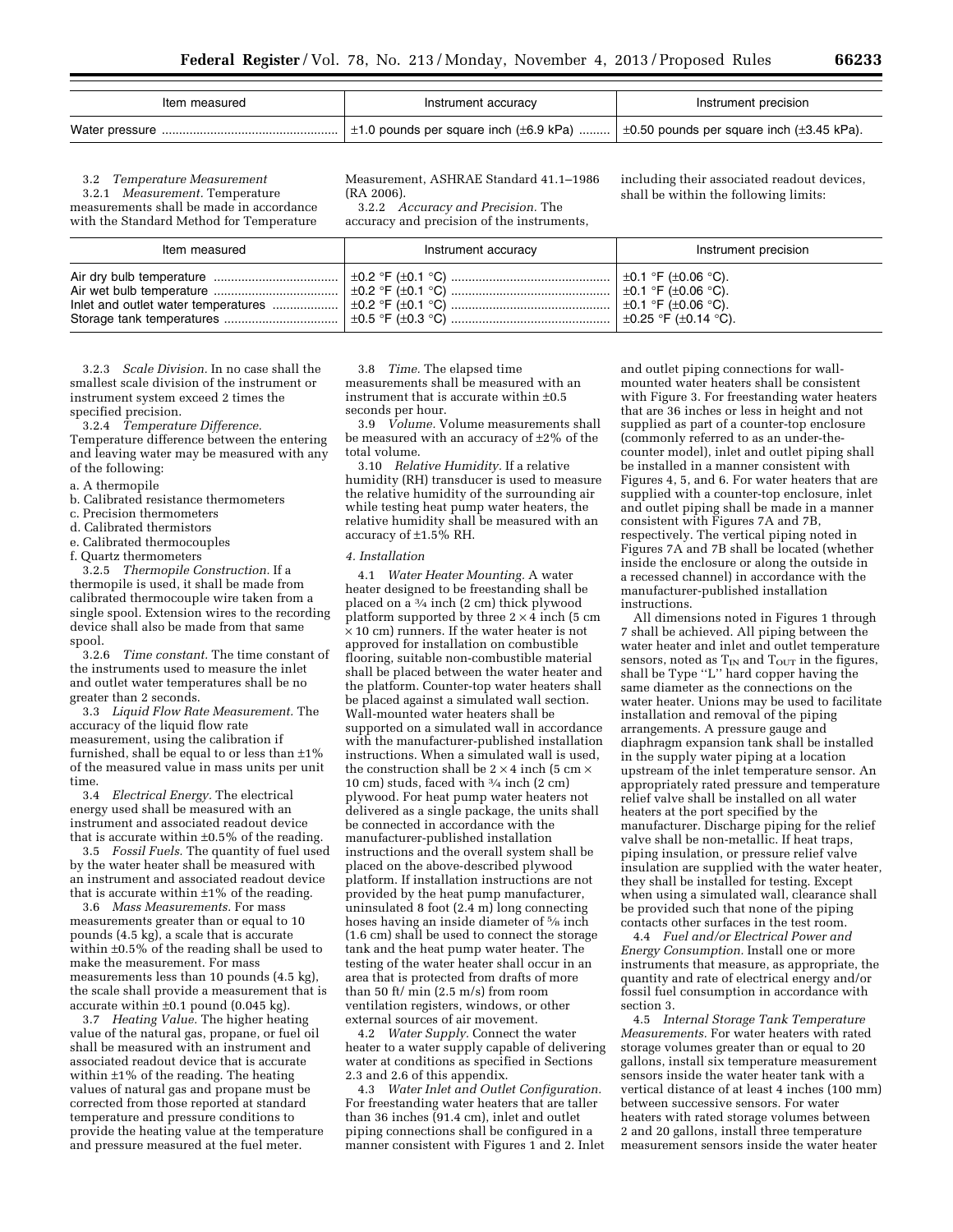| Item measured | Instrument accuracy | Instrument precision |
| --- | --- | --- |
| Water pressure | ±1.0 pounds per square inch (±6.9 kPa) | ±0.50 pounds per square inch (±3.45 kPa). |

3.2 *Temperature Measurement*

3.2.1 *Measurement.* Temperature measurements shall be made in accordance with the Standard Method for Temperature Measurement, ASHRAE Standard 41.1–1986 (RA 2006).

3.2.2 *Accuracy and Precision.* The accuracy and precision of the instruments, including their associated readout devices, shall be within the following limits:

| Item measured | Instrument accuracy | Instrument precision |
| --- | --- | --- |
| Air dry bulb temperature | ±0.2 °F (±0.1 °C) | ±0.1 °F (±0.06 °C). |
| Air wet bulb temperature | ±0.2 °F (±0.1 °C) | ±0.1 °F (±0.06 °C). |
| Inlet and outlet water temperatures | ±0.2 °F (±0.1 °C) | ±0.1 °F (±0.06 °C). |
| Storage tank temperatures | ±0.5 °F (±0.3 °C) | ±0.25 °F (±0.14 °C). |

3.2.3 *Scale Division.* In no case shall the smallest scale division of the instrument or instrument system exceed 2 times the specified precision.

3.2.4 *Temperature Difference.* Temperature difference between the entering and leaving water may be measured with any of the following:

a. A thermopile
b. Calibrated resistance thermometers
c. Precision thermometers
d. Calibrated thermistors
e. Calibrated thermocouples
f. Quartz thermometers

3.2.5 *Thermopile Construction.* If a thermopile is used, it shall be made from calibrated thermocouple wire taken from a single spool. Extension wires to the recording device shall also be made from that same spool.

3.2.6 *Time constant.* The time constant of the instruments used to measure the inlet and outlet water temperatures shall be no greater than 2 seconds.

3.3 *Liquid Flow Rate Measurement.* The accuracy of the liquid flow rate measurement, using the calibration if furnished, shall be equal to or less than ±1% of the measured value in mass units per unit time.

3.4 *Electrical Energy.* The electrical energy used shall be measured with an instrument and associated readout device that is accurate within ±0.5% of the reading.

3.5 *Fossil Fuels.* The quantity of fuel used by the water heater shall be measured with an instrument and associated readout device that is accurate within ±1% of the reading.

3.6 *Mass Measurements.* For mass measurements greater than or equal to 10 pounds (4.5 kg), a scale that is accurate within ±0.5% of the reading shall be used to make the measurement. For mass measurements less than 10 pounds (4.5 kg), the scale shall provide a measurement that is accurate within ±0.1 pound (0.045 kg).

3.7 *Heating Value.* The higher heating value of the natural gas, propane, or fuel oil shall be measured with an instrument and associated readout device that is accurate within ±1% of the reading. The heating values of natural gas and propane must be corrected from those reported at standard temperature and pressure conditions to provide the heating value at the temperature and pressure measured at the fuel meter.

3.8 *Time.* The elapsed time measurements shall be measured with an instrument that is accurate within ±0.5 seconds per hour.

3.9 *Volume.* Volume measurements shall be measured with an accuracy of ±2% of the total volume.

3.10 *Relative Humidity.* If a relative humidity (RH) transducer is used to measure the relative humidity of the surrounding air while testing heat pump water heaters, the relative humidity shall be measured with an accuracy of ±1.5% RH.

*4. Installation*

4.1 *Water Heater Mounting.* A water heater designed to be freestanding shall be placed on a ¾ inch (2 cm) thick plywood platform supported by three 2 × 4 inch (5 cm × 10 cm) runners. If the water heater is not approved for installation on combustible flooring, suitable non-combustible material shall be placed between the water heater and the platform. Counter-top water heaters shall be placed against a simulated wall section. Wall-mounted water heaters shall be supported on a simulated wall in accordance with the manufacturer-published installation instructions. When a simulated wall is used, the construction shall be 2 × 4 inch (5 cm × 10 cm) studs, faced with ¾ inch (2 cm) plywood. For heat pump water heaters not delivered as a single package, the units shall be connected in accordance with the manufacturer-published installation instructions and the overall system shall be placed on the above-described plywood platform. If installation instructions are not provided by the heat pump manufacturer, uninsulated 8 foot (2.4 m) long connecting hoses having an inside diameter of ⅝ inch (1.6 cm) shall be used to connect the storage tank and the heat pump water heater. The testing of the water heater shall occur in an area that is protected from drafts of more than 50 ft/ min (2.5 m/s) from room ventilation registers, windows, or other external sources of air movement.

4.2 *Water Supply.* Connect the water heater to a water supply capable of delivering water at conditions as specified in Sections 2.3 and 2.6 of this appendix.

4.3 *Water Inlet and Outlet Configuration.* For freestanding water heaters that are taller than 36 inches (91.4 cm), inlet and outlet piping connections shall be configured in a manner consistent with Figures 1 and 2. Inlet and outlet piping connections for wall-mounted water heaters shall be consistent with Figure 3. For freestanding water heaters that are 36 inches or less in height and not supplied as part of a counter-top enclosure (commonly referred to as an under-the-counter model), inlet and outlet piping shall be installed in a manner consistent with Figures 4, 5, and 6. For water heaters that are supplied with a counter-top enclosure, inlet and outlet piping shall be made in a manner consistent with Figures 7A and 7B, respectively. The vertical piping noted in Figures 7A and 7B shall be located (whether inside the enclosure or along the outside in a recessed channel) in accordance with the manufacturer-published installation instructions.

All dimensions noted in Figures 1 through 7 shall be achieved. All piping between the water heater and inlet and outlet temperature sensors, noted as $T_{IN}$ and $T_{OUT}$ in the figures, shall be Type "L" hard copper having the same diameter as the connections on the water heater. Unions may be used to facilitate installation and removal of the piping arrangements. A pressure gauge and diaphragm expansion tank shall be installed in the supply water piping at a location upstream of the inlet temperature sensor. An appropriately rated pressure and temperature relief valve shall be installed on all water heaters at the port specified by the manufacturer. Discharge piping for the relief valve shall be non-metallic. If heat traps, piping insulation, or pressure relief valve insulation are supplied with the water heater, they shall be installed for testing. Except when using a simulated wall, clearance shall be provided such that none of the piping contacts other surfaces in the test room.

4.4 *Fuel and/or Electrical Power and Energy Consumption.* Install one or more instruments that measure, as appropriate, the quantity and rate of electrical energy and/or fossil fuel consumption in accordance with section 3.

4.5 *Internal Storage Tank Temperature Measurements.* For water heaters with rated storage volumes greater than or equal to 20 gallons, install six temperature measurement sensors inside the water heater tank with a vertical distance of at least 4 inches (100 mm) between successive sensors. For water heaters with rated storage volumes between 2 and 20 gallons, install three temperature measurement sensors inside the water heater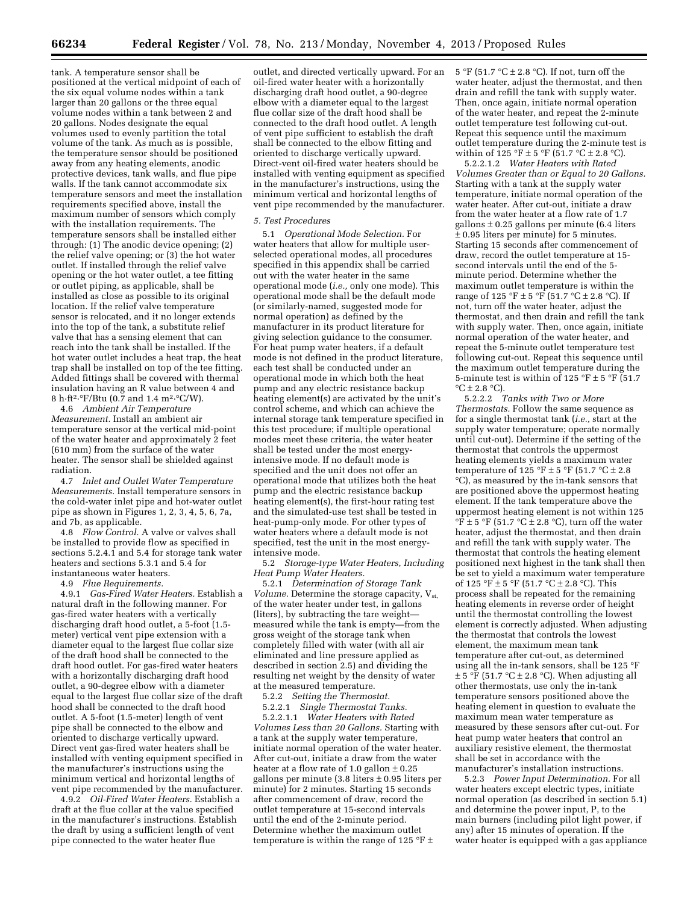tank. A temperature sensor shall be positioned at the vertical midpoint of each of the six equal volume nodes within a tank larger than 20 gallons or the three equal volume nodes within a tank between 2 and 20 gallons. Nodes designate the equal volumes used to evenly partition the total volume of the tank. As much as is possible, the temperature sensor should be positioned away from any heating elements, anodic protective devices, tank walls, and flue pipe walls. If the tank cannot accommodate six temperature sensors and meet the installation requirements specified above, install the maximum number of sensors which comply with the installation requirements. The temperature sensors shall be installed either through: (1) The anodic device opening; (2) the relief valve opening; or (3) the hot water outlet. If installed through the relief valve opening or the hot water outlet, a tee fitting or outlet piping, as applicable, shall be installed as close as possible to its original location. If the relief valve temperature sensor is relocated, and it no longer extends into the top of the tank, a substitute relief valve that has a sensing element that can reach into the tank shall be installed. If the hot water outlet includes a heat trap, the heat trap shall be installed on top of the tee fitting. Added fittings shall be covered with thermal insulation having an R value between 4 and 8 h·ft²·°F/Btu (0.7 and 1.4 m²·°C/W).

4.6 *Ambient Air Temperature Measurement.* Install an ambient air temperature sensor at the vertical mid-point of the water heater and approximately 2 feet (610 mm) from the surface of the water heater. The sensor shall be shielded against radiation.

4.7 *Inlet and Outlet Water Temperature Measurements.* Install temperature sensors in the cold-water inlet pipe and hot-water outlet pipe as shown in Figures 1, 2, 3, 4, 5, 6, 7a, and 7b, as applicable.

4.8 *Flow Control.* A valve or valves shall be installed to provide flow as specified in sections 5.2.4.1 and 5.4 for storage tank water heaters and sections 5.3.1 and 5.4 for instantaneous water heaters.

4.9 *Flue Requirements.*

4.9.1 *Gas-Fired Water Heaters.* Establish a natural draft in the following manner. For gas-fired water heaters with a vertically discharging draft hood outlet, a 5-foot (1.5-meter) vertical vent pipe extension with a diameter equal to the largest flue collar size of the draft hood shall be connected to the draft hood outlet. For gas-fired water heaters with a horizontally discharging draft hood outlet, a 90-degree elbow with a diameter equal to the largest flue collar size of the draft hood shall be connected to the draft hood outlet. A 5-foot (1.5-meter) length of vent pipe shall be connected to the elbow and oriented to discharge vertically upward. Direct vent gas-fired water heaters shall be installed with venting equipment specified in the manufacturer's instructions using the minimum vertical and horizontal lengths of vent pipe recommended by the manufacturer.

4.9.2 *Oil-Fired Water Heaters.* Establish a draft at the flue collar at the value specified in the manufacturer's instructions. Establish the draft by using a sufficient length of vent pipe connected to the water heater flue outlet, and directed vertically upward. For an oil-fired water heater with a horizontally discharging draft hood outlet, a 90-degree elbow with a diameter equal to the largest flue collar size of the draft hood shall be connected to the draft hood outlet. A length of vent pipe sufficient to establish the draft shall be connected to the elbow fitting and oriented to discharge vertically upward. Direct-vent oil-fired water heaters should be installed with venting equipment as specified in the manufacturer's instructions, using the minimum vertical and horizontal lengths of vent pipe recommended by the manufacturer.

*5. Test Procedures*

5.1 *Operational Mode Selection.* For water heaters that allow for multiple user-selected operational modes, all procedures specified in this appendix shall be carried out with the water heater in the same operational mode (*i.e.,* only one mode). This operational mode shall be the default mode (or similarly-named, suggested mode for normal operation) as defined by the manufacturer in its product literature for giving selection guidance to the consumer. For heat pump water heaters, if a default mode is not defined in the product literature, each test shall be conducted under an operational mode in which both the heat pump and any electric resistance backup heating element(s) are activated by the unit's control scheme, and which can achieve the internal storage tank temperature specified in this test procedure; if multiple operational modes meet these criteria, the water heater shall be tested under the most energy-intensive mode. If no default mode is specified and the unit does not offer an operational mode that utilizes both the heat pump and the electric resistance backup heating element(s), the first-hour rating test and the simulated-use test shall be tested in heat-pump-only mode. For other types of water heaters where a default mode is not specified, test the unit in the most energy-intensive mode.

5.2 *Storage-type Water Heaters, Including Heat Pump Water Heaters.*

5.2.1 *Determination of Storage Tank Volume.* Determine the storage capacity, $V_{st}$, of the water heater under test, in gallons (liters), by subtracting the tare weight—measured while the tank is empty—from the gross weight of the storage tank when completely filled with water (with all air eliminated and line pressure applied as described in section 2.5) and dividing the resulting net weight by the density of water at the measured temperature.

5.2.2 *Setting the Thermostat.*

5.2.2.1 *Single Thermostat Tanks.*

5.2.2.1.1 *Water Heaters with Rated Volumes Less than 20 Gallons.* Starting with a tank at the supply water temperature, initiate normal operation of the water heater. After cut-out, initiate a draw from the water heater at a flow rate of 1.0 gallon ± 0.25 gallons per minute (3.8 liters ± 0.95 liters per minute) for 2 minutes. Starting 15 seconds after commencement of draw, record the outlet temperature at 15-second intervals until the end of the 2-minute period. Determine whether the maximum outlet temperature is within the range of 125 °F ± 5 °F (51.7 °C ± 2.8 °C). If not, turn off the water heater, adjust the thermostat, and then drain and refill the tank with supply water. Then, once again, initiate normal operation of the water heater, and repeat the 2-minute outlet temperature test following cut-out. Repeat this sequence until the maximum outlet temperature during the 2-minute test is within of 125 °F ± 5 °F (51.7 °C ± 2.8 °C).

5.2.2.1.2 *Water Heaters with Rated Volumes Greater than or Equal to 20 Gallons.* Starting with a tank at the supply water temperature, initiate normal operation of the water heater. After cut-out, initiate a draw from the water heater at a flow rate of 1.7 gallons ± 0.25 gallons per minute (6.4 liters ± 0.95 liters per minute) for 5 minutes. Starting 15 seconds after commencement of draw, record the outlet temperature at 15-second intervals until the end of the 5-minute period. Determine whether the maximum outlet temperature is within the range of 125 °F ± 5 °F (51.7 °C ± 2.8 °C). If not, turn off the water heater, adjust the thermostat, and then drain and refill the tank with supply water. Then, once again, initiate normal operation of the water heater, and repeat the 5-minute outlet temperature test following cut-out. Repeat this sequence until the maximum outlet temperature during the 5-minute test is within of 125 °F ± 5 °F (51.7 °C ± 2.8 °C).

5.2.2.2 *Tanks with Two or More Thermostats.* Follow the same sequence as for a single thermostat tank (*i.e.,* start at the supply water temperature; operate normally until cut-out). Determine if the setting of the thermostat that controls the uppermost heating elements yields a maximum water temperature of 125 °F ± 5 °F (51.7 °C ± 2.8 °C), as measured by the in-tank sensors that are positioned above the uppermost heating element. If the tank temperature above the uppermost heating element is not within 125 °F ± 5 °F (51.7 °C ± 2.8 °C), turn off the water heater, adjust the thermostat, and then drain and refill the tank with supply water. The thermostat that controls the heating element positioned next highest in the tank shall then be set to yield a maximum water temperature of 125 °F ± 5 °F (51.7 °C ± 2.8 °C). This process shall be repeated for the remaining heating elements in reverse order of height until the thermostat controlling the lowest element is correctly adjusted. When adjusting the thermostat that controls the lowest element, the maximum mean tank temperature after cut-out, as determined using all the in-tank sensors, shall be 125 °F ± 5 °F (51.7 °C ± 2.8 °C). When adjusting all other thermostats, use only the in-tank temperature sensors positioned above the heating element in question to evaluate the maximum mean water temperature as measured by these sensors after cut-out. For heat pump water heaters that control an auxiliary resistive element, the thermostat shall be set in accordance with the manufacturer's installation instructions.

5.2.3 *Power Input Determination.* For all water heaters except electric types, initiate normal operation (as described in section 5.1) and determine the power input, P, to the main burners (including pilot light power, if any) after 15 minutes of operation. If the water heater is equipped with a gas appliance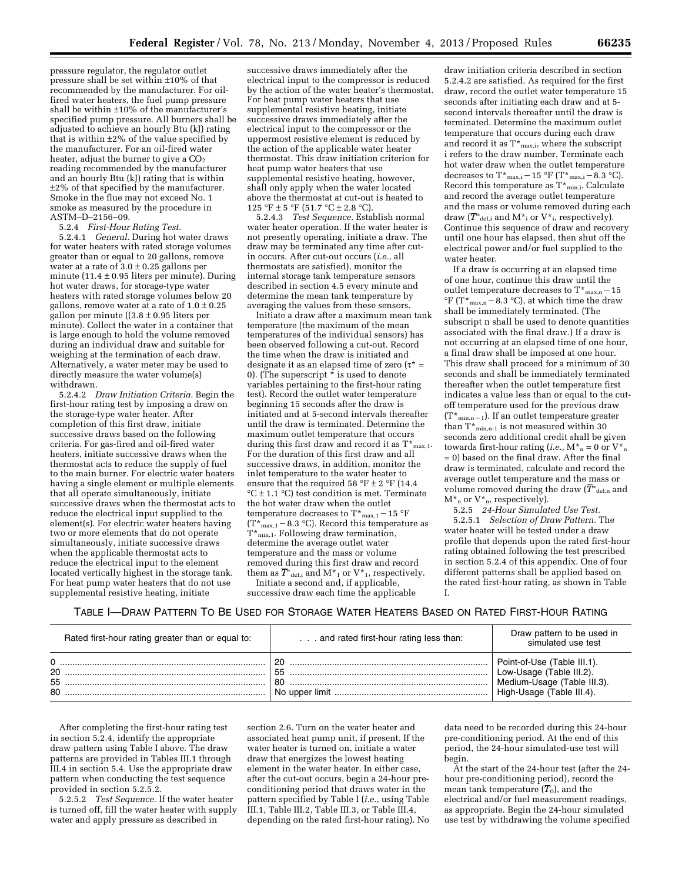pressure regulator, the regulator outlet pressure shall be set within ±10% of that recommended by the manufacturer. For oil-fired water heaters, the fuel pump pressure shall be within ±10% of the manufacturer's specified pump pressure. All burners shall be adjusted to achieve an hourly Btu (kJ) rating that is within ±2% of the value specified by the manufacturer. For an oil-fired water heater, adjust the burner to give a $CO_2$ reading recommended by the manufacturer and an hourly Btu (kJ) rating that is within ±2% of that specified by the manufacturer. Smoke in the flue may not exceed No. 1 smoke as measured by the procedure in ASTM–D–2156–09.

5.2.4 *First-Hour Rating Test.*

5.2.4.1 *General.* During hot water draws for water heaters with rated storage volumes greater than or equal to 20 gallons, remove water at a rate of 3.0 ± 0.25 gallons per minute (11.4 ± 0.95 liters per minute). During hot water draws, for storage-type water heaters with rated storage volumes below 20 gallons, remove water at a rate of 1.0 ± 0.25 gallon per minute ((3.8 ± 0.95 liters per minute). Collect the water in a container that is large enough to hold the volume removed during an individual draw and suitable for weighing at the termination of each draw. Alternatively, a water meter may be used to directly measure the water volume(s) withdrawn.

5.2.4.2 *Draw Initiation Criteria.* Begin the first-hour rating test by imposing a draw on the storage-type water heater. After completion of this first draw, initiate successive draws based on the following criteria. For gas-fired and oil-fired water heaters, initiate successive draws when the thermostat acts to reduce the supply of fuel to the main burner. For electric water heaters having a single element or multiple elements that all operate simultaneously, initiate successive draws when the thermostat acts to reduce the electrical input supplied to the element(s). For electric water heaters having two or more elements that do not operate simultaneously, initiate successive draws when the applicable thermostat acts to reduce the electrical input to the element located vertically highest in the storage tank. For heat pump water heaters that do not use supplemental resistive heating, initiate successive draws immediately after the electrical input to the compressor is reduced by the action of the water heater's thermostat. For heat pump water heaters that use supplemental resistive heating, initiate successive draws immediately after the electrical input to the compressor or the uppermost resistive element is reduced by the action of the applicable water heater thermostat. This draw initiation criterion for heat pump water heaters that use supplemental resistive heating, however, shall only apply when the water located above the thermostat at cut-out is heated to 125 °F ± 5 °F (51.7 °C ± 2.8 °C).

5.2.4.3 *Test Sequence.* Establish normal water heater operation. If the water heater is not presently operating, initiate a draw. The draw may be terminated any time after cut-in occurs. After cut-out occurs (*i.e.,* all thermostats are satisfied), monitor the internal storage tank temperature sensors described in section 4.5 every minute and determine the mean tank temperature by averaging the values from these sensors.

Initiate a draw after a maximum mean tank temperature (the maximum of the mean temperatures of the individual sensors) has been observed following a cut-out. Record the time when the draw is initiated and designate it as an elapsed time of zero ($\tau^*$ = 0). (The superscript * is used to denote variables pertaining to the first-hour rating test). Record the outlet water temperature beginning 15 seconds after the draw is initiated and at 5-second intervals thereafter until the draw is terminated. Determine the maximum outlet temperature that occurs during this first draw and record it as $T^*_{max,1}$. For the duration of this first draw and all successive draws, in addition, monitor the inlet temperature to the water heater to ensure that the required 58 °F ± 2 °F (14.4 °C ± 1.1 °C) test condition is met. Terminate the hot water draw when the outlet temperature decreases to $T^*_{max,1} - 15$ °F ($T^*_{max,1} - 8.3$ °C). Record this temperature as $T^*_{min,1}$. Following draw termination, determine the average outlet water temperature and the mass or volume removed during this first draw and record them as $\overline{T}^*_{del,i}$ and $M^*_1$ or $V^*_1$, respectively.

Initiate a second and, if applicable, successive draw each time the applicable draw initiation criteria described in section 5.2.4.2 are satisfied. As required for the first draw, record the outlet water temperature 15 seconds after initiating each draw and at 5-second intervals thereafter until the draw is terminated. Determine the maximum outlet temperature that occurs during each draw and record it as $T^*_{max,i}$, where the subscript i refers to the draw number. Terminate each hot water draw when the outlet temperature decreases to $T^*_{max,i} - 15$ °F ($T^*_{max,i} - 8.3$ °C). Record this temperature as $T^*_{min,i}$. Calculate and record the average outlet temperature and the mass or volume removed during each draw ($\overline{T}^*_{del,i}$ and $M^*_i$ or $V^*_i$, respectively). Continue this sequence of draw and recovery until one hour has elapsed, then shut off the electrical power and/or fuel supplied to the water heater.

If a draw is occurring at an elapsed time of one hour, continue this draw until the outlet temperature decreases to $T^*_{max,n} - 15$ °F ($T^*_{max,n} - 8.3$ °C), at which time the draw shall be immediately terminated. (The subscript n shall be used to denote quantities associated with the final draw.) If a draw is not occurring at an elapsed time of one hour, a final draw shall be imposed at one hour. This draw shall proceed for a minimum of 30 seconds and shall be immediately terminated thereafter when the outlet temperature first indicates a value less than or equal to the cut-off temperature used for the previous draw ($T^*_{min,n-1}$). If an outlet temperature greater than $T^*_{min,n-1}$ is not measured within 30 seconds zero additional credit shall be given towards first-hour rating (*i.e.,* $M^*_n = 0$ or $V^*_n = 0$) based on the final draw. After the final draw is terminated, calculate and record the average outlet temperature and the mass or volume removed during the draw ($\overline{T}^*_{del,n}$ and $M^*_n$ or $V^*_n$, respectively).

5.2.5 *24-Hour Simulated Use Test.*

5.2.5.1 *Selection of Draw Pattern.* The water heater will be tested under a draw profile that depends upon the rated first-hour rating obtained following the test prescribed in section 5.2.4 of this appendix. One of four different patterns shall be applied based on the rated first-hour rating, as shown in Table I.

TABLE I—DRAW PATTERN TO BE USED FOR STORAGE WATER HEATERS BASED ON RATED FIRST-HOUR RATING

| Rated first-hour rating greater than or equal to: | . . . and rated first-hour rating less than: | Draw pattern to be used in simulated use test |
|---|---|---|
| 0 | 20 | Point-of-Use (Table III.1). |
| 20 | 55 | Low-Usage (Table III.2). |
| 55 | 80 | Medium-Usage (Table III.3). |
| 80 | No upper limit | High-Usage (Table III.4). |

After completing the first-hour rating test in section 5.2.4, identify the appropriate draw pattern using Table I above. The draw patterns are provided in Tables III.1 through III.4 in section 5.4. Use the appropriate draw pattern when conducting the test sequence provided in section 5.2.5.2.

5.2.5.2 *Test Sequence.* If the water heater is turned off, fill the water heater with supply water and apply pressure as described in section 2.6. Turn on the water heater and associated heat pump unit, if present. If the water heater is turned on, initiate a water draw that energizes the lowest heating element in the water heater. In either case, after the cut-out occurs, begin a 24-hour pre-conditioning period that draws water in the pattern specified by Table I (*i.e.,* using Table III.1, Table III.2, Table III.3, or Table III.4, depending on the rated first-hour rating). No data need to be recorded during this 24-hour pre-conditioning period. At the end of this period, the 24-hour simulated-use test will begin.

At the start of the 24-hour test (after the 24-hour pre-conditioning period), record the mean tank temperature ($\overline{T}_0$), and the electrical and/or fuel measurement readings, as appropriate. Begin the 24-hour simulated use test by withdrawing the volume specified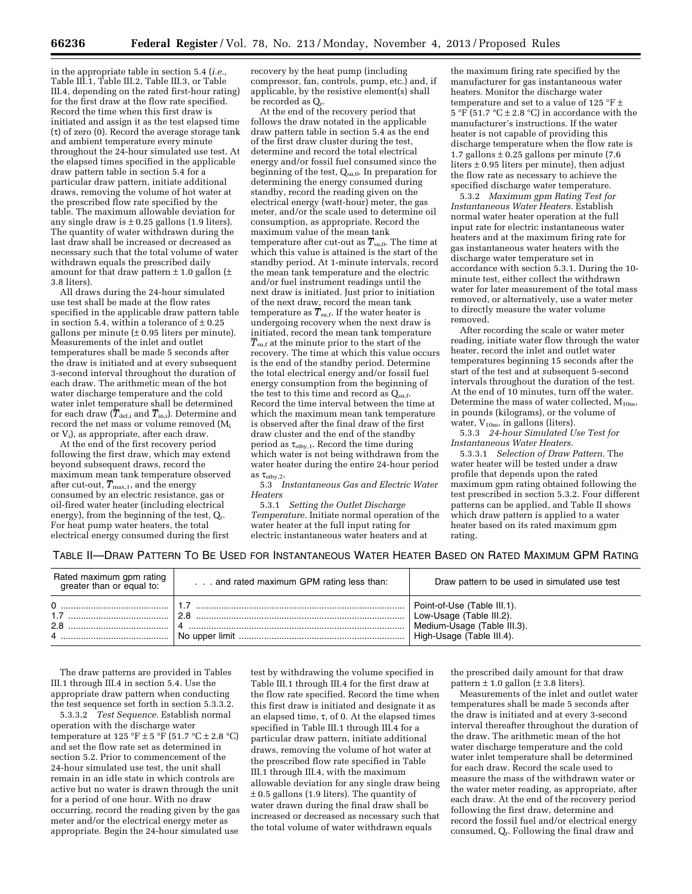in the appropriate table in section 5.4 (*i.e.,* Table III.1, Table III.2, Table III.3, or Table III.4, depending on the rated first-hour rating) for the first draw at the flow rate specified. Record the time when this first draw is initiated and assign it as the test elapsed time (τ) of zero (0). Record the average storage tank and ambient temperature every minute throughout the 24-hour simulated use test. At the elapsed times specified in the applicable draw pattern table in section 5.4 for a particular draw pattern, initiate additional draws, removing the volume of hot water at the prescribed flow rate specified by the table. The maximum allowable deviation for any single draw is ± 0.25 gallons (1.9 liters). The quantity of water withdrawn during the last draw shall be increased or decreased as necessary such that the total volume of water withdrawn equals the prescribed daily amount for that draw pattern ± 1.0 gallon (± 3.8 liters).

All draws during the 24-hour simulated use test shall be made at the flow rates specified in the applicable draw pattern table in section 5.4, within a tolerance of ± 0.25 gallons per minute (± 0.95 liters per minute). Measurements of the inlet and outlet temperatures shall be made 5 seconds after the draw is initiated and at every subsequent 3-second interval throughout the duration of each draw. The arithmetic mean of the hot water discharge temperature and the cold water inlet temperature shall be determined for each draw ($\overline{T}_{del,i}$ and $\overline{T}_{in,i}$). Determine and record the net mass or volume removed ($M_i$ or $V_i$), as appropriate, after each draw.

At the end of the first recovery period following the first draw, which may extend beyond subsequent draws, record the maximum mean tank temperature observed after cut-out, $\overline{T}_{max,1}$, and the energy consumed by an electric resistance, gas or oil-fired water heater (including electrical energy), from the beginning of the test, $Q_r$. For heat pump water heaters, the total electrical energy consumed during the first recovery by the heat pump (including compressor, fan, controls, pump, etc.) and, if applicable, by the resistive element(s) shall be recorded as $Q_r$.

At the end of the recovery period that follows the draw notated in the applicable draw pattern table in section 5.4 as the end of the first draw cluster during the test, determine and record the total electrical energy and/or fossil fuel consumed since the beginning of the test, $Q_{su,0}$. In preparation for determining the energy consumed during standby, record the reading given on the electrical energy (watt-hour) meter, the gas meter, and/or the scale used to determine oil consumption, as appropriate. Record the maximum value of the mean tank temperature after cut-out as $\overline{T}_{su,0}$. The time at which this value is attained is the start of the standby period. At 1-minute intervals, record the mean tank temperature and the electric and/or fuel instrument readings until the next draw is initiated. Just prior to initiation of the next draw, record the mean tank temperature as $\overline{T}_{su,f}$. If the water heater is undergoing recovery when the next draw is initiated, record the mean tank temperature $\overline{T}_{su,f}$ at the minute prior to the start of the recovery. The time at which this value occurs is the end of the standby period. Determine the total electrical energy and/or fossil fuel energy consumption from the beginning of the test to this time and record as $Q_{su,f}$. Record the time interval between the time at which the maximum mean tank temperature is observed after the final draw of the first draw cluster and the end of the standby period as $\tau_{stby,1}$. Record the time during which water is not being withdrawn from the water heater during the entire 24-hour period as $\tau_{stby,2}$.

5.3 *Instantaneous Gas and Electric Water Heaters*

5.3.1 *Setting the Outlet Discharge Temperature.* Initiate normal operation of the water heater at the full input rating for electric instantaneous water heaters and at the maximum firing rate specified by the manufacturer for gas instantaneous water heaters. Monitor the discharge water temperature and set to a value of 125 °F ± 5 °F (51.7 °C ± 2.8 °C) in accordance with the manufacturer's instructions. If the water heater is not capable of providing this discharge temperature when the flow rate is 1.7 gallons ± 0.25 gallons per minute (7.6 liters ± 0.95 liters per minute), then adjust the flow rate as necessary to achieve the specified discharge water temperature.

5.3.2 *Maximum gpm Rating Test for Instantaneous Water Heaters.* Establish normal water heater operation at the full input rate for electric instantaneous water heaters and at the maximum firing rate for gas instantaneous water heaters with the discharge water temperature set in accordance with section 5.3.1. During the 10-minute test, either collect the withdrawn water for later measurement of the total mass removed, or alternatively, use a water meter to directly measure the water volume removed.

After recording the scale or water meter reading, initiate water flow through the water heater, record the inlet and outlet water temperatures beginning 15 seconds after the start of the test and at subsequent 5-second intervals throughout the duration of the test. At the end of 10 minutes, turn off the water. Determine the mass of water collected, $M_{10m}$, in pounds (kilograms), or the volume of water, $V_{10m}$, in gallons (liters).

5.3.3 *24-hour Simulated Use Test for Instantaneous Water Heaters.*

5.3.3.1 *Selection of Draw Pattern.* The water heater will be tested under a draw profile that depends upon the rated maximum gpm rating obtained following the test prescribed in section 5.3.2. Four different patterns can be applied, and Table II shows which draw pattern is applied to a water heater based on its rated maximum gpm rating.

TABLE II—DRAW PATTERN TO BE USED FOR INSTANTANEOUS WATER HEATER BASED ON RATED MAXIMUM GPM RATING

| Rated maximum gpm rating greater than or equal to: | . . . and rated maximum GPM rating less than: | Draw pattern to be used in simulated use test |
|---|---|---|
| 0 | 1.7 | Point-of-Use (Table III.1). |
| 1.7 | 2.8 | Low-Usage (Table III.2). |
| 2.8 | 4 | Medium-Usage (Table III.3). |
| 4 | No upper limit | High-Usage (Table III.4). |

The draw patterns are provided in Tables III.1 through III.4 in section 5.4. Use the appropriate draw pattern when conducting the test sequence set forth in section 5.3.3.2.

5.3.3.2 *Test Sequence.* Establish normal operation with the discharge water temperature at 125 °F ± 5 °F (51.7 °C ± 2.8 °C) and set the flow rate set as determined in section 5.2. Prior to commencement of the 24-hour simulated use test, the unit shall remain in an idle state in which controls are active but no water is drawn through the unit for a period of one hour. With no draw occurring, record the reading given by the gas meter and/or the electrical energy meter as appropriate. Begin the 24-hour simulated use test by withdrawing the volume specified in Table III.1 through III.4 for the first draw at the flow rate specified. Record the time when this first draw is initiated and designate it as an elapsed time, τ, of 0. At the elapsed times specified in Table III.1 through III.4 for a particular draw pattern, initiate additional draws, removing the volume of hot water at the prescribed flow rate specified in Table III.1 through III.4, with the maximum allowable deviation for any single draw being ± 0.5 gallons (1.9 liters). The quantity of water drawn during the final draw shall be increased or decreased as necessary such that the total volume of water withdrawn equals the prescribed daily amount for that draw pattern ± 1.0 gallon (± 3.8 liters).

Measurements of the inlet and outlet water temperatures shall be made 5 seconds after the draw is initiated and at every 3-second interval thereafter throughout the duration of the draw. The arithmetic mean of the hot water discharge temperature and the cold water inlet temperature shall be determined for each draw. Record the scale used to measure the mass of the withdrawn water or the water meter reading, as appropriate, after each draw. At the end of the recovery period following the first draw, determine and record the fossil fuel and/or electrical energy consumed, $Q_r$. Following the final draw and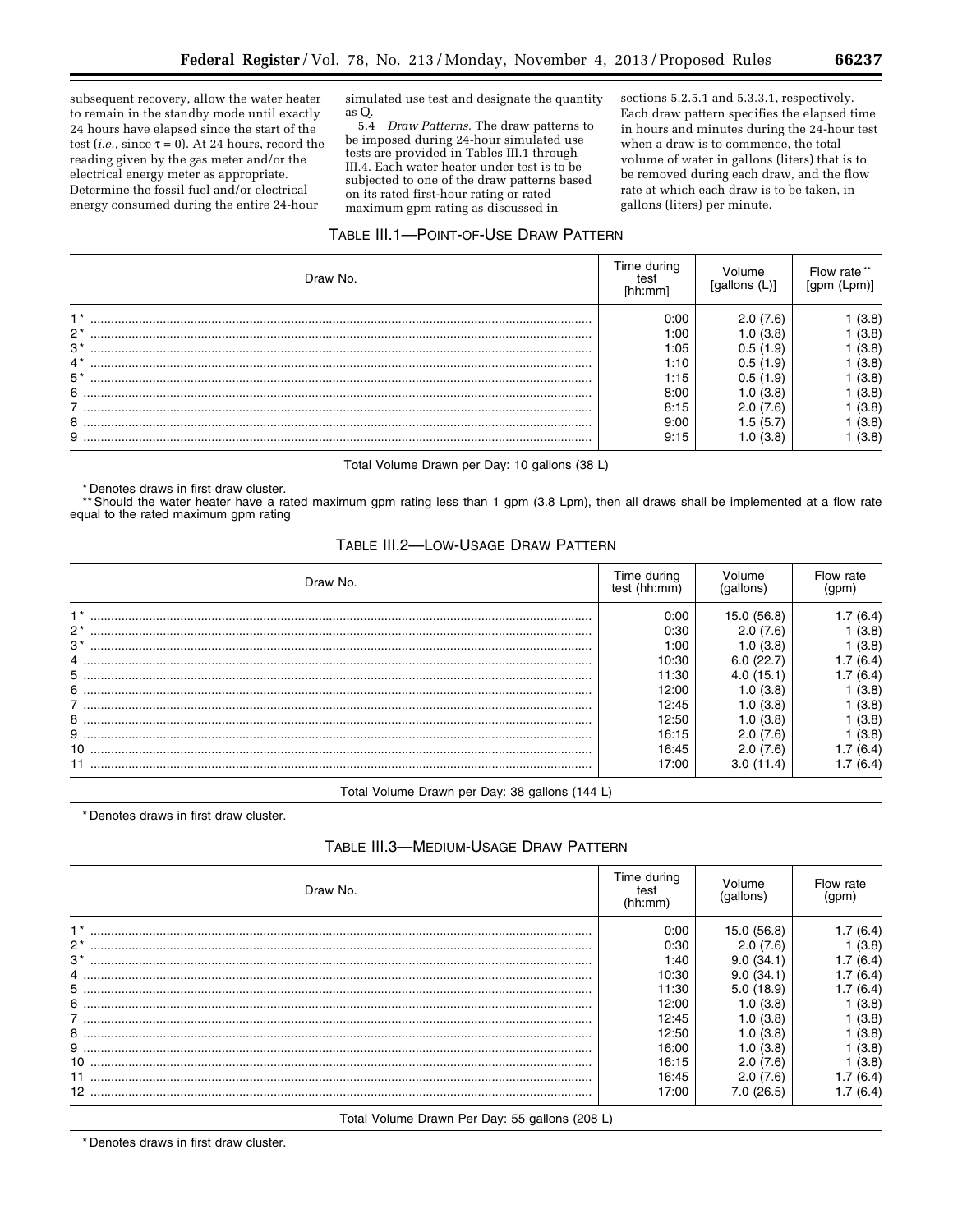subsequent recovery, allow the water heater to remain in the standby mode until exactly 24 hours have elapsed since the start of the test (*i.e.,* since $\tau = 0$). At 24 hours, record the reading given by the gas meter and/or the electrical energy meter as appropriate. Determine the fossil fuel and/or electrical energy consumed during the entire 24-hour simulated use test and designate the quantity as Q.

5.4 *Draw Patterns.* The draw patterns to be imposed during 24-hour simulated use tests are provided in Tables III.1 through III.4. Each water heater under test is to be subjected to one of the draw patterns based on its rated first-hour rating or rated maximum gpm rating as discussed in sections 5.2.5.1 and 5.3.3.1, respectively. Each draw pattern specifies the elapsed time in hours and minutes during the 24-hour test when a draw is to commence, the total volume of water in gallons (liters) that is to be removed during each draw, and the flow rate at which each draw is to be taken, in gallons (liters) per minute.

TABLE III.1—POINT-OF-USE DRAW PATTERN

| Draw No. | Time during test [hh:mm] | Volume [gallons (L)] | Flow rate ** [gpm (Lpm)] |
|---|---|---|---|
| 1* | 0:00 | 2.0 (7.6) | 1 (3.8) |
| 2* | 1:00 | 1.0 (3.8) | 1 (3.8) |
| 3* | 1:05 | 0.5 (1.9) | 1 (3.8) |
| 4* | 1:10 | 0.5 (1.9) | 1 (3.8) |
| 5* | 1:15 | 0.5 (1.9) | 1 (3.8) |
| 6 | 8:00 | 1.0 (3.8) | 1 (3.8) |
| 7 | 8:15 | 2.0 (7.6) | 1 (3.8) |
| 8 | 9:00 | 1.5 (5.7) | 1 (3.8) |
| 9 | 9:15 | 1.0 (3.8) | 1 (3.8) |
| Total Volume Drawn per Day: 10 gallons (38 L) | | | |

\* Denotes draws in first draw cluster.

\*\* Should the water heater have a rated maximum gpm rating less than 1 gpm (3.8 Lpm), then all draws shall be implemented at a flow rate equal to the rated maximum gpm rating

TABLE III.2—LOW-USAGE DRAW PATTERN

| Draw No. | Time during test (hh:mm) | Volume (gallons) | Flow rate (gpm) |
|---|---|---|---|
| 1* | 0:00 | 15.0 (56.8) | 1.7 (6.4) |
| 2* | 0:30 | 2.0 (7.6) | 1 (3.8) |
| 3* | 1:00 | 1.0 (3.8) | 1 (3.8) |
| 4 | 10:30 | 6.0 (22.7) | 1.7 (6.4) |
| 5 | 11:30 | 4.0 (15.1) | 1.7 (6.4) |
| 6 | 12:00 | 1.0 (3.8) | 1 (3.8) |
| 7 | 12:45 | 1.0 (3.8) | 1 (3.8) |
| 8 | 12:50 | 1.0 (3.8) | 1 (3.8) |
| 9 | 16:15 | 2.0 (7.6) | 1 (3.8) |
| 10 | 16:45 | 2.0 (7.6) | 1.7 (6.4) |
| 11 | 17:00 | 3.0 (11.4) | 1.7 (6.4) |
| Total Volume Drawn per Day: 38 gallons (144 L) | | | |

\* Denotes draws in first draw cluster.

TABLE III.3—MEDIUM-USAGE DRAW PATTERN

| Draw No. | Time during test (hh:mm) | Volume (gallons) | Flow rate (gpm) |
|---|---|---|---|
| 1* | 0:00 | 15.0 (56.8) | 1.7 (6.4) |
| 2* | 0:30 | 2.0 (7.6) | 1 (3.8) |
| 3* | 1:40 | 9.0 (34.1) | 1.7 (6.4) |
| 4 | 10:30 | 9.0 (34.1) | 1.7 (6.4) |
| 5 | 11:30 | 5.0 (18.9) | 1.7 (6.4) |
| 6 | 12:00 | 1.0 (3.8) | 1 (3.8) |
| 7 | 12:45 | 1.0 (3.8) | 1 (3.8) |
| 8 | 12:50 | 1.0 (3.8) | 1 (3.8) |
| 9 | 16:00 | 1.0 (3.8) | 1 (3.8) |
| 10 | 16:15 | 2.0 (7.6) | 1 (3.8) |
| 11 | 16:45 | 2.0 (7.6) | 1.7 (6.4) |
| 12 | 17:00 | 7.0 (26.5) | 1.7 (6.4) |
| Total Volume Drawn Per Day: 55 gallons (208 L) | | | |

\* Denotes draws in first draw cluster.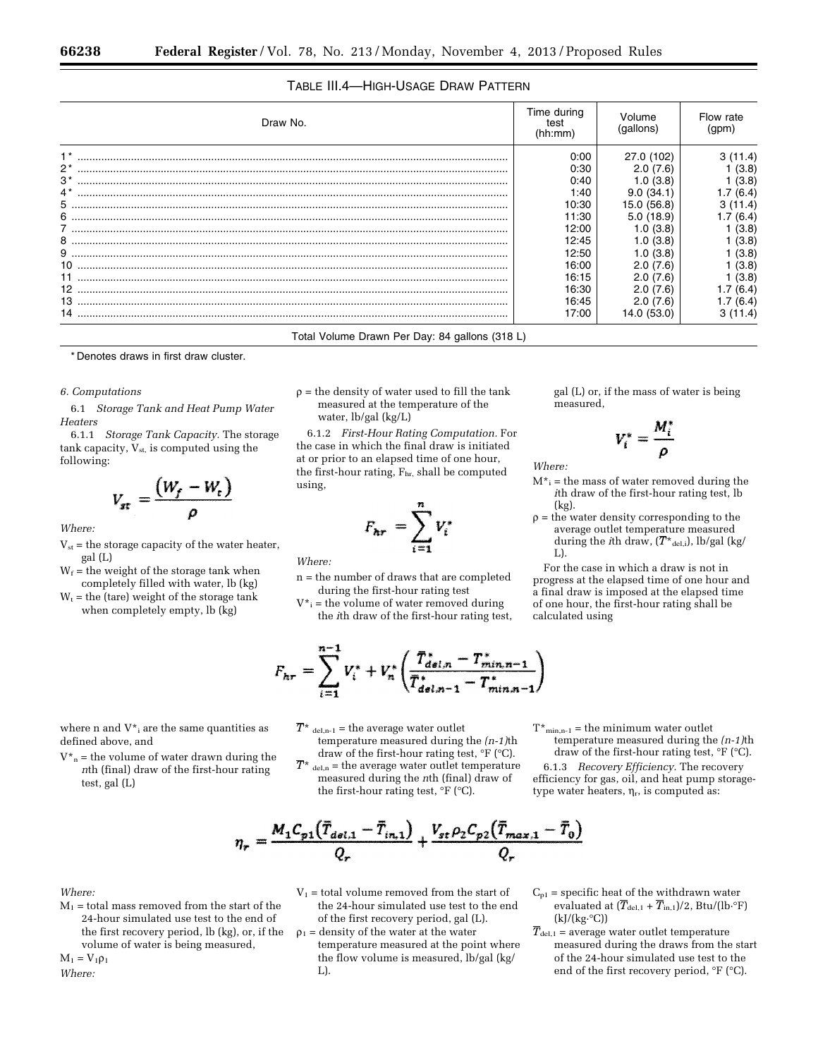TABLE III.4—HIGH-USAGE DRAW PATTERN

| Draw No. | Time during test (hh:mm) | Volume (gallons) | Flow rate (gpm) |
|---|---|---|---|
| 1* | 0:00 | 27.0 (102) | 3 (11.4) |
| 2* | 0:30 | 2.0 (7.6) | 1 (3.8) |
| 3* | 0:40 | 1.0 (3.8) | 1 (3.8) |
| 4* | 1:40 | 9.0 (34.1) | 1.7 (6.4) |
| 5 | 10:30 | 15.0 (56.8) | 3 (11.4) |
| 6 | 11:30 | 5.0 (18.9) | 1.7 (6.4) |
| 7 | 12:00 | 1.0 (3.8) | 1 (3.8) |
| 8 | 12:45 | 1.0 (3.8) | 1 (3.8) |
| 9 | 12:50 | 1.0 (3.8) | 1 (3.8) |
| 10 | 16:00 | 2.0 (7.6) | 1 (3.8) |
| 11 | 16:15 | 2.0 (7.6) | 1 (3.8) |
| 12 | 16:30 | 2.0 (7.6) | 1.7 (6.4) |
| 13 | 16:45 | 2.0 (7.6) | 1.7 (6.4) |
| 14 | 17:00 | 14.0 (53.0) | 3 (11.4) |
| Total Volume Drawn Per Day: 84 gallons (318 L) | | | |

* Denotes draws in first draw cluster.

*6. Computations*

6.1 *Storage Tank and Heat Pump Water Heaters*

6.1.1 *Storage Tank Capacity.* The storage tank capacity, $V_{st}$, is computed using the following:

$$V_{st} = \frac{(W_f - W_t)}{\rho}$$

*Where:*

$V_{st}$ = the storage capacity of the water heater, gal (L)

$W_f$ = the weight of the storage tank when completely filled with water, lb (kg)

$W_t$ = the (tare) weight of the storage tank when completely empty, lb (kg)

$\rho$ = the density of water used to fill the tank measured at the temperature of the water, lb/gal (kg/L)

6.1.2 *First-Hour Rating Computation.* For the case in which the final draw is initiated at or prior to an elapsed time of one hour, the first-hour rating, $F_{hr}$, shall be computed using,

$$F_{hr} = \sum_{i=1}^{n} V_i^*$$

*Where:*

n = the number of draws that are completed during the first-hour rating test

$V_i^*$ = the volume of water removed during the *i*th draw of the first-hour rating test, gal (L) or, if the mass of water is being measured,

$$V_i^* = \frac{M_i^*}{\rho}$$

*Where:*

$M_i^*$ = the mass of water removed during the *i*th draw of the first-hour rating test, lb (kg).

$\rho$ = the water density corresponding to the average outlet temperature measured during the *i*th draw, ($\overline{T}^*_{del,i}$), lb/gal (kg/L).

For the case in which a draw is not in progress at the elapsed time of one hour and a final draw is imposed at the elapsed time of one hour, the first-hour rating shall be calculated using

$$F_{hr} = \sum_{i=1}^{n-1} V_i^* + V_n^* \left( \frac{\overline{T}^*_{del,n} - T^*_{min,n-1}}{\overline{T}^*_{del,n-1} - T^*_{min,n-1}} \right)$$

where n and $V_i^*$ are the same quantities as defined above, and

$V_n^*$ = the volume of water drawn during the *n*th (final) draw of the first-hour rating test, gal (L)

$\overline{T}^*_{del,n-1}$ = the average water outlet temperature measured during the *(n-1)*th draw of the first-hour rating test, °F (°C).

$\overline{T}^*_{del,n}$ = the average water outlet temperature measured during the *n*th (final) draw of the first-hour rating test, °F (°C).

$T^*_{min,n-1}$ = the minimum water outlet temperature measured during the *(n-1)*th draw of the first-hour rating test, °F (°C).

6.1.3 *Recovery Efficiency.* The recovery efficiency for gas, oil, and heat pump storage-type water heaters, $\eta_r$, is computed as:

$$\eta_r = \frac{M_1 C_{p1}(\overline{T}_{del,1} - \overline{T}_{in,1})}{Q_r} + \frac{V_{st}\rho_2 C_{p2}(\overline{T}_{max,1} - \overline{T}_0)}{Q_r}$$

*Where:*

$M_1$ = total mass removed from the start of the 24-hour simulated use test to the end of the first recovery period, lb (kg), or, if the volume of water is being measured,

$M_1 = V_1\rho_1$

*Where:*

$V_1$ = total volume removed from the start of the 24-hour simulated use test to the end of the first recovery period, gal (L).

$\rho_1$ = density of the water at the water temperature measured at the point where the flow volume is measured, lb/gal (kg/L).

$C_{p1}$ = specific heat of the withdrawn water evaluated at $(\overline{T}_{del,1} + \overline{T}_{in,1})/2$, Btu/(lb·°F) (kJ/(kg·°C))

$\overline{T}_{del,1}$ = average water outlet temperature measured during the draws from the start of the 24-hour simulated use test to the end of the first recovery period, °F (°C).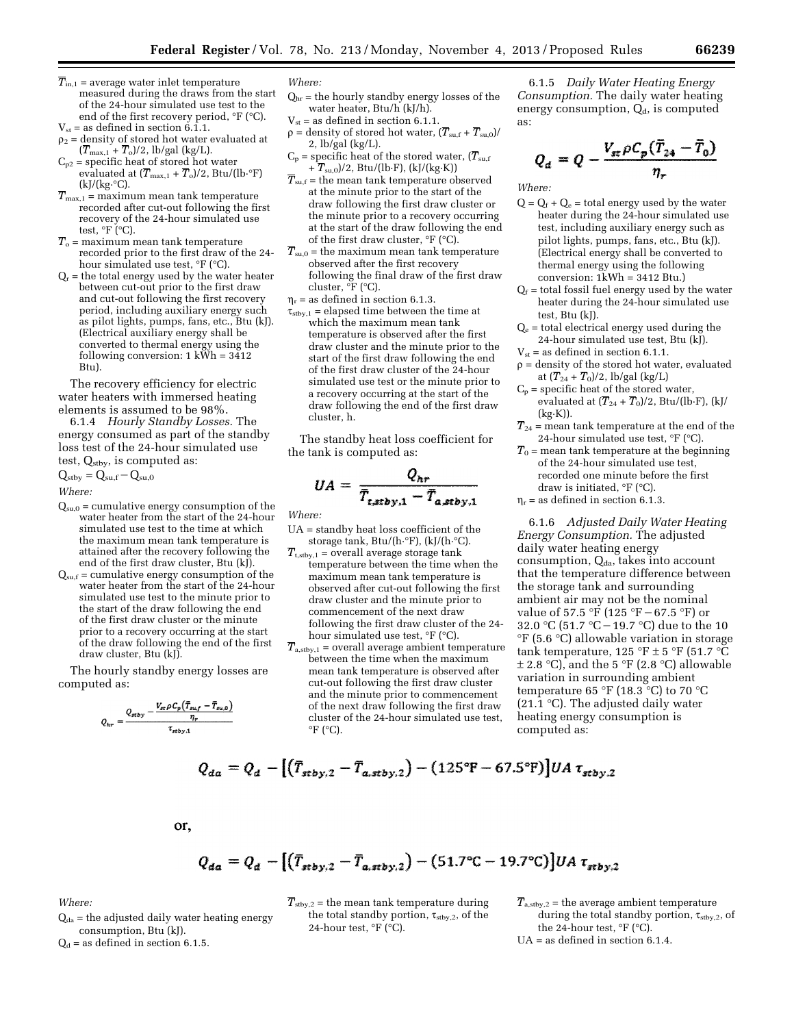$\bar{T}_{in,1}$ = average water inlet temperature measured during the draws from the start of the 24-hour simulated use test to the end of the first recovery period, °F (°C).

$V_{st}$ = as defined in section 6.1.1.

$\rho_2$ = density of stored hot water evaluated at $(\bar{T}_{max,1} + \bar{T}_o)/2$, lb/gal (kg/L).

$C_{p2}$ = specific heat of stored hot water evaluated at $(\bar{T}_{max,1} + \bar{T}_o)/2$, Btu/(lb·°F) (kJ/(kg·°C).

$\bar{T}_{max,1}$ = maximum mean tank temperature recorded after cut-out following the first recovery of the 24-hour simulated use test, °F (°C).

$\bar{T}_o$ = maximum mean tank temperature recorded prior to the first draw of the 24-hour simulated use test, °F (°C).

$Q_r$ = the total energy used by the water heater between cut-out prior to the first draw and cut-out following the first recovery period, including auxiliary energy such as pilot lights, pumps, fans, etc., Btu (kJ). (Electrical auxiliary energy shall be converted to thermal energy using the following conversion: 1 kWh = 3412 Btu).

The recovery efficiency for electric water heaters with immersed heating elements is assumed to be 98%.

6.1.4 *Hourly Standby Losses.* The energy consumed as part of the standby loss test of the 24-hour simulated use test, $Q_{stby}$, is computed as:

$$Q_{stby} = Q_{su,f} - Q_{su,0}$$

*Where:*

$Q_{su,0}$ = cumulative energy consumption of the water heater from the start of the 24-hour simulated use test to the time at which the maximum mean tank temperature is attained after the recovery following the end of the first draw cluster, Btu (kJ).

$Q_{su,f}$ = cumulative energy consumption of the water heater from the start of the 24-hour simulated use test to the minute prior to the start of the draw following the end of the first draw cluster or the minute prior to a recovery occurring at the start of the draw following the end of the first draw cluster, Btu (kJ).

The hourly standby energy losses are computed as:

$$Q_{hr} = \frac{Q_{stby} - \dfrac{V_{st}\rho C_p(\bar{T}_{su,f} - \bar{T}_{su,0})}{\eta_r}}{\tau_{stby,1}}$$

*Where:*

$Q_{hr}$ = the hourly standby energy losses of the water heater, Btu/h (kJ/h).

$V_{st}$ = as defined in section 6.1.1.

$\rho$ = density of stored hot water, $(\bar{T}_{su,f} + \bar{T}_{su,0})/2$, lb/gal (kg/L).

$C_p$ = specific heat of the stored water, $(\bar{T}_{su,f} + \bar{T}_{su,0})/2$, Btu/(lb·F), (kJ/(kg·K))

$\bar{T}_{su,f}$ = the mean tank temperature observed at the minute prior to the start of the draw following the first draw cluster or the minute prior to a recovery occurring at the start of the draw following the end of the first draw cluster, °F (°C).

$\bar{T}_{su,0}$ = the maximum mean tank temperature observed after the first recovery following the final draw of the first draw cluster, °F (°C).

$\eta_r$ = as defined in section 6.1.3.

$\tau_{stby,1}$ = elapsed time between the time at which the maximum mean tank temperature is observed after the first draw cluster and the minute prior to the start of the first draw following the end of the first draw cluster of the 24-hour simulated use test or the minute prior to a recovery occurring at the start of the draw following the end of the first draw cluster, h.

The standby heat loss coefficient for the tank is computed as:

$$UA = \frac{Q_{hr}}{\bar{T}_{t,stby,1} - \bar{T}_{a,stby,1}}$$

*Where:*

UA = standby heat loss coefficient of the storage tank, Btu/(h·°F), (kJ/(h·°C).

$\bar{T}_{t,stby,1}$ = overall average storage tank temperature between the time when the maximum mean tank temperature is observed after cut-out following the first draw cluster and the minute prior to commencement of the next draw following the first draw cluster of the 24-hour simulated use test, °F (°C).

$\bar{T}_{a,stby,1}$ = overall average ambient temperature between the time when the maximum mean tank temperature is observed after cut-out following the first draw cluster and the minute prior to commencement of the next draw following the first draw cluster of the 24-hour simulated use test, °F (°C).

6.1.5 *Daily Water Heating Energy Consumption.* The daily water heating energy consumption, $Q_d$, is computed as:

$$Q_d = Q - \frac{V_{st}\rho C_p(\bar{T}_{24} - \bar{T}_0)}{\eta_r}$$

*Where:*

$Q = Q_f + Q_e$ = total energy used by the water heater during the 24-hour simulated use test, including auxiliary energy such as pilot lights, pumps, fans, etc., Btu (kJ). (Electrical energy shall be converted to thermal energy using the following conversion: 1kWh = 3412 Btu.)

$Q_f$ = total fossil fuel energy used by the water heater during the 24-hour simulated use test, Btu (kJ).

$Q_e$ = total electrical energy used during the 24-hour simulated use test, Btu (kJ).

$V_{st}$ = as defined in section 6.1.1.

$\rho$ = density of the stored hot water, evaluated at $(\bar{T}_{24} + \bar{T}_0)/2$, lb/gal (kg/L)

$C_p$ = specific heat of the stored water, evaluated at $(\bar{T}_{24} + \bar{T}_0)/2$, Btu/(lb·F), (kJ/(kg·K)).

$\bar{T}_{24}$ = mean tank temperature at the end of the 24-hour simulated use test, °F (°C).

$\bar{T}_0$ = mean tank temperature at the beginning of the 24-hour simulated use test, recorded one minute before the first draw is initiated, °F (°C).

$\eta_r$ = as defined in section 6.1.3.

6.1.6 *Adjusted Daily Water Heating Energy Consumption.* The adjusted daily water heating energy consumption, $Q_{da}$, takes into account that the temperature difference between the storage tank and surrounding ambient air may not be the nominal value of 57.5 °F (125 °F − 67.5 °F) or 32.0 °C (51.7 °C − 19.7 °C) due to the 10 °F (5.6 °C) allowable variation in storage tank temperature, 125 °F ± 5 °F (51.7 °C ± 2.8 °C), and the 5 °F (2.8 °C) allowable variation in surrounding ambient temperature 65 °F (18.3 °C) to 70 °C (21.1 °C). The adjusted daily water heating energy consumption is computed as:

$$Q_{da} = Q_d - \left[\left(\bar{T}_{stby,2} - \bar{T}_{a,stby,2}\right) - (125°\text{F} - 67.5°\text{F})\right]UA\,\tau_{stby,2}$$

or,

$$Q_{da} = Q_d - \left[\left(\bar{T}_{stby,2} - \bar{T}_{a,stby,2}\right) - (51.7°\text{C} - 19.7°\text{C})\right]UA\,\tau_{stby,2}$$

*Where:*

$Q_{da}$ = the adjusted daily water heating energy consumption, Btu (kJ).

$Q_d$ = as defined in section 6.1.5.

$\bar{T}_{stby,2}$ = the mean tank temperature during the total standby portion, $\tau_{stby,2}$, of the 24-hour test, °F (°C).

$\bar{T}_{a,stby,2}$ = the average ambient temperature during the total standby portion, $\tau_{stby,2}$, of the 24-hour test, °F (°C).

UA = as defined in section 6.1.4.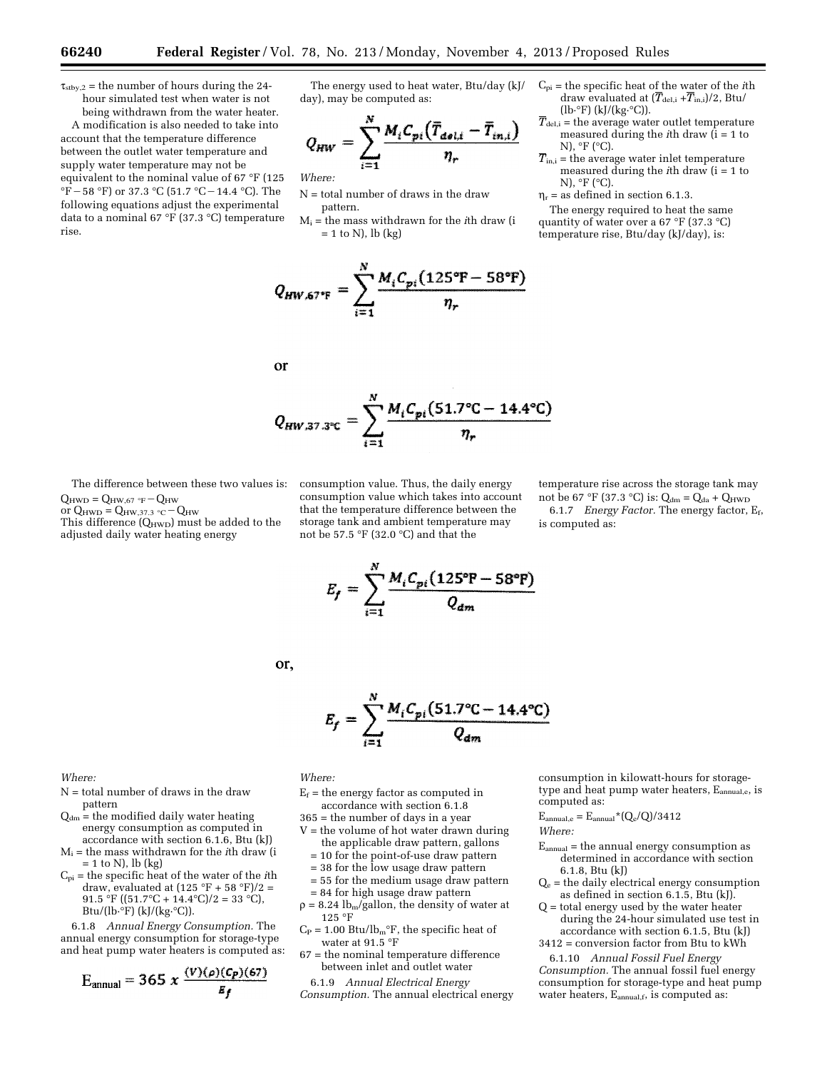$\tau_{stby,2}$ = the number of hours during the 24-hour simulated test when water is not being withdrawn from the water heater.

A modification is also needed to take into account that the temperature difference between the outlet water temperature and supply water temperature may not be equivalent to the nominal value of 67 °F (125 °F − 58 °F) or 37.3 °C (51.7 °C − 14.4 °C). The following equations adjust the experimental data to a nominal 67 °F (37.3 °C) temperature rise.

The energy used to heat water, Btu/day (kJ/day), may be computed as:

$$Q_{HW} = \sum_{i=1}^{N} \frac{M_i C_{pi} \left(\overline{T}_{del,i} - \overline{T}_{in,i}\right)}{\eta_r}$$

*Where:*

N = total number of draws in the draw pattern.

$M_i$ = the mass withdrawn for the *i*th draw (i = 1 to N), lb (kg)

$C_{pi}$ = the specific heat of the water of the *i*th draw evaluated at $(\overline{T}_{del,i} + \overline{T}_{in,i})/2$, Btu/(lb·°F) (kJ/(kg·°C)).

$\overline{T}_{del,i}$ = the average water outlet temperature measured during the *i*th draw (i = 1 to N), °F (°C).

$T_{in,i}$ = the average water inlet temperature measured during the *i*th draw (i = 1 to N), °F (°C).

$\eta_r$ = as defined in section 6.1.3.

The energy required to heat the same quantity of water over a 67 °F (37.3 °C) temperature rise, Btu/day (kJ/day), is:

$$Q_{HW,67°F} = \sum_{i=1}^{N} \frac{M_i C_{pi} (125°F - 58°F)}{\eta_r}$$

or

$$Q_{HW,37.3°C} = \sum_{i=1}^{N} \frac{M_i C_{pi} (51.7°C - 14.4°C)}{\eta_r}$$

The difference between these two values is:

$Q_{HWD} = Q_{HW,67\,°F} - Q_{HW}$

or $Q_{HWD} = Q_{HW,37.3\,°C} - Q_{HW}$

This difference ($Q_{HWD}$) must be added to the adjusted daily water heating energy consumption value. Thus, the daily energy consumption value which takes into account that the temperature difference between the storage tank and ambient temperature may not be 57.5 °F (32.0 °C) and that the temperature rise across the storage tank may not be 67 °F (37.3 °C) is: $Q_{dm} = Q_{da} + Q_{HWD}$

6.1.7 *Energy Factor.* The energy factor, $E_f$, is computed as:

$$E_f = \sum_{i=1}^{N} \frac{M_i C_{pi} (125°F - 58°F)}{Q_{dm}}$$

or,

$$E_f = \sum_{i=1}^{N} \frac{M_i C_{pi} (51.7°C - 14.4°C)}{Q_{dm}}$$

*Where:*

N = total number of draws in the draw pattern

$Q_{dm}$ = the modified daily water heating energy consumption as computed in accordance with section 6.1.6, Btu (kJ)

$M_i$ = the mass withdrawn for the *i*th draw (i = 1 to N), lb (kg)

$C_{pi}$ = the specific heat of the water of the *i*th draw, evaluated at (125 °F + 58 °F)/2 = 91.5 °F ((51.7°C + 14.4°C)/2 = 33 °C), Btu/(lb·°F) (kJ/(kg·°C)).

6.1.8 *Annual Energy Consumption.* The annual energy consumption for storage-type and heat pump water heaters is computed as:

$$E_{annual} = 365 \times \frac{(V)(\rho)(C_P)(67)}{E_f}$$

*Where:*

$E_f$ = the energy factor as computed in accordance with section 6.1.8

365 = the number of days in a year

V = the volume of hot water drawn during the applicable draw pattern, gallons

= 10 for the point-of-use draw pattern

= 38 for the low usage draw pattern

= 55 for the medium usage draw pattern

= 84 for high usage draw pattern

$\rho$ = 8.24 $lb_m$/gallon, the density of water at 125 °F

$C_P$ = 1.00 Btu/$lb_m$°F, the specific heat of water at 91.5 °F

67 = the nominal temperature difference between inlet and outlet water

6.1.9 *Annual Electrical Energy Consumption.* The annual electrical energy consumption in kilowatt-hours for storage-type and heat pump water heaters, $E_{annual,e}$, is computed as:

$E_{annual,e} = E_{annual} * (Q_e/Q)/3412$

*Where:*

$E_{annual}$ = the annual energy consumption as determined in accordance with section 6.1.8, Btu (kJ)

$Q_e$ = the daily electrical energy consumption as defined in section 6.1.5, Btu (kJ).

Q = total energy used by the water heater during the 24-hour simulated use test in accordance with section 6.1.5, Btu (kJ)

3412 = conversion factor from Btu to kWh

6.1.10 *Annual Fossil Fuel Energy Consumption.* The annual fossil fuel energy consumption for storage-type and heat pump water heaters, $E_{annual,f}$, is computed as: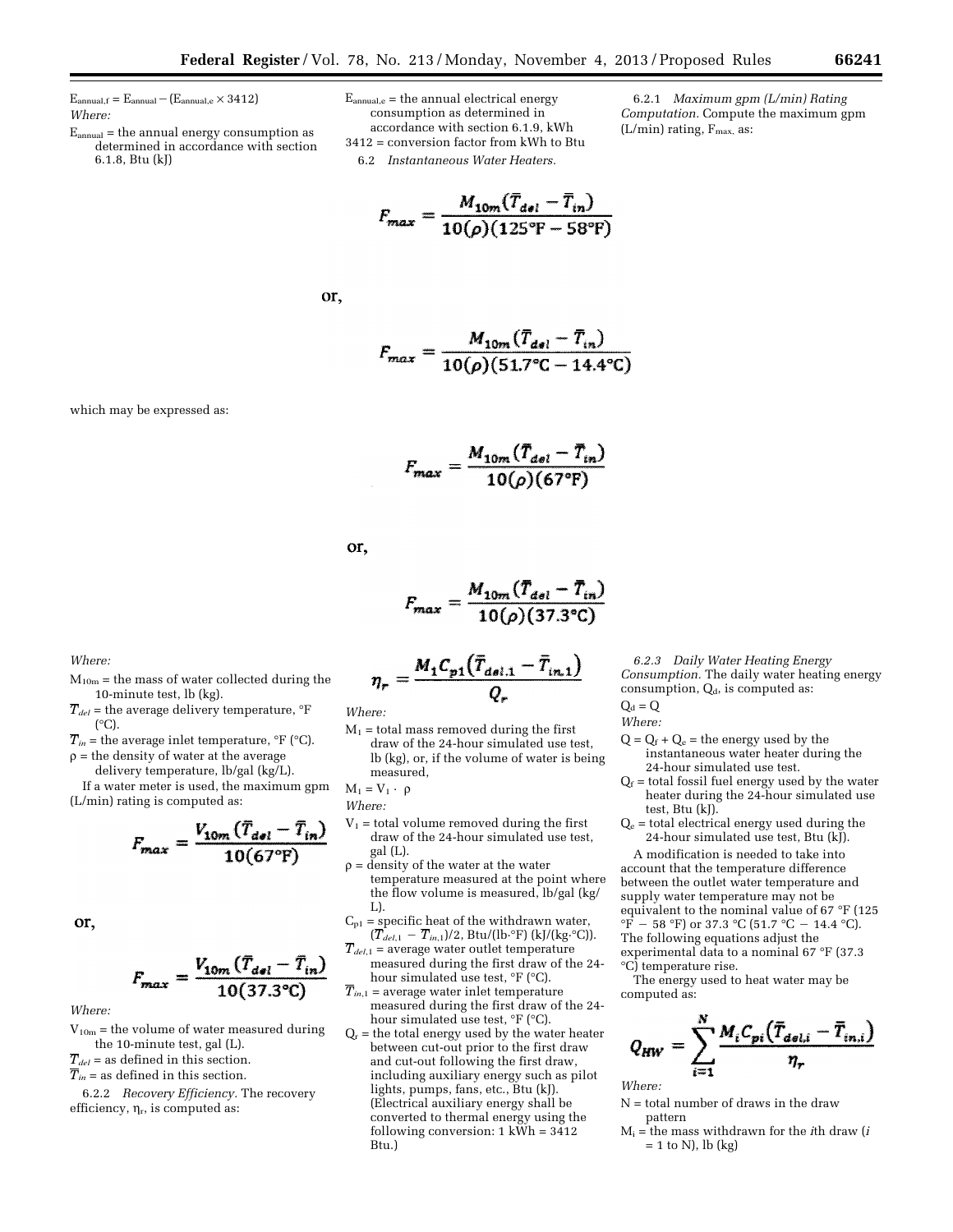$E_{annual,f} = E_{annual} - (E_{annual,e} \times 3412)$

*Where:*

$E_{annual}$ = the annual energy consumption as determined in accordance with section 6.1.8, Btu (kJ)

$E_{annual,e}$ = the annual electrical energy consumption as determined in accordance with section 6.1.9, kWh

3412 = conversion factor from kWh to Btu

6.2 *Instantaneous Water Heaters.*

6.2.1 *Maximum gpm (L/min) Rating Computation.* Compute the maximum gpm (L/min) rating, $F_{max}$, as:

$$F_{max} = \frac{M_{10m}(\bar{T}_{del} - \bar{T}_{in})}{10(\rho)(125°F - 58°F)}$$

or,

$$F_{max} = \frac{M_{10m}(\bar{T}_{del} - \bar{T}_{in})}{10(\rho)(51.7°C - 14.4°C)}$$

which may be expressed as:

$$F_{max} = \frac{M_{10m}(\bar{T}_{del} - \bar{T}_{in})}{10(\rho)(67°F)}$$

or,

$$F_{max} = \frac{M_{10m}(\bar{T}_{del} - \bar{T}_{in})}{10(\rho)(37.3°C)}$$

*Where:*

$M_{10m}$ = the mass of water collected during the 10-minute test, lb (kg).

$\bar{T}_{del}$ = the average delivery temperature, °F (°C).

$\bar{T}_{in}$ = the average inlet temperature, °F (°C).

$\rho$ = the density of water at the average delivery temperature, lb/gal (kg/L).

If a water meter is used, the maximum gpm (L/min) rating is computed as:

$$F_{max} = \frac{V_{10m}(\bar{T}_{del} - \bar{T}_{in})}{10(67°F)}$$

or,

$$F_{max} = \frac{V_{10m}(\bar{T}_{del} - \bar{T}_{in})}{10(37.3°C)}$$

*Where:*

$V_{10m}$ = the volume of water measured during the 10-minute test, gal (L).

$\bar{T}_{del}$ = as defined in this section.

$\bar{T}_{in}$ = as defined in this section.

6.2.2 *Recovery Efficiency.* The recovery efficiency, $\eta_r$, is computed as:

$$\eta_r = \frac{M_1 C_{p1}(\bar{T}_{del,1} - \bar{T}_{in,1})}{Q_r}$$

*Where:*

$M_1$ = total mass removed during the first draw of the 24-hour simulated use test, lb (kg), or, if the volume of water is being measured,

$M_1 = V_1 \cdot \rho$

*Where:*

$V_1$ = total volume removed during the first draw of the 24-hour simulated use test, gal (L).

$\rho$ = density of the water at the water temperature measured at the point where the flow volume is measured, lb/gal (kg/L).

$C_{p1}$ = specific heat of the withdrawn water, $(\bar{T}_{del,1} - \bar{T}_{in,1})/2$, Btu/(lb·°F) (kJ/(kg·°C)).

$\bar{T}_{del,1}$ = average water outlet temperature measured during the first draw of the 24-hour simulated use test, °F (°C).

$\bar{T}_{in,1}$ = average water inlet temperature measured during the first draw of the 24-hour simulated use test, °F (°C).

$Q_r$ = the total energy used by the water heater between cut-out prior to the first draw and cut-out following the first draw, including auxiliary energy such as pilot lights, pumps, fans, etc., Btu (kJ). (Electrical auxiliary energy shall be converted to thermal energy using the following conversion: 1 kWh = 3412 Btu.)

6.2.3 *Daily Water Heating Energy Consumption.* The daily water heating energy consumption, $Q_d$, is computed as:

$Q_d = Q$

*Where:*

$Q = Q_f + Q_e$ = the energy used by the instantaneous water heater during the 24-hour simulated use test.

$Q_f$ = total fossil fuel energy used by the water heater during the 24-hour simulated use test, Btu (kJ).

$Q_e$ = total electrical energy used during the 24-hour simulated use test, Btu (kJ).

A modification is needed to take into account that the temperature difference between the outlet water temperature and supply water temperature may not be equivalent to the nominal value of 67 °F (125 °F − 58 °F) or 37.3 °C (51.7 °C − 14.4 °C). The following equations adjust the experimental data to a nominal 67 °F (37.3 °C) temperature rise.

The energy used to heat water may be computed as:

$$Q_{HW} = \sum_{i=1}^{N} \frac{M_i C_{pi}(\bar{T}_{del,i} - \bar{T}_{in,i})}{\eta_r}$$

*Where:*

N = total number of draws in the draw pattern

$M_i$ = the mass withdrawn for the *i*th draw (*i* = 1 to N), lb (kg)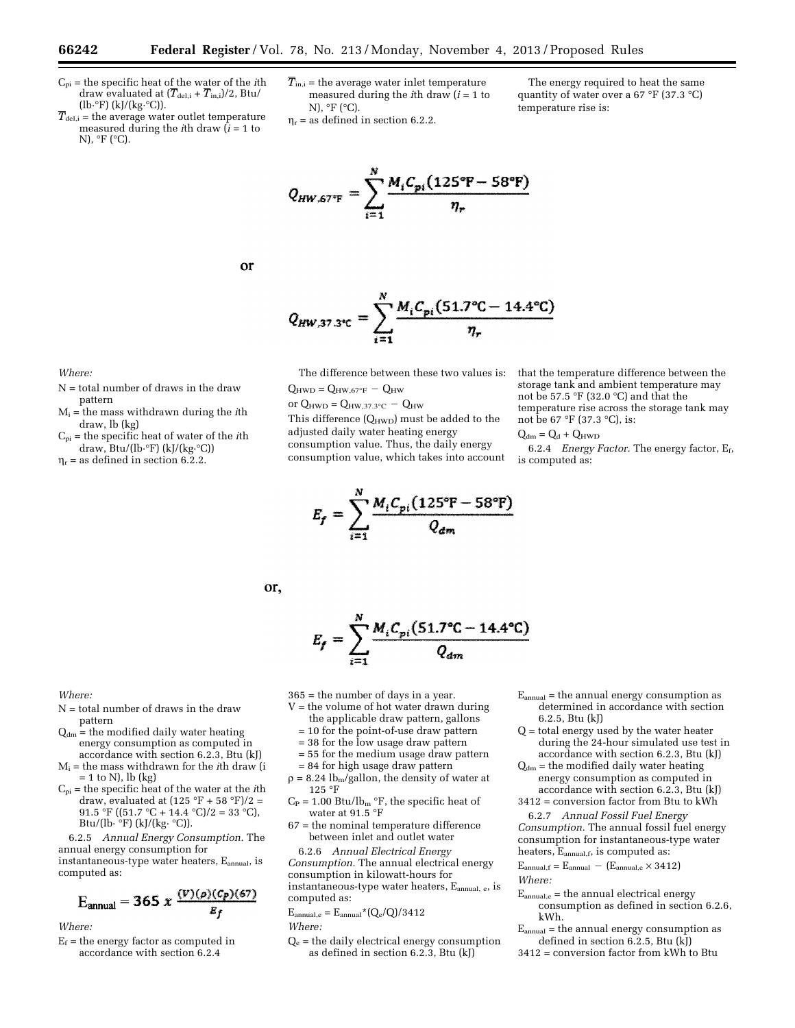$C_{pi}$ = the specific heat of the water of the *i*th draw evaluated at $(\overline{T}_{del,i} + \overline{T}_{in,i})/2$, Btu/(lb·°F) (kJ/(kg·°C)).

$\overline{T}_{del,i}$ = the average water outlet temperature measured during the *i*th draw (*i* = 1 to N), °F (°C).

$\overline{T}_{in,i}$ = the average water inlet temperature measured during the *i*th draw (*i* = 1 to N), °F (°C).

$\eta_r$ = as defined in section 6.2.2.

The energy required to heat the same quantity of water over a 67 °F (37.3 °C) temperature rise is:

$$Q_{HW,67°F} = \sum_{i=1}^{N} \frac{M_i C_{pi} (125°F - 58°F)}{\eta_r}$$

or

$$Q_{HW,37.3°C} = \sum_{i=1}^{N} \frac{M_i C_{pi} (51.7°C - 14.4°C)}{\eta_r}$$

*Where:*

N = total number of draws in the draw pattern

$M_i$ = the mass withdrawn during the *i*th draw, lb (kg)

$C_{pi}$ = the specific heat of water of the *i*th draw, Btu/(lb·°F) (kJ/(kg·°C))

$\eta_r$ = as defined in section 6.2.2.

The difference between these two values is:

$Q_{HWD} = Q_{HW,67°F} - Q_{HW}$

or $Q_{HWD} = Q_{HW,37.3°C} - Q_{HW}$

This difference ($Q_{HWD}$) must be added to the adjusted daily water heating energy consumption value. Thus, the daily energy consumption value, which takes into account that the temperature difference between the storage tank and ambient temperature may not be 57.5 °F (32.0 °C) and that the temperature rise across the storage tank may not be 67 °F (37.3 °C), is:

$Q_{dm} = Q_d + Q_{HWD}$

6.2.4 *Energy Factor.* The energy factor, $E_f$, is computed as:

$$E_f = \sum_{i=1}^{N} \frac{M_i C_{pi} (125°F - 58°F)}{Q_{dm}}$$

or,

$$E_f = \sum_{i=1}^{N} \frac{M_i C_{pi} (51.7°C - 14.4°C)}{Q_{dm}}$$

*Where:*

N = total number of draws in the draw pattern

$Q_{dm}$ = the modified daily water heating energy consumption as computed in accordance with section 6.2.3, Btu (kJ)

$M_i$ = the mass withdrawn for the *i*th draw (i = 1 to N), lb (kg)

$C_{pi}$ = the specific heat of the water at the *i*th draw, evaluated at (125 °F + 58 °F)/2 = 91.5 °F ((51.7 °C + 14.4 °C)/2 = 33 °C), Btu/(lb· °F) (kJ/(kg· °C)).

6.2.5 *Annual Energy Consumption.* The annual energy consumption for instantaneous-type water heaters, $E_{annual}$, is computed as:

$$E_{annual} = 365 \times \frac{(V)(\rho)(C_P)(67)}{E_f}$$

*Where:*

$E_f$ = the energy factor as computed in accordance with section 6.2.4

365 = the number of days in a year.

V = the volume of hot water drawn during the applicable draw pattern, gallons
- = 10 for the point-of-use draw pattern
- = 38 for the low usage draw pattern
- = 55 for the medium usage draw pattern
- = 84 for high usage draw pattern

$\rho$ = 8.24 $lb_m$/gallon, the density of water at 125 °F

$C_P$ = 1.00 Btu/$lb_m$ °F, the specific heat of water at 91.5 °F

67 = the nominal temperature difference between inlet and outlet water

6.2.6 *Annual Electrical Energy Consumption.* The annual electrical energy consumption in kilowatt-hours for instantaneous-type water heaters, $E_{annual,e}$, is computed as:

$E_{annual,e} = E_{annual} * (Q_e/Q)/3412$

*Where:*

$Q_e$ = the daily electrical energy consumption as defined in section 6.2.3, Btu (kJ)

$E_{annual}$ = the annual energy consumption as determined in accordance with section 6.2.5, Btu (kJ)

Q = total energy used by the water heater during the 24-hour simulated use test in accordance with section 6.2.3, Btu (kJ)

$Q_{dm}$ = the modified daily water heating energy consumption as computed in accordance with section 6.2.3, Btu (kJ)

3412 = conversion factor from Btu to kWh

6.2.7 *Annual Fossil Fuel Energy Consumption.* The annual fossil fuel energy consumption for instantaneous-type water heaters, $E_{annual,f}$, is computed as:

$E_{annual,f} = E_{annual} - (E_{annual,e} \times 3412)$

*Where:*

$E_{annual,e}$ = the annual electrical energy consumption as defined in section 6.2.6, kWh.

$E_{annual}$ = the annual energy consumption as defined in section 6.2.5, Btu (kJ)

3412 = conversion factor from kWh to Btu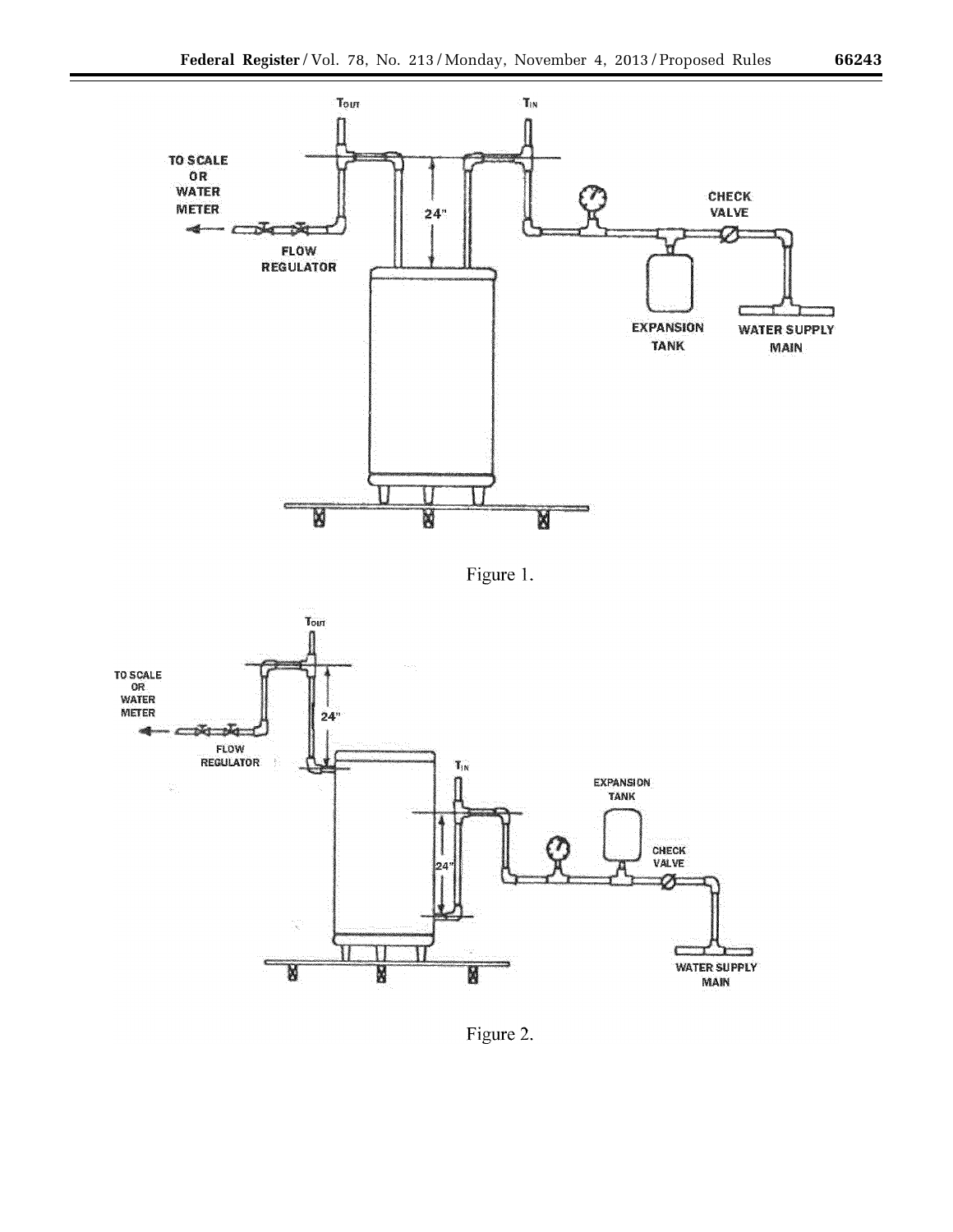Figure 1.

Figure 2.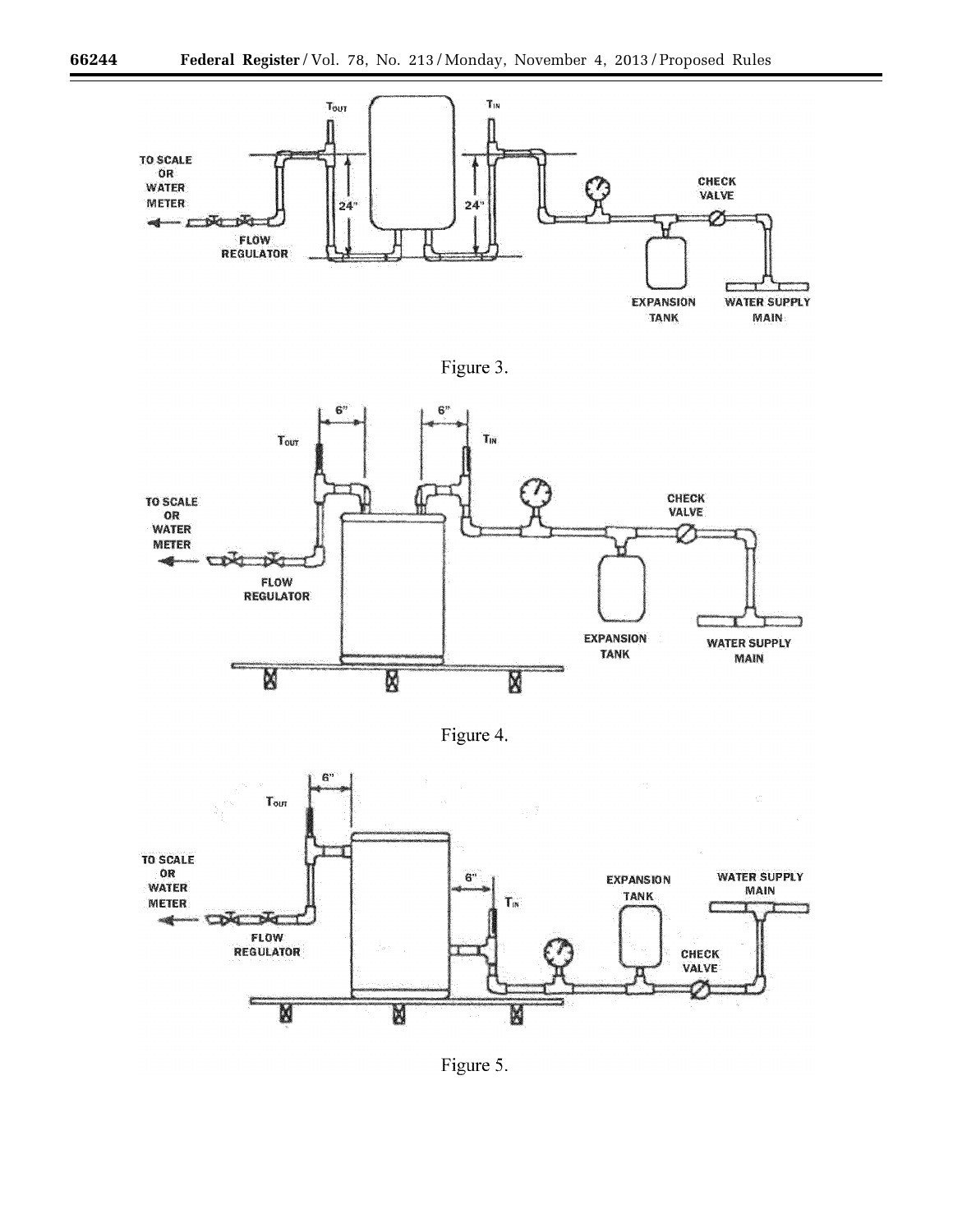Figure 3.

Figure 4.

Figure 5.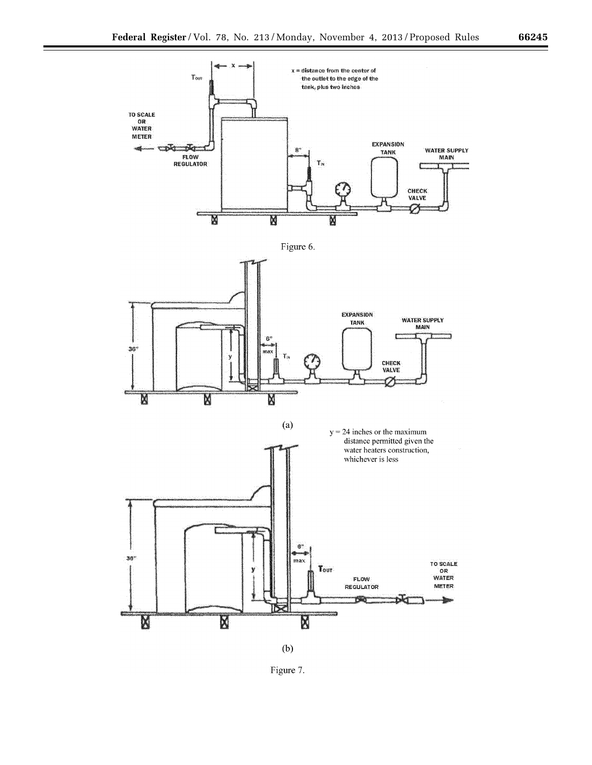Figure 6.

(a)

y = 24 inches or the maximum distance permitted given the water heaters construction, whichever is less

(b)

Figure 7.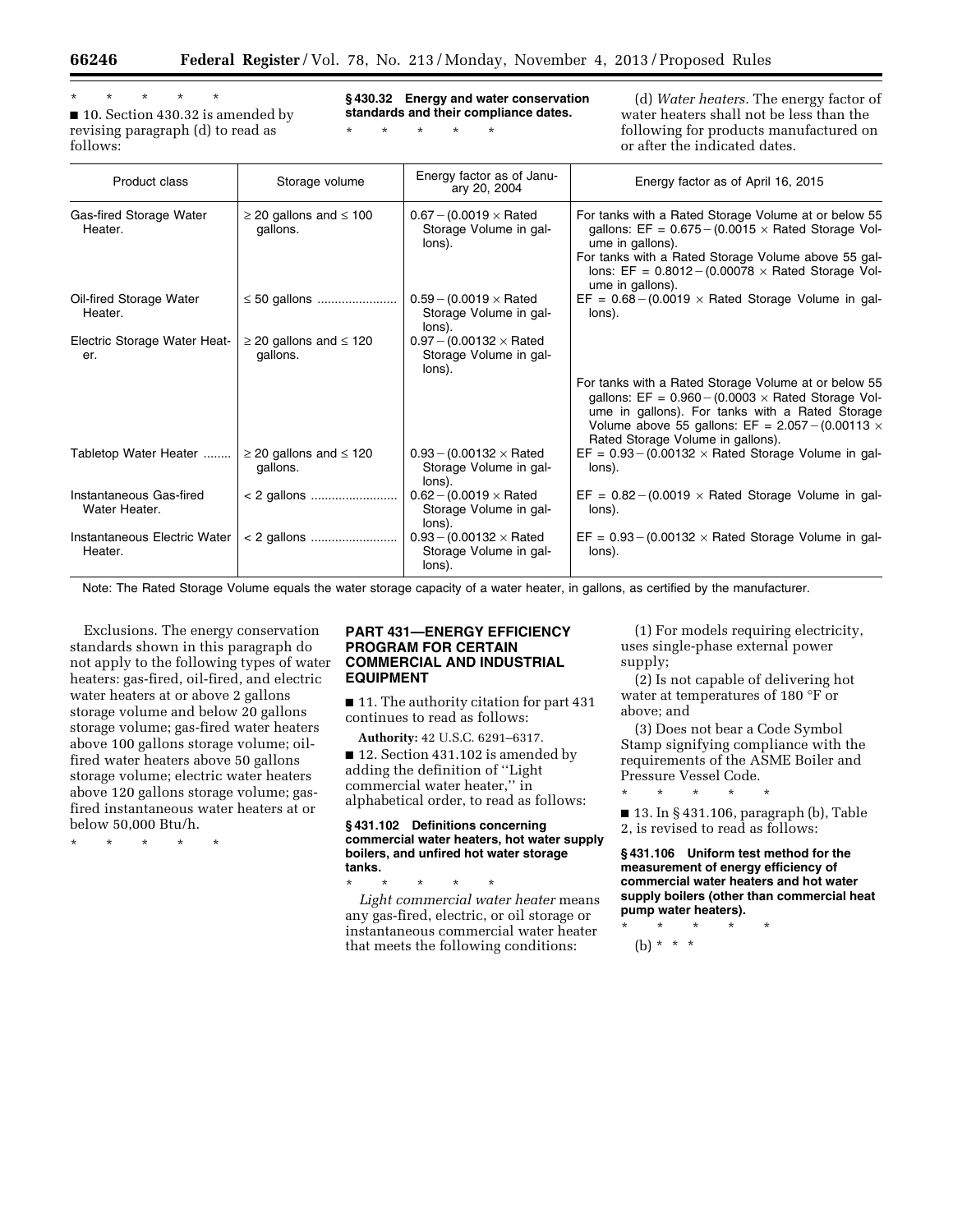\* \* \* \* \*

■ 10. Section 430.32 is amended by revising paragraph (d) to read as follows:

**§ 430.32 Energy and water conservation standards and their compliance dates.**

\* \* \* \* \*

(d) *Water heaters.* The energy factor of water heaters shall not be less than the following for products manufactured on or after the indicated dates.

| Product class | Storage volume | Energy factor as of January 20, 2004 | Energy factor as of April 16, 2015 |
| --- | --- | --- | --- |
| Gas-fired Storage Water Heater. | ≥ 20 gallons and ≤ 100 gallons. | 0.67 − (0.0019 × Rated Storage Volume in gallons). | For tanks with a Rated Storage Volume at or below 55 gallons: EF = 0.675 − (0.0015 × Rated Storage Volume in gallons). For tanks with a Rated Storage Volume above 55 gallons: EF = 0.8012 − (0.00078 × Rated Storage Volume in gallons). |
| Oil-fired Storage Water Heater. | ≤ 50 gallons | 0.59 − (0.0019 × Rated Storage Volume in gallons). | EF = 0.68 − (0.0019 × Rated Storage Volume in gallons). |
| Electric Storage Water Heater. | ≥ 20 gallons and ≤ 120 gallons. | 0.97 − (0.00132 × Rated Storage Volume in gallons). | For tanks with a Rated Storage Volume at or below 55 gallons: EF = 0.960 − (0.0003 × Rated Storage Volume in gallons). For tanks with a Rated Storage Volume above 55 gallons: EF = 2.057 − (0.00113 × Rated Storage Volume in gallons). |
| Tabletop Water Heater | ≥ 20 gallons and ≤ 120 gallons. | 0.93 − (0.00132 × Rated Storage Volume in gallons). | EF = 0.93 − (0.00132 × Rated Storage Volume in gallons). |
| Instantaneous Gas-fired Water Heater. | < 2 gallons | 0.62 − (0.0019 × Rated Storage Volume in gallons). | EF = 0.82 − (0.0019 × Rated Storage Volume in gallons). |
| Instantaneous Electric Water Heater. | < 2 gallons | 0.93 − (0.00132 × Rated Storage Volume in gallons). | EF = 0.93 − (0.00132 × Rated Storage Volume in gallons). |

Note: The Rated Storage Volume equals the water storage capacity of a water heater, in gallons, as certified by the manufacturer.

Exclusions. The energy conservation standards shown in this paragraph do not apply to the following types of water heaters: gas-fired, oil-fired, and electric water heaters at or above 2 gallons storage volume and below 20 gallons storage volume; gas-fired water heaters above 100 gallons storage volume; oil-fired water heaters above 50 gallons storage volume; electric water heaters above 120 gallons storage volume; gas-fired instantaneous water heaters at or below 50,000 Btu/h.

\* \* \* \* \*

## PART 431—ENERGY EFFICIENCY PROGRAM FOR CERTAIN COMMERCIAL AND INDUSTRIAL EQUIPMENT

■ 11. The authority citation for part 431 continues to read as follows:

**Authority:** 42 U.S.C. 6291–6317.

■ 12. Section 431.102 is amended by adding the definition of ''Light commercial water heater,'' in alphabetical order, to read as follows:

**§ 431.102 Definitions concerning commercial water heaters, hot water supply boilers, and unfired hot water storage tanks.**

\* \* \* \* \*

*Light commercial water heater* means any gas-fired, electric, or oil storage or instantaneous commercial water heater that meets the following conditions:

(1) For models requiring electricity, uses single-phase external power supply;

(2) Is not capable of delivering hot water at temperatures of 180 °F or above; and

(3) Does not bear a Code Symbol Stamp signifying compliance with the requirements of the ASME Boiler and Pressure Vessel Code.

\* \* \* \* \*

■ 13. In § 431.106, paragraph (b), Table 2, is revised to read as follows:

**§ 431.106 Uniform test method for the measurement of energy efficiency of commercial water heaters and hot water supply boilers (other than commercial heat pump water heaters).**

\* \* \* \* \*

(b) \* \* \*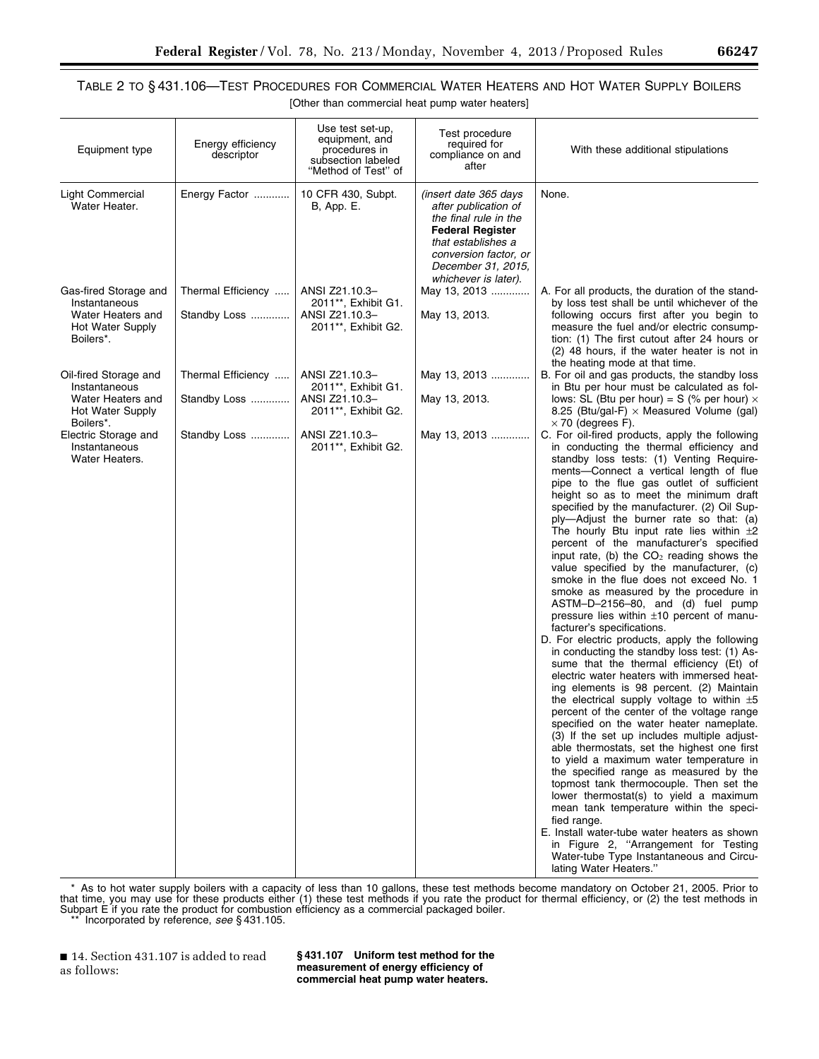TABLE 2 TO § 431.106—TEST PROCEDURES FOR COMMERCIAL WATER HEATERS AND HOT WATER SUPPLY BOILERS

[Other than commercial heat pump water heaters]

| Equipment type | Energy efficiency descriptor | Use test set-up, equipment, and procedures in subsection labeled "Method of Test" of | Test procedure required for compliance on and after | With these additional stipulations |
|---|---|---|---|---|
| Light Commercial Water Heater. | Energy Factor | 10 CFR 430, Subpt. B, App. E. | *(insert date 365 days after publication of the final rule in the* **Federal Register** *that establishes a conversion factor, or December 31, 2015, whichever is later).* | None. |
| Gas-fired Storage and Instantaneous Water Heaters and Hot Water Supply Boilers*. | Thermal Efficiency | ANSI Z21.10.3–2011**, Exhibit G1. | May 13, 2013 | A. For all products, the duration of the standby loss test shall be until whichever of the following occurs first after you begin to measure the fuel and/or electric consumption: (1) The first cutout after 24 hours or (2) 48 hours, if the water heater is not in the heating mode at that time. |
| | Standby Loss | ANSI Z21.10.3–2011**, Exhibit G2. | May 13, 2013. | |
| Oil-fired Storage and Instantaneous Water Heaters and Hot Water Supply Boilers*. | Thermal Efficiency | ANSI Z21.10.3–2011**, Exhibit G1. | May 13, 2013 | B. For oil and gas products, the standby loss in Btu per hour must be calculated as follows: SL (Btu per hour) = S (% per hour) × 8.25 (Btu/gal-F) × Measured Volume (gal) × 70 (degrees F). |
| | Standby Loss | ANSI Z21.10.3–2011**, Exhibit G2. | May 13, 2013. | |
| Electric Storage and Instantaneous Water Heaters. | Standby Loss | ANSI Z21.10.3–2011**, Exhibit G2. | May 13, 2013 | C. For oil-fired products, apply the following in conducting the thermal efficiency and standby loss tests: (1) Venting Requirements—Connect a vertical length of flue pipe to the flue gas outlet of sufficient height so as to meet the minimum draft specified by the manufacturer. (2) Oil Supply—Adjust the burner rate so that: (a) The hourly Btu input rate lies within ±2 percent of the manufacturer's specified input rate, (b) the $CO_2$ reading shows the value specified by the manufacturer, (c) smoke in the flue does not exceed No. 1 smoke as measured by the procedure in ASTM–D–2156–80, and (d) fuel pump pressure lies within ±10 percent of manufacturer's specifications. D. For electric products, apply the following in conducting the standby loss test: (1) Assume that the thermal efficiency (Et) of electric water heaters with immersed heating elements is 98 percent. (2) Maintain the electrical supply voltage to within ±5 percent of the center of the voltage range specified on the water heater nameplate. (3) If the set up includes multiple adjustable thermostats, set the highest one first to yield a maximum water temperature in the specified range as measured by the topmost tank thermocouple. Then set the lower thermostat(s) to yield a maximum mean tank temperature within the specified range. E. Install water-tube water heaters as shown in Figure 2, "Arrangement for Testing Water-tube Type Instantaneous and Circulating Water Heaters." |

* As to hot water supply boilers with a capacity of less than 10 gallons, these test methods become mandatory on October 21, 2005. Prior to that time, you may use for these products either (1) these test methods if you rate the product for thermal efficiency, or (2) the test methods in Subpart E if you rate the product for combustion efficiency as a commercial packaged boiler.

** Incorporated by reference, *see* § 431.105.

■ 14. Section 431.107 is added to read as follows:

**§ 431.107 Uniform test method for the measurement of energy efficiency of commercial heat pump water heaters.**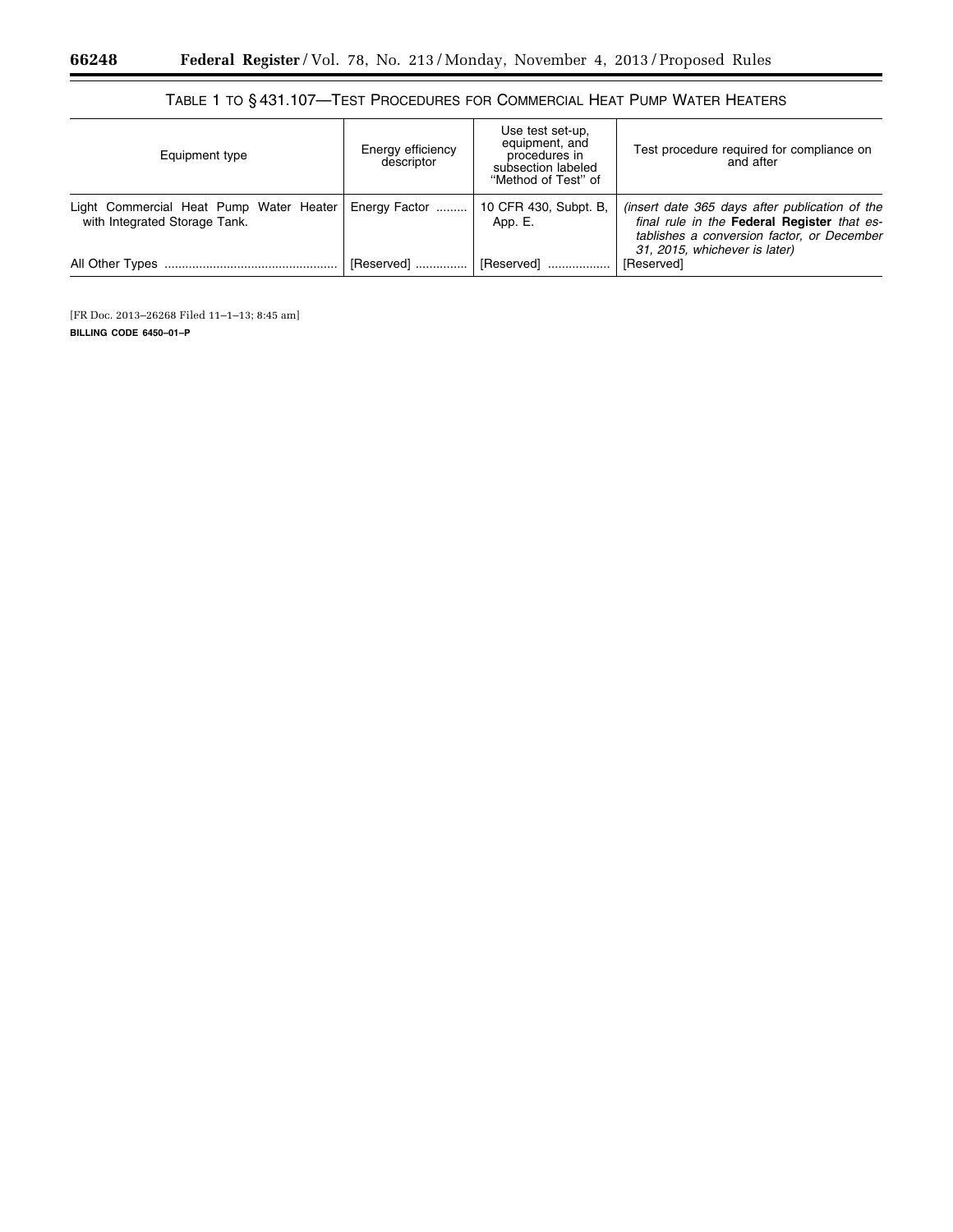TABLE 1 TO § 431.107—TEST PROCEDURES FOR COMMERCIAL HEAT PUMP WATER HEATERS

| Equipment type | Energy efficiency descriptor | Use test set-up, equipment, and procedures in subsection labeled "Method of Test" of | Test procedure required for compliance on and after |
| --- | --- | --- | --- |
| Light Commercial Heat Pump Water Heater with Integrated Storage Tank. | Energy Factor | 10 CFR 430, Subpt. B, App. E. | *(insert date 365 days after publication of the final rule in the* **Federal Register** *that establishes a conversion factor, or December 31, 2015, whichever is later)* |
| All Other Types | [Reserved] | [Reserved] | [Reserved] |

[FR Doc. 2013–26268 Filed 11–1–13; 8:45 am]

**BILLING CODE 6450–01–P**